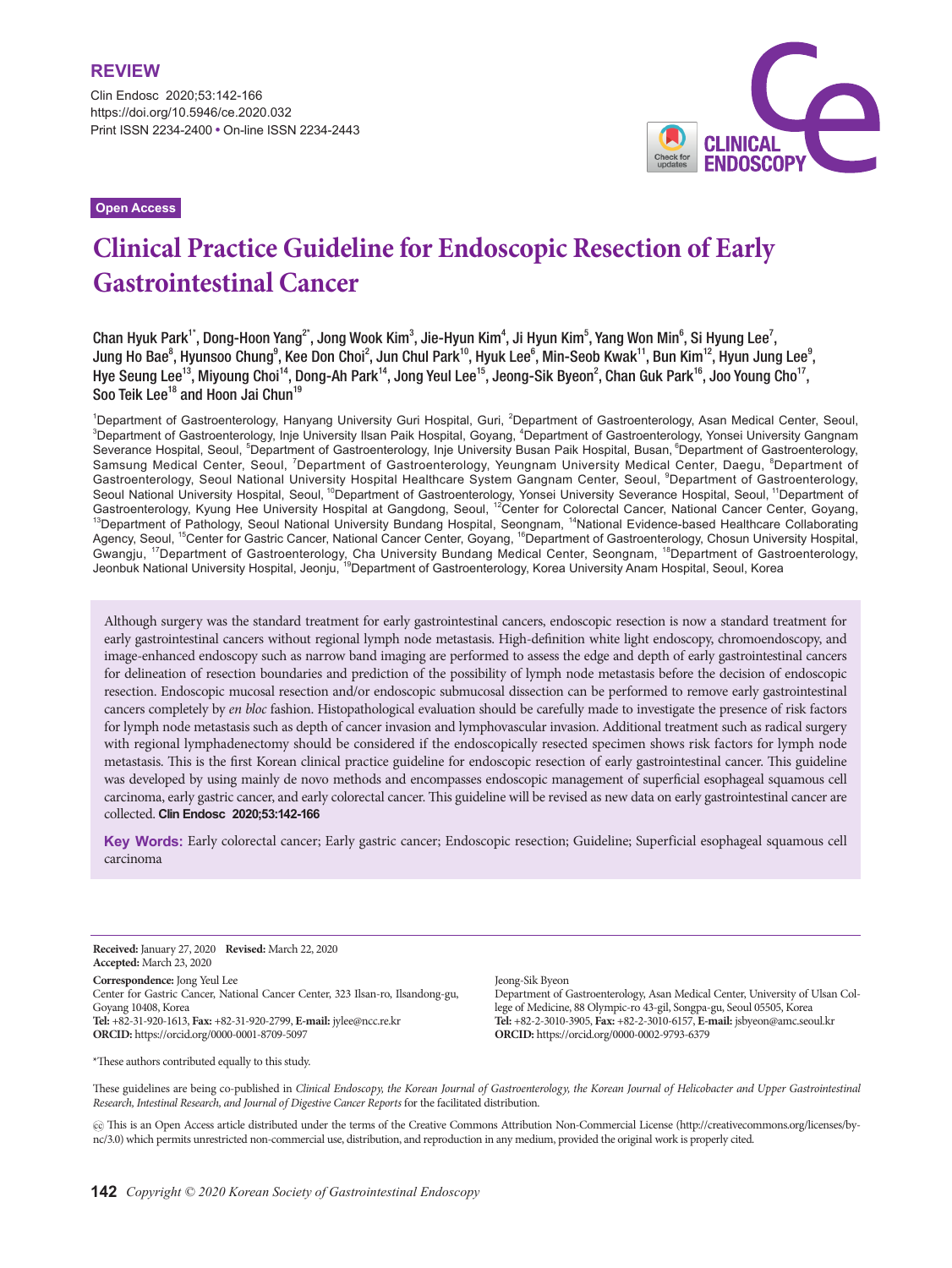**REVIEW**

Clin Endosc 2020;53:142-166
https://doi.org/10.5946/ce.2020.032
Print ISSN 2234-2400 • On-line ISSN 2234-2443

Open Access

# Clinical Practice Guideline for Endoscopic Resection of Early Gastrointestinal Cancer

Chan Hyuk Park[1*], Dong-Hoon Yang[2*], Jong Wook Kim[3], Jie-Hyun Kim[4], Ji Hyun Kim[5], Yang Won Min[6], Si Hyung Lee[7], Jung Ho Bae[8], Hyunsoo Chung[9], Kee Don Choi[2], Jun Chul Park[10], Hyuk Lee[6], Min-Seob Kwak[11], Bun Kim[12], Hyun Jung Lee[9], Hye Seung Lee[13], Miyoung Choi[14], Dong-Ah Park[14], Jong Yeul Lee[15], Jeong-Sik Byeon[2], Chan Guk Park[16], Joo Young Cho[17], Soo Teik Lee[18] and Hoon Jai Chun[19]

[1]Department of Gastroenterology, Hanyang University Guri Hospital, Guri, [2]Department of Gastroenterology, Asan Medical Center, Seoul, [3]Department of Gastroenterology, Inje University Ilsan Paik Hospital, Goyang, [4]Department of Gastroenterology, Yonsei University Gangnam Severance Hospital, Seoul, [5]Department of Gastroenterology, Inje University Busan Paik Hospital, Busan, [6]Department of Gastroenterology, Samsung Medical Center, Seoul, [7]Department of Gastroenterology, Yeungnam University Medical Center, Daegu, [8]Department of Gastroenterology, Seoul National University Hospital Healthcare System Gangnam Center, Seoul, [9]Department of Gastroenterology, Seoul National University Hospital, Seoul, [10]Department of Gastroenterology, Yonsei University Severance Hospital, Seoul, [11]Department of Gastroenterology, Kyung Hee University Hospital at Gangdong, Seoul, [12]Center for Colorectal Cancer, National Cancer Center, Goyang, [13]Department of Pathology, Seoul National University Bundang Hospital, Seongnam, [14]National Evidence-based Healthcare Collaborating Agency, Seoul, [15]Center for Gastric Cancer, National Cancer Center, Goyang, [16]Department of Gastroenterology, Chosun University Hospital, Gwangju, [17]Department of Gastroenterology, Cha University Bundang Medical Center, Seongnam, [18]Department of Gastroenterology, Jeonbuk National University Hospital, Jeonju, [19]Department of Gastroenterology, Korea University Anam Hospital, Seoul, Korea

Although surgery was the standard treatment for early gastrointestinal cancers, endoscopic resection is now a standard treatment for early gastrointestinal cancers without regional lymph node metastasis. High-definition white light endoscopy, chromoendoscopy, and image-enhanced endoscopy such as narrow band imaging are performed to assess the edge and depth of early gastrointestinal cancers for delineation of resection boundaries and prediction of the possibility of lymph node metastasis before the decision of endoscopic resection. Endoscopic mucosal resection and/or endoscopic submucosal dissection can be performed to remove early gastrointestinal cancers completely by *en bloc* fashion. Histopathological evaluation should be carefully made to investigate the presence of risk factors for lymph node metastasis such as depth of cancer invasion and lymphovascular invasion. Additional treatment such as radical surgery with regional lymphadenectomy should be considered if the endoscopically resected specimen shows risk factors for lymph node metastasis. This is the first Korean clinical practice guideline for endoscopic resection of early gastrointestinal cancer. This guideline was developed by using mainly de novo methods and encompasses endoscopic management of superficial esophageal squamous cell carcinoma, early gastric cancer, and early colorectal cancer. This guideline will be revised as new data on early gastrointestinal cancer are collected. **Clin Endosc 2020;53:142-166**

**Key Words:** Early colorectal cancer; Early gastric cancer; Endoscopic resection; Guideline; Superficial esophageal squamous cell carcinoma

**Received:** January 27, 2020 **Revised:** March 22, 2020
**Accepted:** March 23, 2020

**Correspondence:** Jong Yeul Lee
Center for Gastric Cancer, National Cancer Center, 323 Ilsan-ro, Ilsandong-gu, Goyang 10408, Korea
**Tel:** +82-31-920-1613, **Fax:** +82-31-920-2799, **E-mail:** jylee@ncc.re.kr
**ORCID:** https://orcid.org/0000-0001-8709-5097

Jeong-Sik Byeon
Department of Gastroenterology, Asan Medical Center, University of Ulsan College of Medicine, 88 Olympic-ro 43-gil, Songpa-gu, Seoul 05505, Korea
**Tel:** +82-2-3010-3905, **Fax:** +82-2-3010-6157, **E-mail:** jsbyeon@amc.seoul.kr
**ORCID:** https://orcid.org/0000-0002-9793-6379

*These authors contributed equally to this study.

These guidelines are being co-published in *Clinical Endoscopy, the Korean Journal of Gastroenterology, the Korean Journal of Helicobacter and Upper Gastrointestinal Research, Intestinal Research, and Journal of Digestive Cancer Reports* for the facilitated distribution.

This is an Open Access article distributed under the terms of the Creative Commons Attribution Non-Commercial License (http://creativecommons.org/licenses/by-nc/3.0) which permits unrestricted non-commercial use, distribution, and reproduction in any medium, provided the original work is properly cited.

*Copyright © 2020 Korean Society of Gastrointestinal Endoscopy*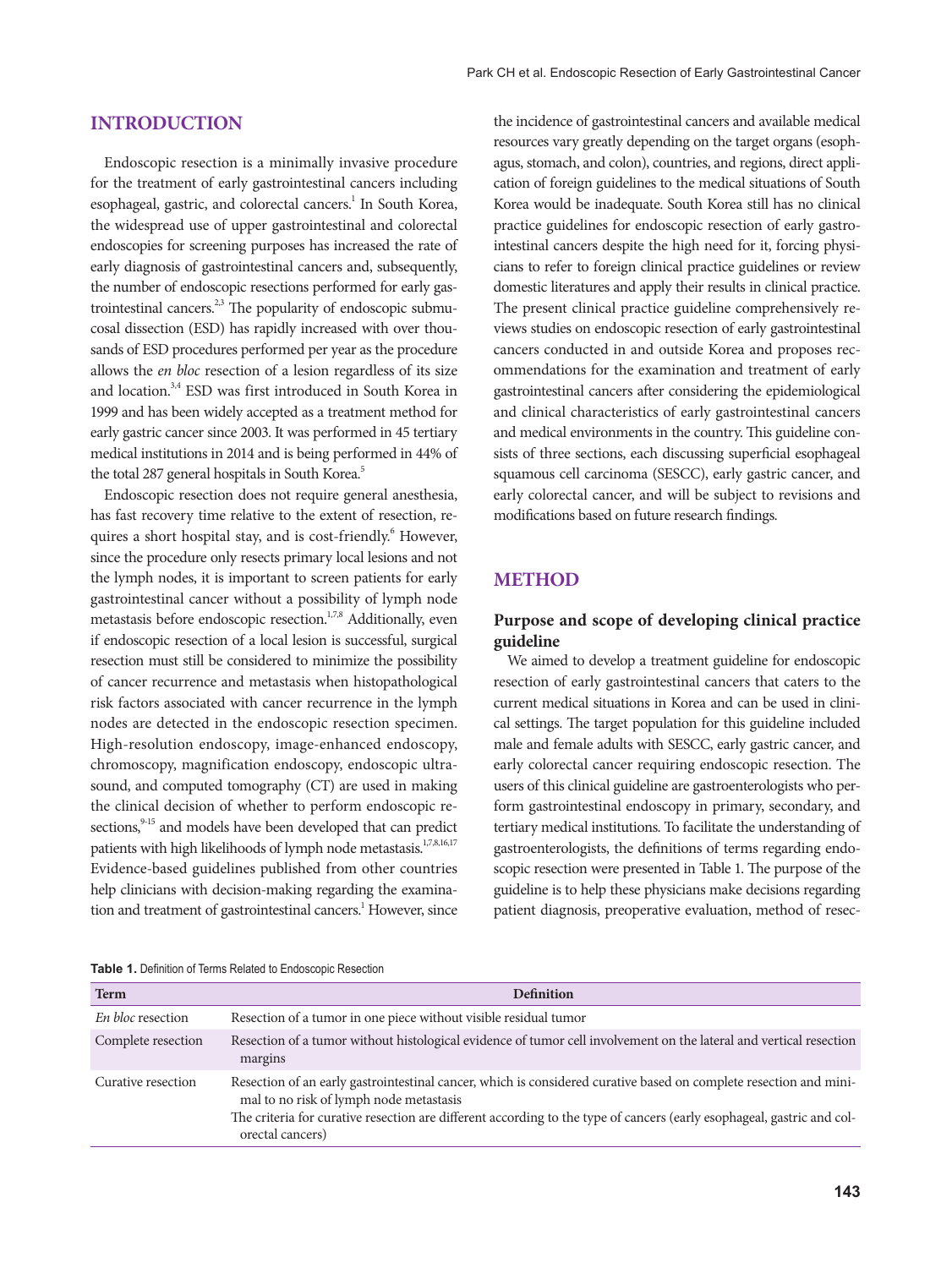## INTRODUCTION

Endoscopic resection is a minimally invasive procedure for the treatment of early gastrointestinal cancers including esophageal, gastric, and colorectal cancers.[1] In South Korea, the widespread use of upper gastrointestinal and colorectal endoscopies for screening purposes has increased the rate of early diagnosis of gastrointestinal cancers and, subsequently, the number of endoscopic resections performed for early gastrointestinal cancers.[2,3] The popularity of endoscopic submucosal dissection (ESD) has rapidly increased with over thousands of ESD procedures performed per year as the procedure allows the *en bloc* resection of a lesion regardless of its size and location.[3,4] ESD was first introduced in South Korea in 1999 and has been widely accepted as a treatment method for early gastric cancer since 2003. It was performed in 45 tertiary medical institutions in 2014 and is being performed in 44% of the total 287 general hospitals in South Korea.[5]

Endoscopic resection does not require general anesthesia, has fast recovery time relative to the extent of resection, requires a short hospital stay, and is cost-friendly.[6] However, since the procedure only resects primary local lesions and not the lymph nodes, it is important to screen patients for early gastrointestinal cancer without a possibility of lymph node metastasis before endoscopic resection.[1,7,8] Additionally, even if endoscopic resection of a local lesion is successful, surgical resection must still be considered to minimize the possibility of cancer recurrence and metastasis when histopathological risk factors associated with cancer recurrence in the lymph nodes are detected in the endoscopic resection specimen. High-resolution endoscopy, image-enhanced endoscopy, chromoscopy, magnification endoscopy, endoscopic ultrasound, and computed tomography (CT) are used in making the clinical decision of whether to perform endoscopic resections,[9-15] and models have been developed that can predict patients with high likelihoods of lymph node metastasis.[1,7,8,16,17] Evidence-based guidelines published from other countries help clinicians with decision-making regarding the examination and treatment of gastrointestinal cancers.[1] However, since the incidence of gastrointestinal cancers and available medical resources vary greatly depending on the target organs (esophagus, stomach, and colon), countries, and regions, direct application of foreign guidelines to the medical situations of South Korea would be inadequate. South Korea still has no clinical practice guidelines for endoscopic resection of early gastrointestinal cancers despite the high need for it, forcing physicians to refer to foreign clinical practice guidelines or review domestic literatures and apply their results in clinical practice. The present clinical practice guideline comprehensively reviews studies on endoscopic resection of early gastrointestinal cancers conducted in and outside Korea and proposes recommendations for the examination and treatment of early gastrointestinal cancers after considering the epidemiological and clinical characteristics of early gastrointestinal cancers and medical environments in the country. This guideline consists of three sections, each discussing superficial esophageal squamous cell carcinoma (SESCC), early gastric cancer, and early colorectal cancer, and will be subject to revisions and modifications based on future research findings.

## METHOD

### Purpose and scope of developing clinical practice guideline

We aimed to develop a treatment guideline for endoscopic resection of early gastrointestinal cancers that caters to the current medical situations in Korea and can be used in clinical settings. The target population for this guideline included male and female adults with SESCC, early gastric cancer, and early colorectal cancer requiring endoscopic resection. The users of this clinical guideline are gastroenterologists who perform gastrointestinal endoscopy in primary, secondary, and tertiary medical institutions. To facilitate the understanding of gastroenterologists, the definitions of terms regarding endoscopic resection were presented in Table 1. The purpose of the guideline is to help these physicians make decisions regarding patient diagnosis, preoperative evaluation, method of resec-

**Table 1.** Definition of Terms Related to Endoscopic Resection

| Term | Definition |
|---|---|
| *En bloc* resection | Resection of a tumor in one piece without visible residual tumor |
| Complete resection | Resection of a tumor without histological evidence of tumor cell involvement on the lateral and vertical resection margins |
| Curative resection | Resection of an early gastrointestinal cancer, which is considered curative based on complete resection and minimal to no risk of lymph node metastasis<br>The criteria for curative resection are different according to the type of cancers (early esophageal, gastric and colorectal cancers) |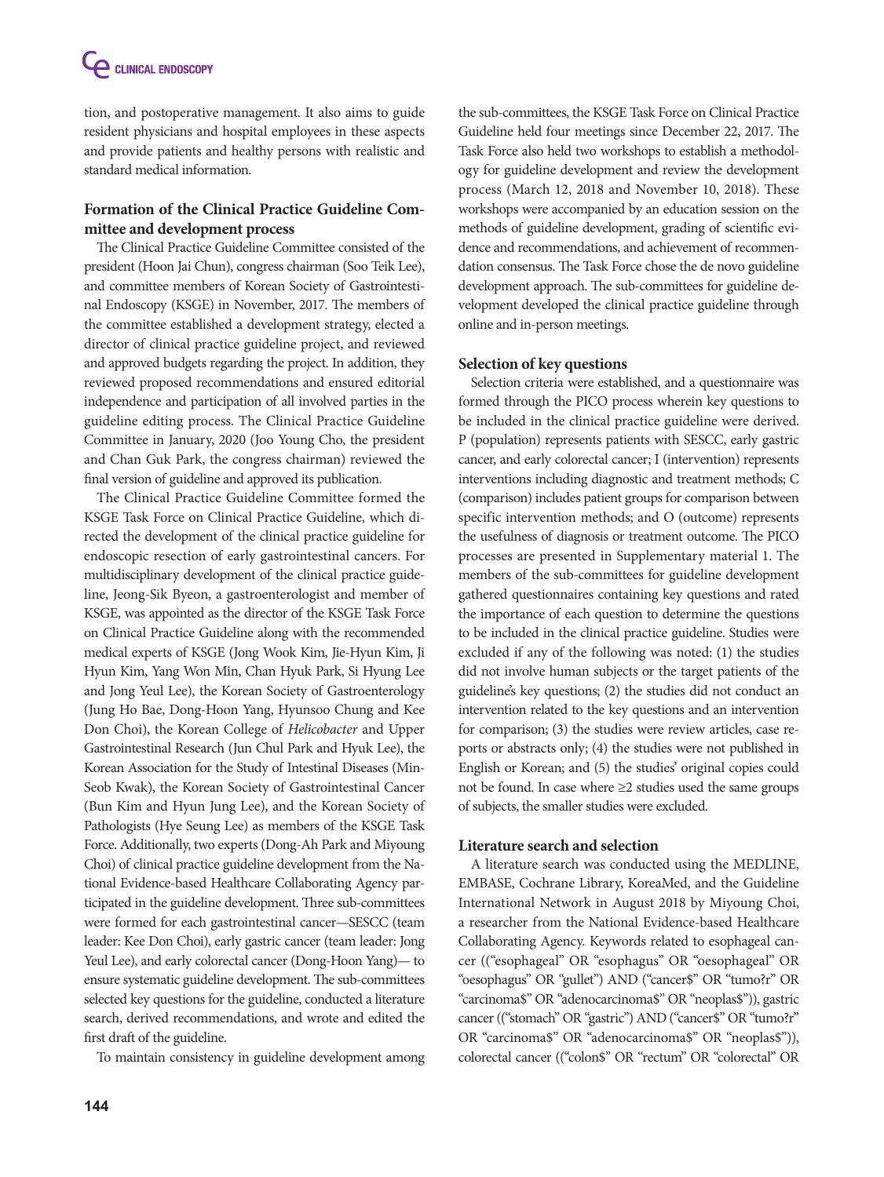tion, and postoperative management. It also aims to guide resident physicians and hospital employees in these aspects and provide patients and healthy persons with realistic and standard medical information.

### Formation of the Clinical Practice Guideline Committee and development process

The Clinical Practice Guideline Committee consisted of the president (Hoon Jai Chun), congress chairman (Soo Teik Lee), and committee members of Korean Society of Gastrointestinal Endoscopy (KSGE) in November, 2017. The members of the committee established a development strategy, elected a director of clinical practice guideline project, and reviewed and approved budgets regarding the project. In addition, they reviewed proposed recommendations and ensured editorial independence and participation of all involved parties in the guideline editing process. The Clinical Practice Guideline Committee in January, 2020 (Joo Young Cho, the president and Chan Guk Park, the congress chairman) reviewed the final version of guideline and approved its publication.

The Clinical Practice Guideline Committee formed the KSGE Task Force on Clinical Practice Guideline, which directed the development of the clinical practice guideline for endoscopic resection of early gastrointestinal cancers. For multidisciplinary development of the clinical practice guideline, Jeong-Sik Byeon, a gastroenterologist and member of KSGE, was appointed as the director of the KSGE Task Force on Clinical Practice Guideline along with the recommended medical experts of KSGE (Jong Wook Kim, Jie-Hyun Kim, Ji Hyun Kim, Yang Won Min, Chan Hyuk Park, Si Hyung Lee and Jong Yeul Lee), the Korean Society of Gastroenterology (Jung Ho Bae, Dong-Hoon Yang, Hyunsoo Chung and Kee Don Choi), the Korean College of *Helicobacter* and Upper Gastrointestinal Research (Jun Chul Park and Hyuk Lee), the Korean Association for the Study of Intestinal Diseases (Min-Seob Kwak), the Korean Society of Gastrointestinal Cancer (Bun Kim and Hyun Jung Lee), and the Korean Society of Pathologists (Hye Seung Lee) as members of the KSGE Task Force. Additionally, two experts (Dong-Ah Park and Miyoung Choi) of clinical practice guideline development from the National Evidence-based Healthcare Collaborating Agency participated in the guideline development. Three sub-committees were formed for each gastrointestinal cancer—SESCC (team leader: Kee Don Choi), early gastric cancer (team leader: Jong Yeul Lee), and early colorectal cancer (Dong-Hoon Yang)— to ensure systematic guideline development. The sub-committees selected key questions for the guideline, conducted a literature search, derived recommendations, and wrote and edited the first draft of the guideline.

To maintain consistency in guideline development among the sub-committees, the KSGE Task Force on Clinical Practice Guideline held four meetings since December 22, 2017. The Task Force also held two workshops to establish a methodology for guideline development and review the development process (March 12, 2018 and November 10, 2018). These workshops were accompanied by an education session on the methods of guideline development, grading of scientific evidence and recommendations, and achievement of recommendation consensus. The Task Force chose the de novo guideline development approach. The sub-committees for guideline development developed the clinical practice guideline through online and in-person meetings.

### Selection of key questions

Selection criteria were established, and a questionnaire was formed through the PICO process wherein key questions to be included in the clinical practice guideline were derived. P (population) represents patients with SESCC, early gastric cancer, and early colorectal cancer; I (intervention) represents interventions including diagnostic and treatment methods; C (comparison) includes patient groups for comparison between specific intervention methods; and O (outcome) represents the usefulness of diagnosis or treatment outcome. The PICO processes are presented in Supplementary material 1. The members of the sub-committees for guideline development gathered questionnaires containing key questions and rated the importance of each question to determine the questions to be included in the clinical practice guideline. Studies were excluded if any of the following was noted: (1) the studies did not involve human subjects or the target patients of the guideline's key questions; (2) the studies did not conduct an intervention related to the key questions and an intervention for comparison; (3) the studies were review articles, case reports or abstracts only; (4) the studies were not published in English or Korean; and (5) the studies' original copies could not be found. In case where ≥2 studies used the same groups of subjects, the smaller studies were excluded.

### Literature search and selection

A literature search was conducted using the MEDLINE, EMBASE, Cochrane Library, KoreaMed, and the Guideline International Network in August 2018 by Miyoung Choi, a researcher from the National Evidence-based Healthcare Collaborating Agency. Keywords related to esophageal cancer (("esophageal" OR "esophagus" OR "oesophageal" OR "oesophagus" OR "gullet") AND ("cancer$" OR "tumo?r" OR "carcinoma$" OR "adenocarcinoma$" OR "neoplas$")), gastric cancer (("stomach" OR "gastric") AND ("cancer$" OR "tumo?r" OR "carcinoma$" OR "adenocarcinoma$" OR "neoplas$")), colorectal cancer (("colon$" OR "rectum" OR "colorectal" OR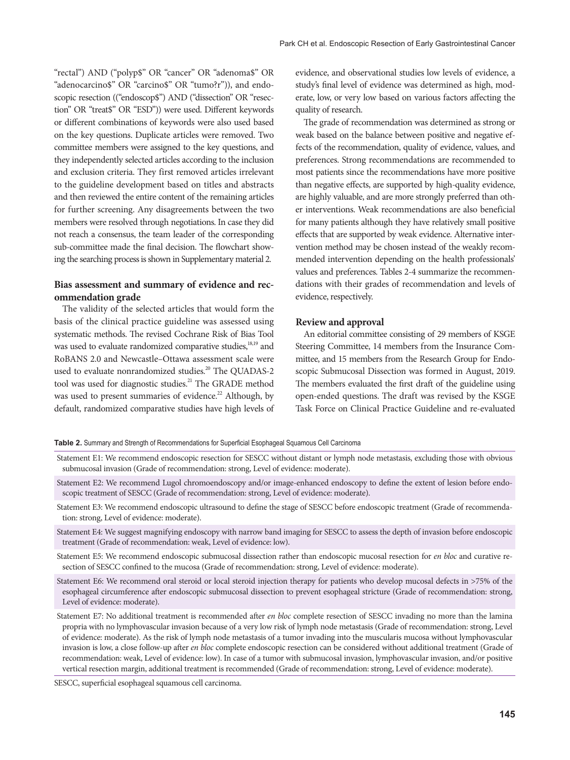"rectal") AND ("polyp$" OR "cancer" OR "adenoma$" OR "adenocarcino$" OR "carcino$" OR "tumo?r")), and endoscopic resection (("endoscop$") AND ("dissection" OR "resection" OR "treat$" OR "ESD")) were used. Different keywords or different combinations of keywords were also used based on the key questions. Duplicate articles were removed. Two committee members were assigned to the key questions, and they independently selected articles according to the inclusion and exclusion criteria. They first removed articles irrelevant to the guideline development based on titles and abstracts and then reviewed the entire content of the remaining articles for further screening. Any disagreements between the two members were resolved through negotiations. In case they did not reach a consensus, the team leader of the corresponding sub-committee made the final decision. The flowchart showing the searching process is shown in Supplementary material 2.

### Bias assessment and summary of evidence and recommendation grade

The validity of the selected articles that would form the basis of the clinical practice guideline was assessed using systematic methods. The revised Cochrane Risk of Bias Tool was used to evaluate randomized comparative studies,[18,19] and RoBANS 2.0 and Newcastle–Ottawa assessment scale were used to evaluate nonrandomized studies.[20] The QUADAS-2 tool was used for diagnostic studies.[21] The GRADE method was used to present summaries of evidence.[22] Although, by default, randomized comparative studies have high levels of evidence, and observational studies low levels of evidence, a study's final level of evidence was determined as high, moderate, low, or very low based on various factors affecting the quality of research.

The grade of recommendation was determined as strong or weak based on the balance between positive and negative effects of the recommendation, quality of evidence, values, and preferences. Strong recommendations are recommended to most patients since the recommendations have more positive than negative effects, are supported by high-quality evidence, are highly valuable, and are more strongly preferred than other interventions. Weak recommendations are also beneficial for many patients although they have relatively small positive effects that are supported by weak evidence. Alternative intervention method may be chosen instead of the weakly recommended intervention depending on the health professionals' values and preferences. Tables 2-4 summarize the recommendations with their grades of recommendation and levels of evidence, respectively.

### Review and approval

An editorial committee consisting of 29 members of KSGE Steering Committee, 14 members from the Insurance Committee, and 15 members from the Research Group for Endoscopic Submucosal Dissection was formed in August, 2019. The members evaluated the first draft of the guideline using open-ended questions. The draft was revised by the KSGE Task Force on Clinical Practice Guideline and re-evaluated

**Table 2.** Summary and Strength of Recommendations for Superficial Esophageal Squamous Cell Carcinoma

| |
|---|
| Statement E1: We recommend endoscopic resection for SESCC without distant or lymph node metastasis, excluding those with obvious submucosal invasion (Grade of recommendation: strong, Level of evidence: moderate). |
| Statement E2: We recommend Lugol chromoendoscopy and/or image-enhanced endoscopy to define the extent of lesion before endoscopic treatment of SESCC (Grade of recommendation: strong, Level of evidence: moderate). |
| Statement E3: We recommend endoscopic ultrasound to define the stage of SESCC before endoscopic treatment (Grade of recommendation: strong, Level of evidence: moderate). |
| Statement E4: We suggest magnifying endoscopy with narrow band imaging for SESCC to assess the depth of invasion before endoscopic treatment (Grade of recommendation: weak, Level of evidence: low). |
| Statement E5: We recommend endoscopic submucosal dissection rather than endoscopic mucosal resection for *en bloc* and curative resection of SESCC confined to the mucosa (Grade of recommendation: strong, Level of evidence: moderate). |
| Statement E6: We recommend oral steroid or local steroid injection therapy for patients who develop mucosal defects in >75% of the esophageal circumference after endoscopic submucosal dissection to prevent esophageal stricture (Grade of recommendation: strong, Level of evidence: moderate). |
| Statement E7: No additional treatment is recommended after *en bloc* complete resection of SESCC invading no more than the lamina propria with no lymphovascular invasion because of a very low risk of lymph node metastasis (Grade of recommendation: strong, Level of evidence: moderate). As the risk of lymph node metastasis of a tumor invading into the muscularis mucosa without lymphovascular invasion is low, a close follow-up after *en bloc* complete endoscopic resection can be considered without additional treatment (Grade of recommendation: weak, Level of evidence: low). In case of a tumor with submucosal invasion, lymphovascular invasion, and/or positive vertical resection margin, additional treatment is recommended (Grade of recommendation: strong, Level of evidence: moderate). |

SESCC, superficial esophageal squamous cell carcinoma.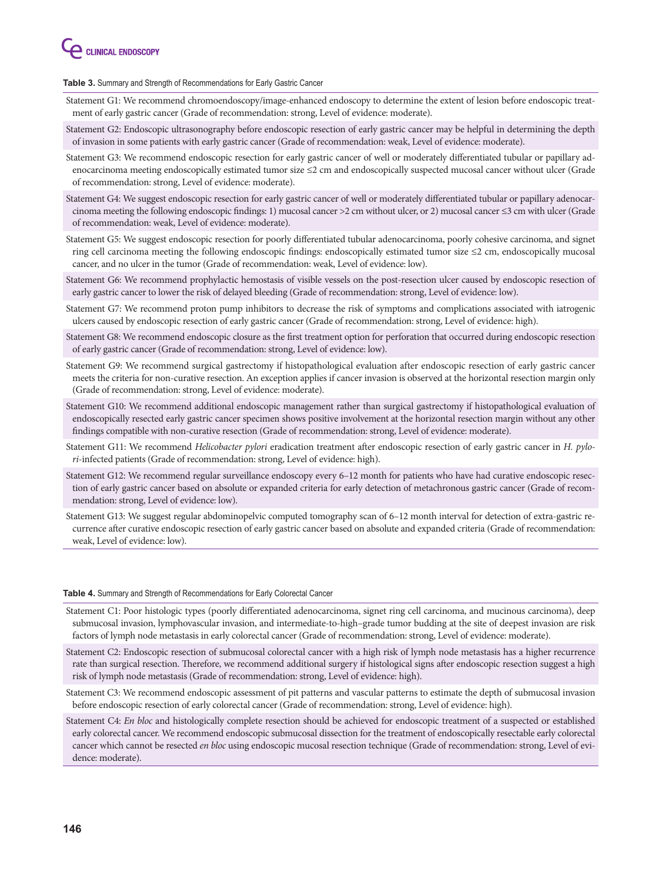**Table 3.** Summary and Strength of Recommendations for Early Gastric Cancer

| |
|---|
| Statement G1: We recommend chromoendoscopy/image-enhanced endoscopy to determine the extent of lesion before endoscopic treatment of early gastric cancer (Grade of recommendation: strong, Level of evidence: moderate). |
| Statement G2: Endoscopic ultrasonography before endoscopic resection of early gastric cancer may be helpful in determining the depth of invasion in some patients with early gastric cancer (Grade of recommendation: weak, Level of evidence: moderate). |
| Statement G3: We recommend endoscopic resection for early gastric cancer of well or moderately differentiated tubular or papillary adenocarcinoma meeting endoscopically estimated tumor size ≤2 cm and endoscopically suspected mucosal cancer without ulcer (Grade of recommendation: strong, Level of evidence: moderate). |
| Statement G4: We suggest endoscopic resection for early gastric cancer of well or moderately differentiated tubular or papillary adenocarcinoma meeting the following endoscopic findings: 1) mucosal cancer >2 cm without ulcer, or 2) mucosal cancer ≤3 cm with ulcer (Grade of recommendation: weak, Level of evidence: moderate). |
| Statement G5: We suggest endoscopic resection for poorly differentiated tubular adenocarcinoma, poorly cohesive carcinoma, and signet ring cell carcinoma meeting the following endoscopic findings: endoscopically estimated tumor size ≤2 cm, endoscopically mucosal cancer, and no ulcer in the tumor (Grade of recommendation: weak, Level of evidence: low). |
| Statement G6: We recommend prophylactic hemostasis of visible vessels on the post-resection ulcer caused by endoscopic resection of early gastric cancer to lower the risk of delayed bleeding (Grade of recommendation: strong, Level of evidence: low). |
| Statement G7: We recommend proton pump inhibitors to decrease the risk of symptoms and complications associated with iatrogenic ulcers caused by endoscopic resection of early gastric cancer (Grade of recommendation: strong, Level of evidence: high). |
| Statement G8: We recommend endoscopic closure as the first treatment option for perforation that occurred during endoscopic resection of early gastric cancer (Grade of recommendation: strong, Level of evidence: low). |
| Statement G9: We recommend surgical gastrectomy if histopathological evaluation after endoscopic resection of early gastric cancer meets the criteria for non-curative resection. An exception applies if cancer invasion is observed at the horizontal resection margin only (Grade of recommendation: strong, Level of evidence: moderate). |
| Statement G10: We recommend additional endoscopic management rather than surgical gastrectomy if histopathological evaluation of endoscopically resected early gastric cancer specimen shows positive involvement at the horizontal resection margin without any other findings compatible with non-curative resection (Grade of recommendation: strong, Level of evidence: moderate). |
| Statement G11: We recommend *Helicobacter pylori* eradication treatment after endoscopic resection of early gastric cancer in *H. pylori*-infected patients (Grade of recommendation: strong, Level of evidence: high). |
| Statement G12: We recommend regular surveillance endoscopy every 6–12 month for patients who have had curative endoscopic resection of early gastric cancer based on absolute or expanded criteria for early detection of metachronous gastric cancer (Grade of recommendation: strong, Level of evidence: low). |
| Statement G13: We suggest regular abdominopelvic computed tomography scan of 6–12 month interval for detection of extra-gastric recurrence after curative endoscopic resection of early gastric cancer based on absolute and expanded criteria (Grade of recommendation: weak, Level of evidence: low). |

**Table 4.** Summary and Strength of Recommendations for Early Colorectal Cancer

| |
|---|
| Statement C1: Poor histologic types (poorly differentiated adenocarcinoma, signet ring cell carcinoma, and mucinous carcinoma), deep submucosal invasion, lymphovascular invasion, and intermediate-to-high–grade tumor budding at the site of deepest invasion are risk factors of lymph node metastasis in early colorectal cancer (Grade of recommendation: strong, Level of evidence: moderate). |
| Statement C2: Endoscopic resection of submucosal colorectal cancer with a high risk of lymph node metastasis has a higher recurrence rate than surgical resection. Therefore, we recommend additional surgery if histological signs after endoscopic resection suggest a high risk of lymph node metastasis (Grade of recommendation: strong, Level of evidence: high). |
| Statement C3: We recommend endoscopic assessment of pit patterns and vascular patterns to estimate the depth of submucosal invasion before endoscopic resection of early colorectal cancer (Grade of recommendation: strong, Level of evidence: high). |
| Statement C4: *En bloc* and histologically complete resection should be achieved for endoscopic treatment of a suspected or established early colorectal cancer. We recommend endoscopic submucosal dissection for the treatment of endoscopically resectable early colorectal cancer which cannot be resected *en bloc* using endoscopic mucosal resection technique (Grade of recommendation: strong, Level of evidence: moderate). |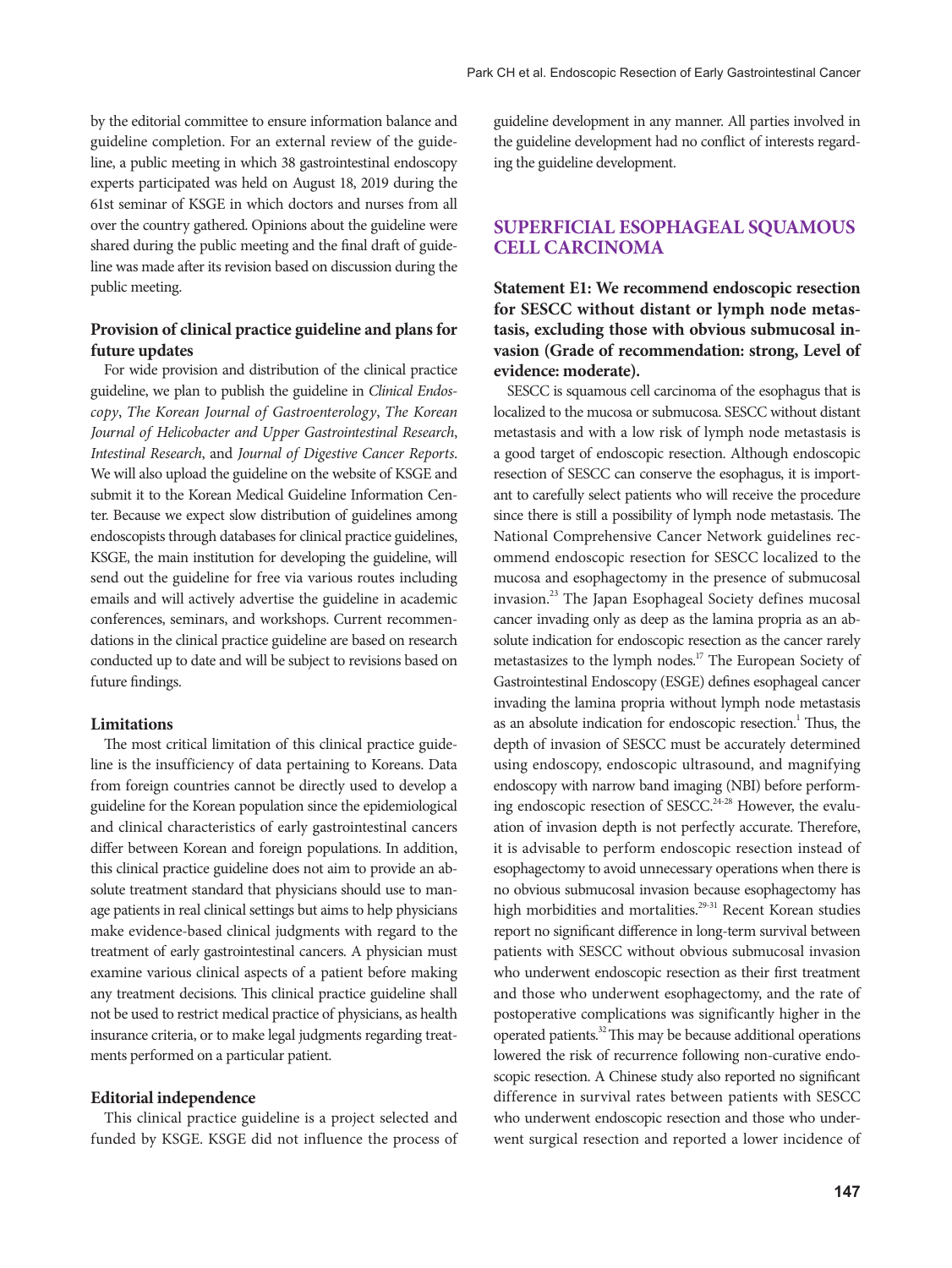by the editorial committee to ensure information balance and guideline completion. For an external review of the guideline, a public meeting in which 38 gastrointestinal endoscopy experts participated was held on August 18, 2019 during the 61st seminar of KSGE in which doctors and nurses from all over the country gathered. Opinions about the guideline were shared during the public meeting and the final draft of guideline was made after its revision based on discussion during the public meeting.

### Provision of clinical practice guideline and plans for future updates

For wide provision and distribution of the clinical practice guideline, we plan to publish the guideline in *Clinical Endoscopy*, *The Korean Journal of Gastroenterology*, *The Korean Journal of Helicobacter and Upper Gastrointestinal Research*, *Intestinal Research*, and *Journal of Digestive Cancer Reports*. We will also upload the guideline on the website of KSGE and submit it to the Korean Medical Guideline Information Center. Because we expect slow distribution of guidelines among endoscopists through databases for clinical practice guidelines, KSGE, the main institution for developing the guideline, will send out the guideline for free via various routes including emails and will actively advertise the guideline in academic conferences, seminars, and workshops. Current recommendations in the clinical practice guideline are based on research conducted up to date and will be subject to revisions based on future findings.

### Limitations

The most critical limitation of this clinical practice guideline is the insufficiency of data pertaining to Koreans. Data from foreign countries cannot be directly used to develop a guideline for the Korean population since the epidemiological and clinical characteristics of early gastrointestinal cancers differ between Korean and foreign populations. In addition, this clinical practice guideline does not aim to provide an absolute treatment standard that physicians should use to manage patients in real clinical settings but aims to help physicians make evidence-based clinical judgments with regard to the treatment of early gastrointestinal cancers. A physician must examine various clinical aspects of a patient before making any treatment decisions. This clinical practice guideline shall not be used to restrict medical practice of physicians, as health insurance criteria, or to make legal judgments regarding treatments performed on a particular patient.

### Editorial independence

This clinical practice guideline is a project selected and funded by KSGE. KSGE did not influence the process of guideline development in any manner. All parties involved in the guideline development had no conflict of interests regarding the guideline development.

## SUPERFICIAL ESOPHAGEAL SQUAMOUS CELL CARCINOMA

### Statement E1: We recommend endoscopic resection for SESCC without distant or lymph node metastasis, excluding those with obvious submucosal invasion (Grade of recommendation: strong, Level of evidence: moderate).

SESCC is squamous cell carcinoma of the esophagus that is localized to the mucosa or submucosa. SESCC without distant metastasis and with a low risk of lymph node metastasis is a good target of endoscopic resection. Although endoscopic resection of SESCC can conserve the esophagus, it is important to carefully select patients who will receive the procedure since there is still a possibility of lymph node metastasis. The National Comprehensive Cancer Network guidelines recommend endoscopic resection for SESCC localized to the mucosa and esophagectomy in the presence of submucosal invasion.[23] The Japan Esophageal Society defines mucosal cancer invading only as deep as the lamina propria as an absolute indication for endoscopic resection as the cancer rarely metastasizes to the lymph nodes.[17] The European Society of Gastrointestinal Endoscopy (ESGE) defines esophageal cancer invading the lamina propria without lymph node metastasis as an absolute indication for endoscopic resection.[1] Thus, the depth of invasion of SESCC must be accurately determined using endoscopy, endoscopic ultrasound, and magnifying endoscopy with narrow band imaging (NBI) before performing endoscopic resection of SESCC.[24-28] However, the evaluation of invasion depth is not perfectly accurate. Therefore, it is advisable to perform endoscopic resection instead of esophagectomy to avoid unnecessary operations when there is no obvious submucosal invasion because esophagectomy has high morbidities and mortalities.[29-31] Recent Korean studies report no significant difference in long-term survival between patients with SESCC without obvious submucosal invasion who underwent endoscopic resection as their first treatment and those who underwent esophagectomy, and the rate of postoperative complications was significantly higher in the operated patients.[32] This may be because additional operations lowered the risk of recurrence following non-curative endoscopic resection. A Chinese study also reported no significant difference in survival rates between patients with SESCC who underwent endoscopic resection and those who underwent surgical resection and reported a lower incidence of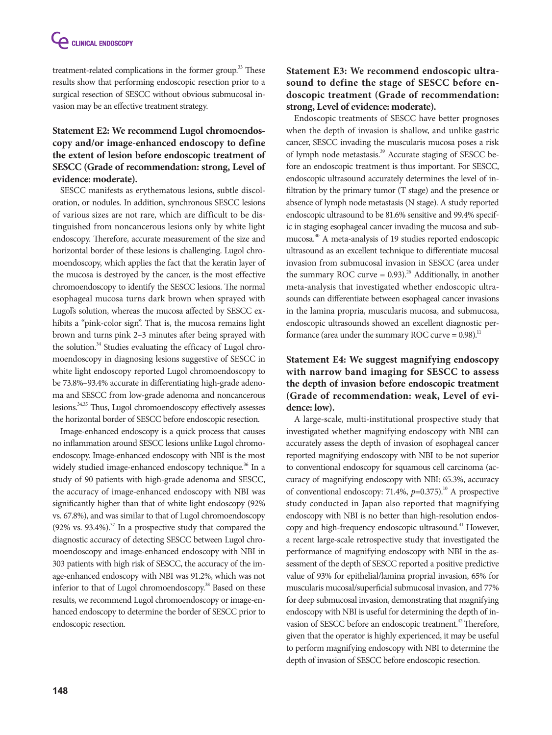treatment-related complications in the former group.[33] These results show that performing endoscopic resection prior to a surgical resection of SESCC without obvious submucosal invasion may be an effective treatment strategy.

### Statement E2: We recommend Lugol chromoendoscopy and/or image-enhanced endoscopy to define the extent of lesion before endoscopic treatment of SESCC (Grade of recommendation: strong, Level of evidence: moderate).

SESCC manifests as erythematous lesions, subtle discoloration, or nodules. In addition, synchronous SESCC lesions of various sizes are not rare, which are difficult to be distinguished from noncancerous lesions only by white light endoscopy. Therefore, accurate measurement of the size and horizontal border of these lesions is challenging. Lugol chromoendoscopy, which applies the fact that the keratin layer of the mucosa is destroyed by the cancer, is the most effective chromoendoscopy to identify the SESCC lesions. The normal esophageal mucosa turns dark brown when sprayed with Lugol's solution, whereas the mucosa affected by SESCC exhibits a "pink-color sign". That is, the mucosa remains light brown and turns pink 2–3 minutes after being sprayed with the solution.[34] Studies evaluating the efficacy of Lugol chromoendoscopy in diagnosing lesions suggestive of SESCC in white light endoscopy reported Lugol chromoendoscopy to be 73.8%–93.4% accurate in differentiating high-grade adenoma and SESCC from low-grade adenoma and noncancerous lesions.[34,35] Thus, Lugol chromoendoscopy effectively assesses the horizontal border of SESCC before endoscopic resection.

Image-enhanced endoscopy is a quick process that causes no inflammation around SESCC lesions unlike Lugol chromoendoscopy. Image-enhanced endoscopy with NBI is the most widely studied image-enhanced endoscopy technique.[36] In a study of 90 patients with high-grade adenoma and SESCC, the accuracy of image-enhanced endoscopy with NBI was significantly higher than that of white light endoscopy (92% vs. 67.8%), and was similar to that of Lugol chromoendoscopy (92% vs. 93.4%).[37] In a prospective study that compared the diagnostic accuracy of detecting SESCC between Lugol chromoendoscopy and image-enhanced endoscopy with NBI in 303 patients with high risk of SESCC, the accuracy of the image-enhanced endoscopy with NBI was 91.2%, which was not inferior to that of Lugol chromoendoscopy.[38] Based on these results, we recommend Lugol chromoendoscopy or image-enhanced endoscopy to determine the border of SESCC prior to endoscopic resection.

### Statement E3: We recommend endoscopic ultrasound to define the stage of SESCC before endoscopic treatment (Grade of recommendation: strong, Level of evidence: moderate).

Endoscopic treatments of SESCC have better prognoses when the depth of invasion is shallow, and unlike gastric cancer, SESCC invading the muscularis mucosa poses a risk of lymph node metastasis.[39] Accurate staging of SESCC before an endoscopic treatment is thus important. For SESCC, endoscopic ultrasound accurately determines the level of infiltration by the primary tumor (T stage) and the presence or absence of lymph node metastasis (N stage). A study reported endoscopic ultrasound to be 81.6% sensitive and 99.4% specific in staging esophageal cancer invading the mucosa and submucosa.[40] A meta-analysis of 19 studies reported endoscopic ultrasound as an excellent technique to differentiate mucosal invasion from submucosal invasion in SESCC (area under the summary ROC curve = 0.93).[26] Additionally, in another meta-analysis that investigated whether endoscopic ultrasounds can differentiate between esophageal cancer invasions in the lamina propria, muscularis mucosa, and submucosa, endoscopic ultrasounds showed an excellent diagnostic performance (area under the summary ROC curve = 0.98).[11]

### Statement E4: We suggest magnifying endoscopy with narrow band imaging for SESCC to assess the depth of invasion before endoscopic treatment (Grade of recommendation: weak, Level of evidence: low).

A large-scale, multi-institutional prospective study that investigated whether magnifying endoscopy with NBI can accurately assess the depth of invasion of esophageal cancer reported magnifying endoscopy with NBI to be not superior to conventional endoscopy for squamous cell carcinoma (accuracy of magnifying endoscopy with NBI: 65.3%, accuracy of conventional endoscopy: 71.4%, $p$=0.375).[10] A prospective study conducted in Japan also reported that magnifying endoscopy with NBI is no better than high-resolution endoscopy and high-frequency endoscopic ultrasound.[41] However, a recent large-scale retrospective study that investigated the performance of magnifying endoscopy with NBI in the assessment of the depth of SESCC reported a positive predictive value of 93% for epithelial/lamina proprial invasion, 65% for muscularis mucosal/superficial submucosal invasion, and 77% for deep submucosal invasion, demonstrating that magnifying endoscopy with NBI is useful for determining the depth of invasion of SESCC before an endoscopic treatment.[42] Therefore, given that the operator is highly experienced, it may be useful to perform magnifying endoscopy with NBI to determine the depth of invasion of SESCC before endoscopic resection.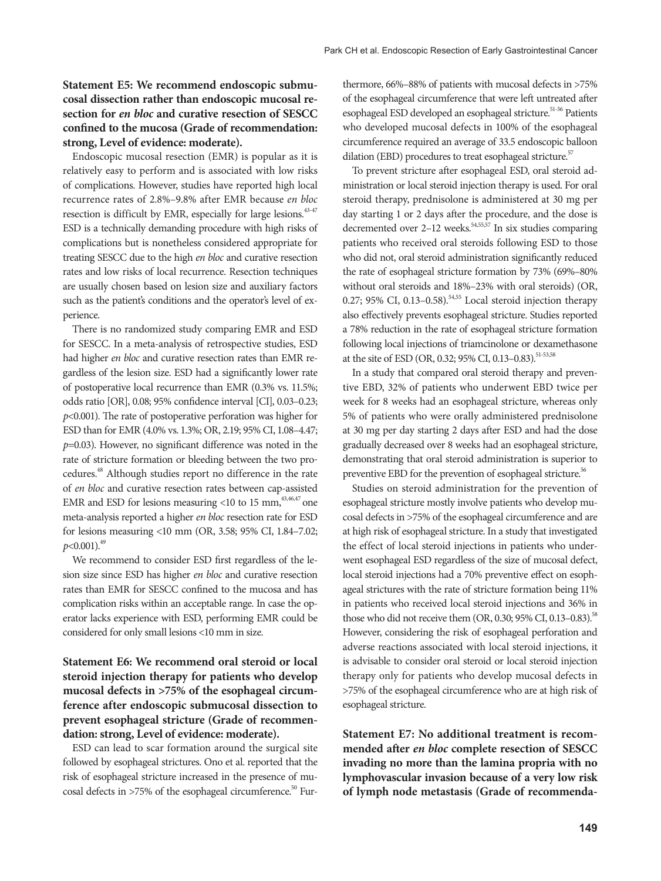**Statement E5: We recommend endoscopic submucosal dissection rather than endoscopic mucosal resection for *en bloc* and curative resection of SESCC confined to the mucosa (Grade of recommendation: strong, Level of evidence: moderate).**

Endoscopic mucosal resection (EMR) is popular as it is relatively easy to perform and is associated with low risks of complications. However, studies have reported high local recurrence rates of 2.8%–9.8% after EMR because *en bloc* resection is difficult by EMR, especially for large lesions.[43-47] ESD is a technically demanding procedure with high risks of complications but is nonetheless considered appropriate for treating SESCC due to the high *en bloc* and curative resection rates and low risks of local recurrence. Resection techniques are usually chosen based on lesion size and auxiliary factors such as the patient's conditions and the operator's level of experience.

There is no randomized study comparing EMR and ESD for SESCC. In a meta-analysis of retrospective studies, ESD had higher *en bloc* and curative resection rates than EMR regardless of the lesion size. ESD had a significantly lower rate of postoperative local recurrence than EMR (0.3% vs. 11.5%; odds ratio [OR], 0.08; 95% confidence interval [CI], 0.03–0.23; $p<0.001$). The rate of postoperative perforation was higher for ESD than for EMR (4.0% vs. 1.3%; OR, 2.19; 95% CI, 1.08–4.47; $p=0.03$). However, no significant difference was noted in the rate of stricture formation or bleeding between the two procedures.[48] Although studies report no difference in the rate of *en bloc* and curative resection rates between cap-assisted EMR and ESD for lesions measuring <10 to 15 mm,[43,46,47] one meta-analysis reported a higher *en bloc* resection rate for ESD for lesions measuring <10 mm (OR, 3.58; 95% CI, 1.84–7.02; $p<0.001$).[49]

We recommend to consider ESD first regardless of the lesion size since ESD has higher *en bloc* and curative resection rates than EMR for SESCC confined to the mucosa and has complication risks within an acceptable range. In case the operator lacks experience with ESD, performing EMR could be considered for only small lesions <10 mm in size.

**Statement E6: We recommend oral steroid or local steroid injection therapy for patients who develop mucosal defects in >75% of the esophageal circumference after endoscopic submucosal dissection to prevent esophageal stricture (Grade of recommendation: strong, Level of evidence: moderate).**

ESD can lead to scar formation around the surgical site followed by esophageal strictures. Ono et al. reported that the risk of esophageal stricture increased in the presence of mucosal defects in >75% of the esophageal circumference.[50] Furthermore, 66%–88% of patients with mucosal defects in >75% of the esophageal circumference that were left untreated after esophageal ESD developed an esophageal stricture.[51-56] Patients who developed mucosal defects in 100% of the esophageal circumference required an average of 33.5 endoscopic balloon dilation (EBD) procedures to treat esophageal stricture.[57]

To prevent stricture after esophageal ESD, oral steroid administration or local steroid injection therapy is used. For oral steroid therapy, prednisolone is administered at 30 mg per day starting 1 or 2 days after the procedure, and the dose is decremented over 2–12 weeks.[54,55,57] In six studies comparing patients who received oral steroids following ESD to those who did not, oral steroid administration significantly reduced the rate of esophageal stricture formation by 73% (69%–80% without oral steroids and 18%–23% with oral steroids) (OR, 0.27; 95% CI, 0.13–0.58).[54,55] Local steroid injection therapy also effectively prevents esophageal stricture. Studies reported a 78% reduction in the rate of esophageal stricture formation following local injections of triamcinolone or dexamethasone at the site of ESD (OR, 0.32; 95% CI, 0.13–0.83).[51-53,58]

In a study that compared oral steroid therapy and preventive EBD, 32% of patients who underwent EBD twice per week for 8 weeks had an esophageal stricture, whereas only 5% of patients who were orally administered prednisolone at 30 mg per day starting 2 days after ESD and had the dose gradually decreased over 8 weeks had an esophageal stricture, demonstrating that oral steroid administration is superior to preventive EBD for the prevention of esophageal stricture.[56]

Studies on steroid administration for the prevention of esophageal stricture mostly involve patients who develop mucosal defects in >75% of the esophageal circumference and are at high risk of esophageal stricture. In a study that investigated the effect of local steroid injections in patients who underwent esophageal ESD regardless of the size of mucosal defect, local steroid injections had a 70% preventive effect on esophageal strictures with the rate of stricture formation being 11% in patients who received local steroid injections and 36% in those who did not receive them (OR, 0.30; 95% CI, 0.13–0.83).[58] However, considering the risk of esophageal perforation and adverse reactions associated with local steroid injections, it is advisable to consider oral steroid or local steroid injection therapy only for patients who develop mucosal defects in >75% of the esophageal circumference who are at high risk of esophageal stricture.

**Statement E7: No additional treatment is recommended after *en bloc* complete resection of SESCC invading no more than the lamina propria with no lymphovascular invasion because of a very low risk of lymph node metastasis (Grade of recommenda-**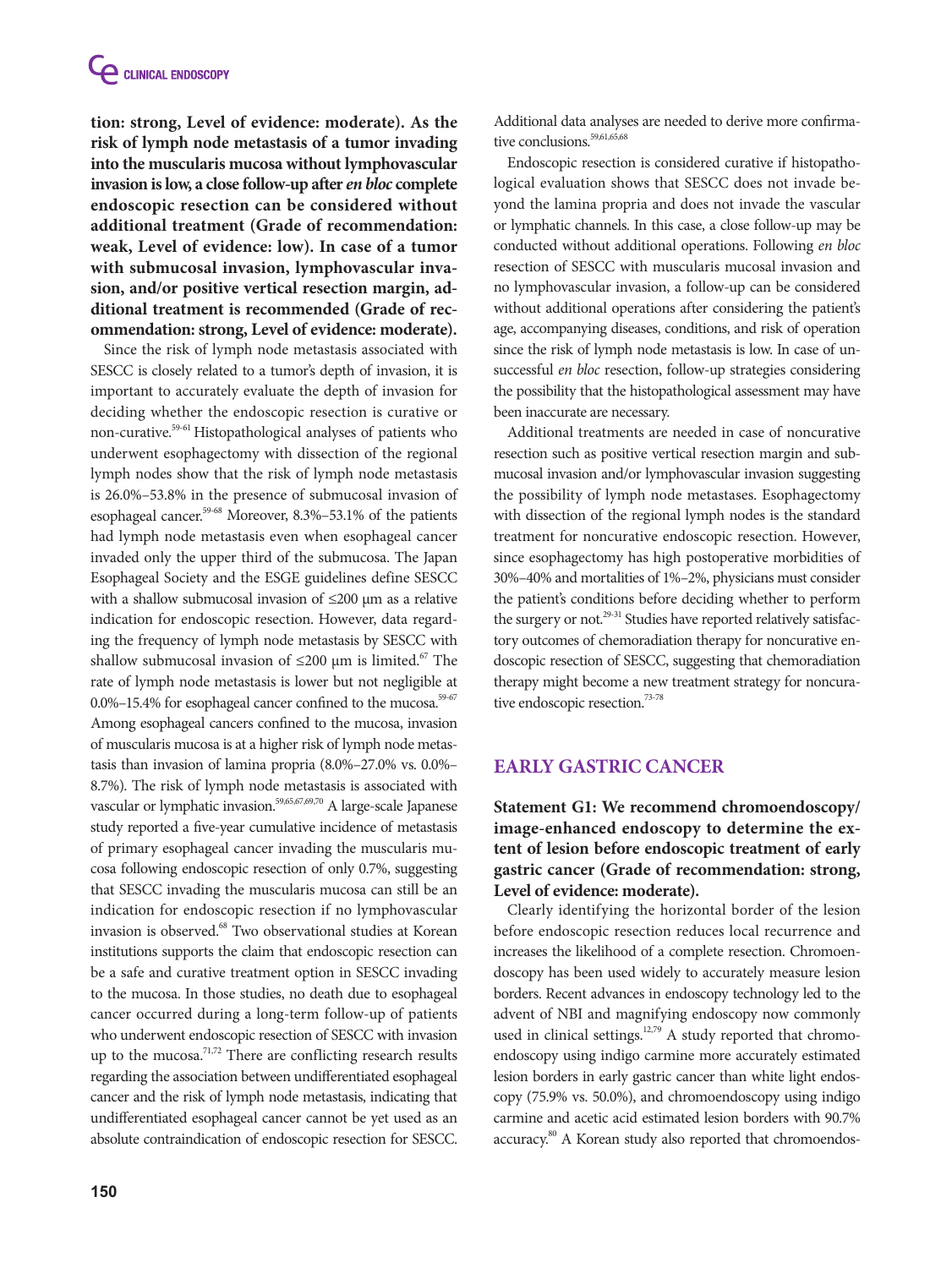**tion: strong, Level of evidence: moderate). As the risk of lymph node metastasis of a tumor invading into the muscularis mucosa without lymphovascular invasion is low, a close follow-up after *en bloc* complete endoscopic resection can be considered without additional treatment (Grade of recommendation: weak, Level of evidence: low). In case of a tumor with submucosal invasion, lymphovascular invasion, and/or positive vertical resection margin, additional treatment is recommended (Grade of recommendation: strong, Level of evidence: moderate).**

Since the risk of lymph node metastasis associated with SESCC is closely related to a tumor's depth of invasion, it is important to accurately evaluate the depth of invasion for deciding whether the endoscopic resection is curative or non-curative.[59-61] Histopathological analyses of patients who underwent esophagectomy with dissection of the regional lymph nodes show that the risk of lymph node metastasis is 26.0%–53.8% in the presence of submucosal invasion of esophageal cancer.[59-68] Moreover, 8.3%–53.1% of the patients had lymph node metastasis even when esophageal cancer invaded only the upper third of the submucosa. The Japan Esophageal Society and the ESGE guidelines define SESCC with a shallow submucosal invasion of ≤200 μm as a relative indication for endoscopic resection. However, data regarding the frequency of lymph node metastasis by SESCC with shallow submucosal invasion of ≤200 μm is limited.[67] The rate of lymph node metastasis is lower but not negligible at 0.0%–15.4% for esophageal cancer confined to the mucosa.[59-67] Among esophageal cancers confined to the mucosa, invasion of muscularis mucosa is at a higher risk of lymph node metastasis than invasion of lamina propria (8.0%–27.0% vs. 0.0%–8.7%). The risk of lymph node metastasis is associated with vascular or lymphatic invasion.[59,65,67,69,70] A large-scale Japanese study reported a five-year cumulative incidence of metastasis of primary esophageal cancer invading the muscularis mucosa following endoscopic resection of only 0.7%, suggesting that SESCC invading the muscularis mucosa can still be an indication for endoscopic resection if no lymphovascular invasion is observed.[68] Two observational studies at Korean institutions supports the claim that endoscopic resection can be a safe and curative treatment option in SESCC invading to the mucosa. In those studies, no death due to esophageal cancer occurred during a long-term follow-up of patients who underwent endoscopic resection of SESCC with invasion up to the mucosa.[71,72] There are conflicting research results regarding the association between undifferentiated esophageal cancer and the risk of lymph node metastasis, indicating that undifferentiated esophageal cancer cannot be yet used as an absolute contraindication of endoscopic resection for SESCC. Additional data analyses are needed to derive more confirmative conclusions.[59,61,65,68]

Endoscopic resection is considered curative if histopathological evaluation shows that SESCC does not invade beyond the lamina propria and does not invade the vascular or lymphatic channels. In this case, a close follow-up may be conducted without additional operations. Following *en bloc* resection of SESCC with muscularis mucosal invasion and no lymphovascular invasion, a follow-up can be considered without additional operations after considering the patient's age, accompanying diseases, conditions, and risk of operation since the risk of lymph node metastasis is low. In case of unsuccessful *en bloc* resection, follow-up strategies considering the possibility that the histopathological assessment may have been inaccurate are necessary.

Additional treatments are needed in case of noncurative resection such as positive vertical resection margin and submucosal invasion and/or lymphovascular invasion suggesting the possibility of lymph node metastases. Esophagectomy with dissection of the regional lymph nodes is the standard treatment for noncurative endoscopic resection. However, since esophagectomy has high postoperative morbidities of 30%–40% and mortalities of 1%–2%, physicians must consider the patient's conditions before deciding whether to perform the surgery or not.[29-31] Studies have reported relatively satisfactory outcomes of chemoradiation therapy for noncurative endoscopic resection of SESCC, suggesting that chemoradiation therapy might become a new treatment strategy for noncurative endoscopic resection.[73-78]

## EARLY GASTRIC CANCER

### Statement G1: We recommend chromoendoscopy/image-enhanced endoscopy to determine the extent of lesion before endoscopic treatment of early gastric cancer (Grade of recommendation: strong, Level of evidence: moderate).

Clearly identifying the horizontal border of the lesion before endoscopic resection reduces local recurrence and increases the likelihood of a complete resection. Chromoendoscopy has been used widely to accurately measure lesion borders. Recent advances in endoscopy technology led to the advent of NBI and magnifying endoscopy now commonly used in clinical settings.[12,79] A study reported that chromoendoscopy using indigo carmine more accurately estimated lesion borders in early gastric cancer than white light endoscopy (75.9% vs. 50.0%), and chromoendoscopy using indigo carmine and acetic acid estimated lesion borders with 90.7% accuracy.[80] A Korean study also reported that chromoendos-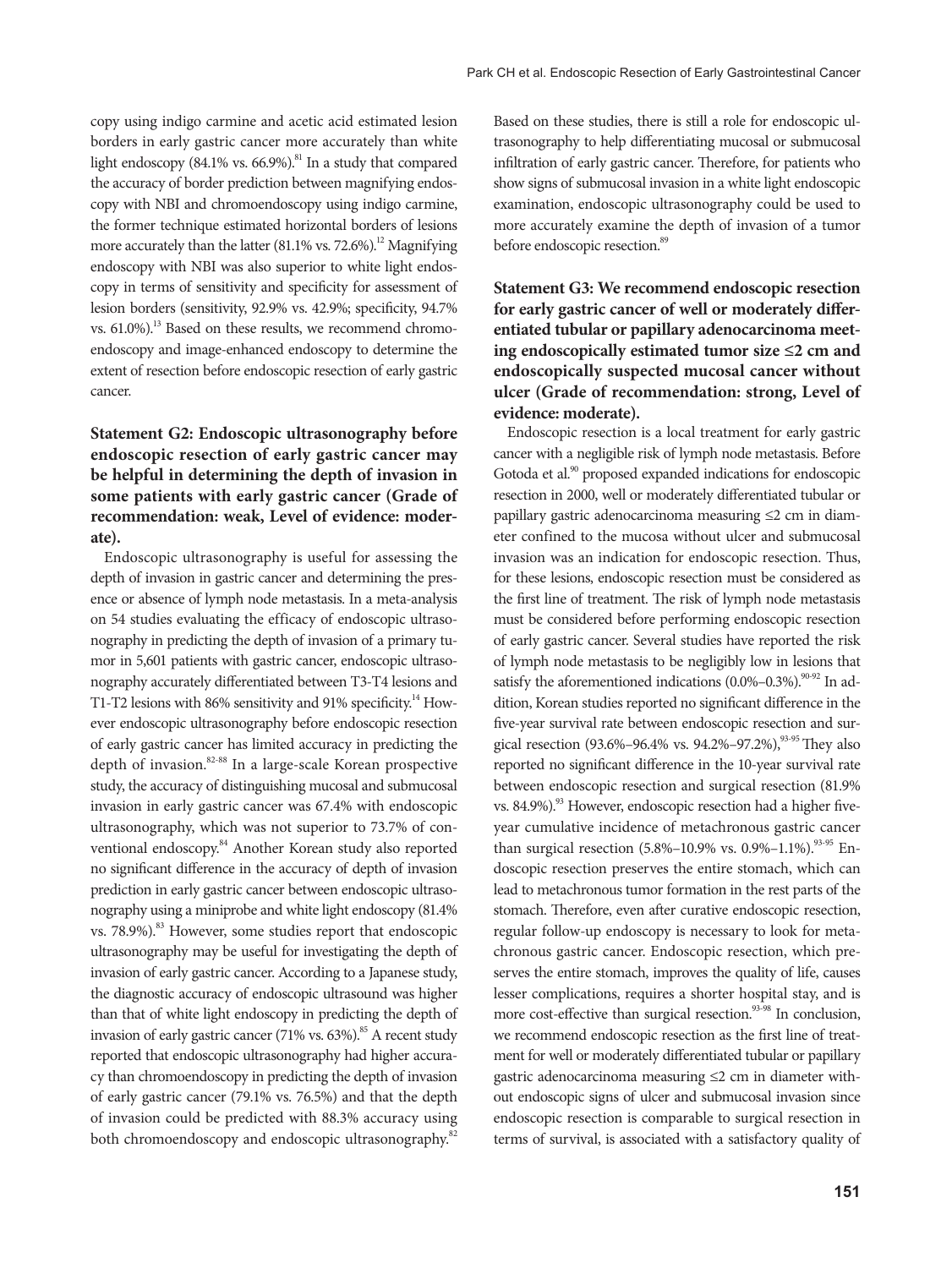copy using indigo carmine and acetic acid estimated lesion borders in early gastric cancer more accurately than white light endoscopy (84.1% vs. 66.9%).[81] In a study that compared the accuracy of border prediction between magnifying endoscopy with NBI and chromoendoscopy using indigo carmine, the former technique estimated horizontal borders of lesions more accurately than the latter (81.1% vs. 72.6%).[12] Magnifying endoscopy with NBI was also superior to white light endoscopy in terms of sensitivity and specificity for assessment of lesion borders (sensitivity, 92.9% vs. 42.9%; specificity, 94.7% vs. 61.0%).[13] Based on these results, we recommend chromoendoscopy and image-enhanced endoscopy to determine the extent of resection before endoscopic resection of early gastric cancer.

### Statement G2: Endoscopic ultrasonography before endoscopic resection of early gastric cancer may be helpful in determining the depth of invasion in some patients with early gastric cancer (Grade of recommendation: weak, Level of evidence: moderate).

Endoscopic ultrasonography is useful for assessing the depth of invasion in gastric cancer and determining the presence or absence of lymph node metastasis. In a meta-analysis on 54 studies evaluating the efficacy of endoscopic ultrasonography in predicting the depth of invasion of a primary tumor in 5,601 patients with gastric cancer, endoscopic ultrasonography accurately differentiated between T3-T4 lesions and T1-T2 lesions with 86% sensitivity and 91% specificity.[14] However endoscopic ultrasonography before endoscopic resection of early gastric cancer has limited accuracy in predicting the depth of invasion.[82-88] In a large-scale Korean prospective study, the accuracy of distinguishing mucosal and submucosal invasion in early gastric cancer was 67.4% with endoscopic ultrasonography, which was not superior to 73.7% of conventional endoscopy.[84] Another Korean study also reported no significant difference in the accuracy of depth of invasion prediction in early gastric cancer between endoscopic ultrasonography using a miniprobe and white light endoscopy (81.4% vs. 78.9%).[83] However, some studies report that endoscopic ultrasonography may be useful for investigating the depth of invasion of early gastric cancer. According to a Japanese study, the diagnostic accuracy of endoscopic ultrasound was higher than that of white light endoscopy in predicting the depth of invasion of early gastric cancer (71% vs. 63%).[85] A recent study reported that endoscopic ultrasonography had higher accuracy than chromoendoscopy in predicting the depth of invasion of early gastric cancer (79.1% vs. 76.5%) and that the depth of invasion could be predicted with 88.3% accuracy using both chromoendoscopy and endoscopic ultrasonography.[82]

Based on these studies, there is still a role for endoscopic ultrasonography to help differentiating mucosal or submucosal infiltration of early gastric cancer. Therefore, for patients who show signs of submucosal invasion in a white light endoscopic examination, endoscopic ultrasonography could be used to more accurately examine the depth of invasion of a tumor before endoscopic resection.[89]

### Statement G3: We recommend endoscopic resection for early gastric cancer of well or moderately differentiated tubular or papillary adenocarcinoma meeting endoscopically estimated tumor size ≤2 cm and endoscopically suspected mucosal cancer without ulcer (Grade of recommendation: strong, Level of evidence: moderate).

Endoscopic resection is a local treatment for early gastric cancer with a negligible risk of lymph node metastasis. Before Gotoda et al.[90] proposed expanded indications for endoscopic resection in 2000, well or moderately differentiated tubular or papillary gastric adenocarcinoma measuring ≤2 cm in diameter confined to the mucosa without ulcer and submucosal invasion was an indication for endoscopic resection. Thus, for these lesions, endoscopic resection must be considered as the first line of treatment. The risk of lymph node metastasis must be considered before performing endoscopic resection of early gastric cancer. Several studies have reported the risk of lymph node metastasis to be negligibly low in lesions that satisfy the aforementioned indications (0.0%–0.3%).[90-92] In addition, Korean studies reported no significant difference in the five-year survival rate between endoscopic resection and surgical resection (93.6%–96.4% vs. 94.2%–97.2%),[93-95] They also reported no significant difference in the 10-year survival rate between endoscopic resection and surgical resection (81.9% vs. 84.9%).[93] However, endoscopic resection had a higher five-year cumulative incidence of metachronous gastric cancer than surgical resection (5.8%–10.9% vs. 0.9%–1.1%).[93-95] Endoscopic resection preserves the entire stomach, which can lead to metachronous tumor formation in the rest parts of the stomach. Therefore, even after curative endoscopic resection, regular follow-up endoscopy is necessary to look for metachronous gastric cancer. Endoscopic resection, which preserves the entire stomach, improves the quality of life, causes lesser complications, requires a shorter hospital stay, and is more cost-effective than surgical resection.[93-98] In conclusion, we recommend endoscopic resection as the first line of treatment for well or moderately differentiated tubular or papillary gastric adenocarcinoma measuring ≤2 cm in diameter without endoscopic signs of ulcer and submucosal invasion since endoscopic resection is comparable to surgical resection in terms of survival, is associated with a satisfactory quality of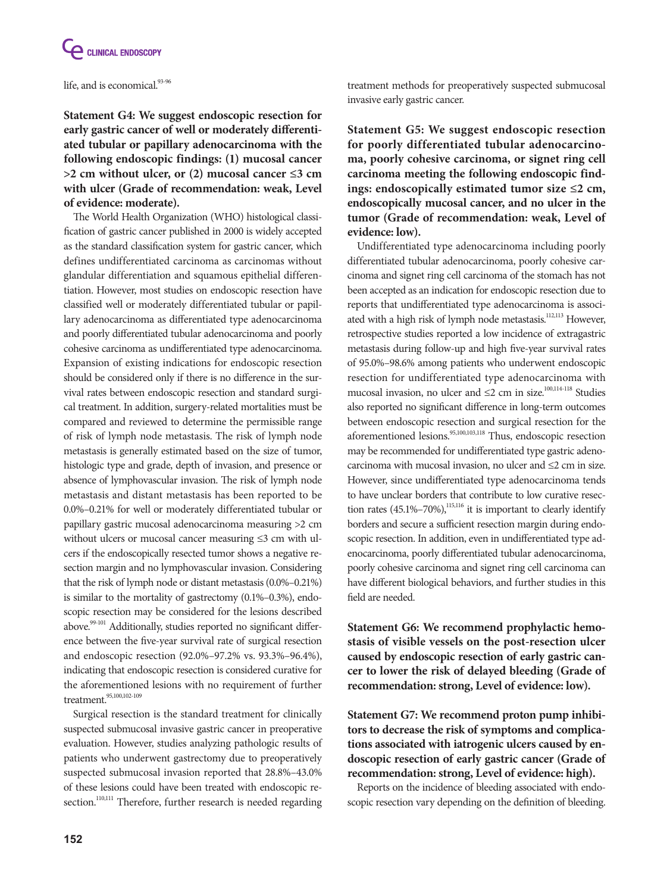life, and is economical.[93-96]

**Statement G4: We suggest endoscopic resection for early gastric cancer of well or moderately differentiated tubular or papillary adenocarcinoma with the following endoscopic findings: (1) mucosal cancer >2 cm without ulcer, or (2) mucosal cancer ≤3 cm with ulcer (Grade of recommendation: weak, Level of evidence: moderate).**

The World Health Organization (WHO) histological classification of gastric cancer published in 2000 is widely accepted as the standard classification system for gastric cancer, which defines undifferentiated carcinoma as carcinomas without glandular differentiation and squamous epithelial differentiation. However, most studies on endoscopic resection have classified well or moderately differentiated tubular or papillary adenocarcinoma as differentiated type adenocarcinoma and poorly differentiated tubular adenocarcinoma and poorly cohesive carcinoma as undifferentiated type adenocarcinoma. Expansion of existing indications for endoscopic resection should be considered only if there is no difference in the survival rates between endoscopic resection and standard surgical treatment. In addition, surgery-related mortalities must be compared and reviewed to determine the permissible range of risk of lymph node metastasis. The risk of lymph node metastasis is generally estimated based on the size of tumor, histologic type and grade, depth of invasion, and presence or absence of lymphovascular invasion. The risk of lymph node metastasis and distant metastasis has been reported to be 0.0%–0.21% for well or moderately differentiated tubular or papillary gastric mucosal adenocarcinoma measuring >2 cm without ulcers or mucosal cancer measuring ≤3 cm with ulcers if the endoscopically resected tumor shows a negative resection margin and no lymphovascular invasion. Considering that the risk of lymph node or distant metastasis (0.0%–0.21%) is similar to the mortality of gastrectomy (0.1%–0.3%), endoscopic resection may be considered for the lesions described above.[99-101] Additionally, studies reported no significant difference between the five-year survival rate of surgical resection and endoscopic resection (92.0%–97.2% vs. 93.3%–96.4%), indicating that endoscopic resection is considered curative for the aforementioned lesions with no requirement of further treatment.[95,100,102-109]

Surgical resection is the standard treatment for clinically suspected submucosal invasive gastric cancer in preoperative evaluation. However, studies analyzing pathologic results of patients who underwent gastrectomy due to preoperatively suspected submucosal invasion reported that 28.8%–43.0% of these lesions could have been treated with endoscopic resection.[110,111] Therefore, further research is needed regarding treatment methods for preoperatively suspected submucosal invasive early gastric cancer.

**Statement G5: We suggest endoscopic resection for poorly differentiated tubular adenocarcinoma, poorly cohesive carcinoma, or signet ring cell carcinoma meeting the following endoscopic findings: endoscopically estimated tumor size ≤2 cm, endoscopically mucosal cancer, and no ulcer in the tumor (Grade of recommendation: weak, Level of evidence: low).**

Undifferentiated type adenocarcinoma including poorly differentiated tubular adenocarcinoma, poorly cohesive carcinoma and signet ring cell carcinoma of the stomach has not been accepted as an indication for endoscopic resection due to reports that undifferentiated type adenocarcinoma is associated with a high risk of lymph node metastasis.[112,113] However, retrospective studies reported a low incidence of extragastric metastasis during follow-up and high five-year survival rates of 95.0%–98.6% among patients who underwent endoscopic resection for undifferentiated type adenocarcinoma with mucosal invasion, no ulcer and ≤2 cm in size.[100,114-118] Studies also reported no significant difference in long-term outcomes between endoscopic resection and surgical resection for the aforementioned lesions.[95,100,103,118] Thus, endoscopic resection may be recommended for undifferentiated type gastric adenocarcinoma with mucosal invasion, no ulcer and ≤2 cm in size. However, since undifferentiated type adenocarcinoma tends to have unclear borders that contribute to low curative resection rates (45.1%–70%),[115,116] it is important to clearly identify borders and secure a sufficient resection margin during endoscopic resection. In addition, even in undifferentiated type adenocarcinoma, poorly differentiated tubular adenocarcinoma, poorly cohesive carcinoma and signet ring cell carcinoma can have different biological behaviors, and further studies in this field are needed.

**Statement G6: We recommend prophylactic hemostasis of visible vessels on the post-resection ulcer caused by endoscopic resection of early gastric cancer to lower the risk of delayed bleeding (Grade of recommendation: strong, Level of evidence: low).**

**Statement G7: We recommend proton pump inhibitors to decrease the risk of symptoms and complications associated with iatrogenic ulcers caused by endoscopic resection of early gastric cancer (Grade of recommendation: strong, Level of evidence: high).**

Reports on the incidence of bleeding associated with endoscopic resection vary depending on the definition of bleeding.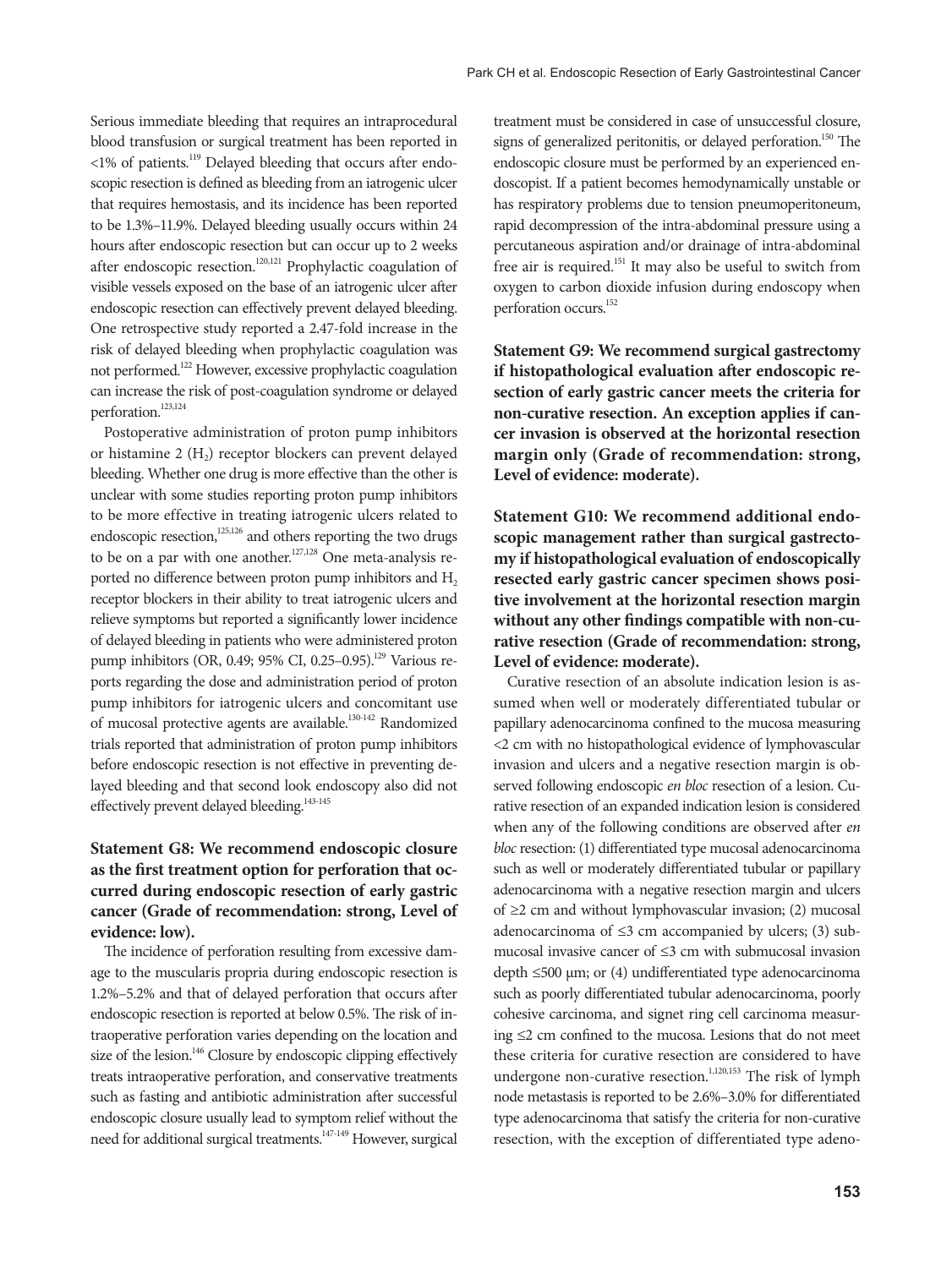Serious immediate bleeding that requires an intraprocedural blood transfusion or surgical treatment has been reported in <1% of patients.[119] Delayed bleeding that occurs after endoscopic resection is defined as bleeding from an iatrogenic ulcer that requires hemostasis, and its incidence has been reported to be 1.3%–11.9%. Delayed bleeding usually occurs within 24 hours after endoscopic resection but can occur up to 2 weeks after endoscopic resection.[120,121] Prophylactic coagulation of visible vessels exposed on the base of an iatrogenic ulcer after endoscopic resection can effectively prevent delayed bleeding. One retrospective study reported a 2.47-fold increase in the risk of delayed bleeding when prophylactic coagulation was not performed.[122] However, excessive prophylactic coagulation can increase the risk of post-coagulation syndrome or delayed perforation.[123,124]

Postoperative administration of proton pump inhibitors or histamine 2 ($H_2$) receptor blockers can prevent delayed bleeding. Whether one drug is more effective than the other is unclear with some studies reporting proton pump inhibitors to be more effective in treating iatrogenic ulcers related to endoscopic resection,[125,126] and others reporting the two drugs to be on a par with one another.[127,128] One meta-analysis reported no difference between proton pump inhibitors and $H_2$ receptor blockers in their ability to treat iatrogenic ulcers and relieve symptoms but reported a significantly lower incidence of delayed bleeding in patients who were administered proton pump inhibitors (OR, 0.49; 95% CI, 0.25–0.95).[129] Various reports regarding the dose and administration period of proton pump inhibitors for iatrogenic ulcers and concomitant use of mucosal protective agents are available.[130-142] Randomized trials reported that administration of proton pump inhibitors before endoscopic resection is not effective in preventing delayed bleeding and that second look endoscopy also did not effectively prevent delayed bleeding.[143-145]

**Statement G8: We recommend endoscopic closure as the first treatment option for perforation that occurred during endoscopic resection of early gastric cancer (Grade of recommendation: strong, Level of evidence: low).**

The incidence of perforation resulting from excessive damage to the muscularis propria during endoscopic resection is 1.2%–5.2% and that of delayed perforation that occurs after endoscopic resection is reported at below 0.5%. The risk of intraoperative perforation varies depending on the location and size of the lesion.[146] Closure by endoscopic clipping effectively treats intraoperative perforation, and conservative treatments such as fasting and antibiotic administration after successful endoscopic closure usually lead to symptom relief without the need for additional surgical treatments.[147-149] However, surgical treatment must be considered in case of unsuccessful closure, signs of generalized peritonitis, or delayed perforation.[150] The endoscopic closure must be performed by an experienced endoscopist. If a patient becomes hemodynamically unstable or has respiratory problems due to tension pneumoperitoneum, rapid decompression of the intra-abdominal pressure using a percutaneous aspiration and/or drainage of intra-abdominal free air is required.[151] It may also be useful to switch from oxygen to carbon dioxide infusion during endoscopy when perforation occurs.[152]

**Statement G9: We recommend surgical gastrectomy if histopathological evaluation after endoscopic resection of early gastric cancer meets the criteria for non-curative resection. An exception applies if cancer invasion is observed at the horizontal resection margin only (Grade of recommendation: strong, Level of evidence: moderate).**

**Statement G10: We recommend additional endoscopic management rather than surgical gastrectomy if histopathological evaluation of endoscopically resected early gastric cancer specimen shows positive involvement at the horizontal resection margin without any other findings compatible with non-curative resection (Grade of recommendation: strong, Level of evidence: moderate).**

Curative resection of an absolute indication lesion is assumed when well or moderately differentiated tubular or papillary adenocarcinoma confined to the mucosa measuring <2 cm with no histopathological evidence of lymphovascular invasion and ulcers and a negative resection margin is observed following endoscopic *en bloc* resection of a lesion. Curative resection of an expanded indication lesion is considered when any of the following conditions are observed after *en bloc* resection: (1) differentiated type mucosal adenocarcinoma such as well or moderately differentiated tubular or papillary adenocarcinoma with a negative resection margin and ulcers of ≥2 cm and without lymphovascular invasion; (2) mucosal adenocarcinoma of ≤3 cm accompanied by ulcers; (3) submucosal invasive cancer of ≤3 cm with submucosal invasion depth ≤500 μm; or (4) undifferentiated type adenocarcinoma such as poorly differentiated tubular adenocarcinoma, poorly cohesive carcinoma, and signet ring cell carcinoma measuring ≤2 cm confined to the mucosa. Lesions that do not meet these criteria for curative resection are considered to have undergone non-curative resection.[1,120,153] The risk of lymph node metastasis is reported to be 2.6%–3.0% for differentiated type adenocarcinoma that satisfy the criteria for non-curative resection, with the exception of differentiated type adeno-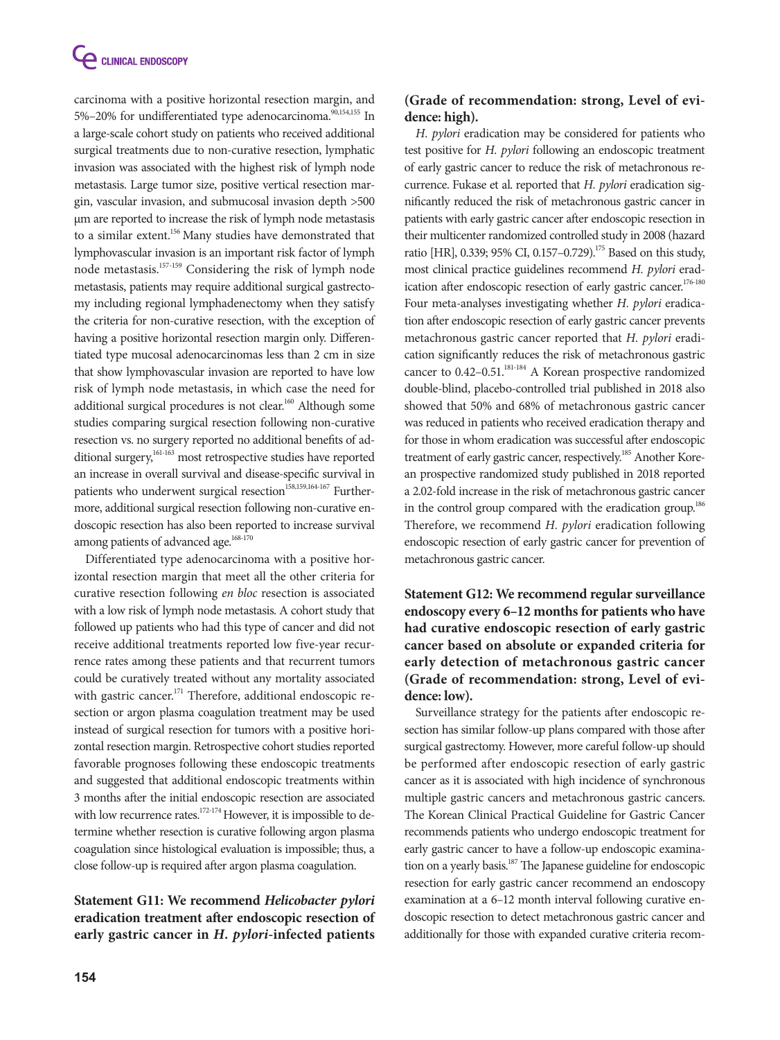carcinoma with a positive horizontal resection margin, and 5%–20% for undifferentiated type adenocarcinoma.[90,154,155] In a large-scale cohort study on patients who received additional surgical treatments due to non-curative resection, lymphatic invasion was associated with the highest risk of lymph node metastasis. Large tumor size, positive vertical resection margin, vascular invasion, and submucosal invasion depth >500 μm are reported to increase the risk of lymph node metastasis to a similar extent.[156] Many studies have demonstrated that lymphovascular invasion is an important risk factor of lymph node metastasis.[157-159] Considering the risk of lymph node metastasis, patients may require additional surgical gastrectomy including regional lymphadenectomy when they satisfy the criteria for non-curative resection, with the exception of having a positive horizontal resection margin only. Differentiated type mucosal adenocarcinomas less than 2 cm in size that show lymphovascular invasion are reported to have low risk of lymph node metastasis, in which case the need for additional surgical procedures is not clear.[160] Although some studies comparing surgical resection following non-curative resection vs. no surgery reported no additional benefits of additional surgery,[161-163] most retrospective studies have reported an increase in overall survival and disease-specific survival in patients who underwent surgical resection[158,159,164-167] Furthermore, additional surgical resection following non-curative endoscopic resection has also been reported to increase survival among patients of advanced age.[168-170]

Differentiated type adenocarcinoma with a positive horizontal resection margin that meet all the other criteria for curative resection following *en bloc* resection is associated with a low risk of lymph node metastasis. A cohort study that followed up patients who had this type of cancer and did not receive additional treatments reported low five-year recurrence rates among these patients and that recurrent tumors could be curatively treated without any mortality associated with gastric cancer.[171] Therefore, additional endoscopic resection or argon plasma coagulation treatment may be used instead of surgical resection for tumors with a positive horizontal resection margin. Retrospective cohort studies reported favorable prognoses following these endoscopic treatments and suggested that additional endoscopic treatments within 3 months after the initial endoscopic resection are associated with low recurrence rates.[172-174] However, it is impossible to determine whether resection is curative following argon plasma coagulation since histological evaluation is impossible; thus, a close follow-up is required after argon plasma coagulation.

**Statement G11: We recommend *Helicobacter pylori* eradication treatment after endoscopic resection of early gastric cancer in *H. pylori*-infected patients (Grade of recommendation: strong, Level of evidence: high).**

*H. pylori* eradication may be considered for patients who test positive for *H. pylori* following an endoscopic treatment of early gastric cancer to reduce the risk of metachronous recurrence. Fukase et al. reported that *H. pylori* eradication significantly reduced the risk of metachronous gastric cancer in patients with early gastric cancer after endoscopic resection in their multicenter randomized controlled study in 2008 (hazard ratio [HR], 0.339; 95% CI, 0.157–0.729).[175] Based on this study, most clinical practice guidelines recommend *H. pylori* eradication after endoscopic resection of early gastric cancer.[176-180] Four meta-analyses investigating whether *H. pylori* eradication after endoscopic resection of early gastric cancer prevents metachronous gastric cancer reported that *H. pylori* eradication significantly reduces the risk of metachronous gastric cancer to 0.42–0.51.[181-184] A Korean prospective randomized double-blind, placebo-controlled trial published in 2018 also showed that 50% and 68% of metachronous gastric cancer was reduced in patients who received eradication therapy and for those in whom eradication was successful after endoscopic treatment of early gastric cancer, respectively.[185] Another Korean prospective randomized study published in 2018 reported a 2.02-fold increase in the risk of metachronous gastric cancer in the control group compared with the eradication group.[186] Therefore, we recommend *H. pylori* eradication following endoscopic resection of early gastric cancer for prevention of metachronous gastric cancer.

**Statement G12: We recommend regular surveillance endoscopy every 6–12 months for patients who have had curative endoscopic resection of early gastric cancer based on absolute or expanded criteria for early detection of metachronous gastric cancer (Grade of recommendation: strong, Level of evidence: low).**

Surveillance strategy for the patients after endoscopic resection has similar follow-up plans compared with those after surgical gastrectomy. However, more careful follow-up should be performed after endoscopic resection of early gastric cancer as it is associated with high incidence of synchronous multiple gastric cancers and metachronous gastric cancers. The Korean Clinical Practical Guideline for Gastric Cancer recommends patients who undergo endoscopic treatment for early gastric cancer to have a follow-up endoscopic examination on a yearly basis.[187] The Japanese guideline for endoscopic resection for early gastric cancer recommend an endoscopy examination at a 6–12 month interval following curative endoscopic resection to detect metachronous gastric cancer and additionally for those with expanded curative criteria recom-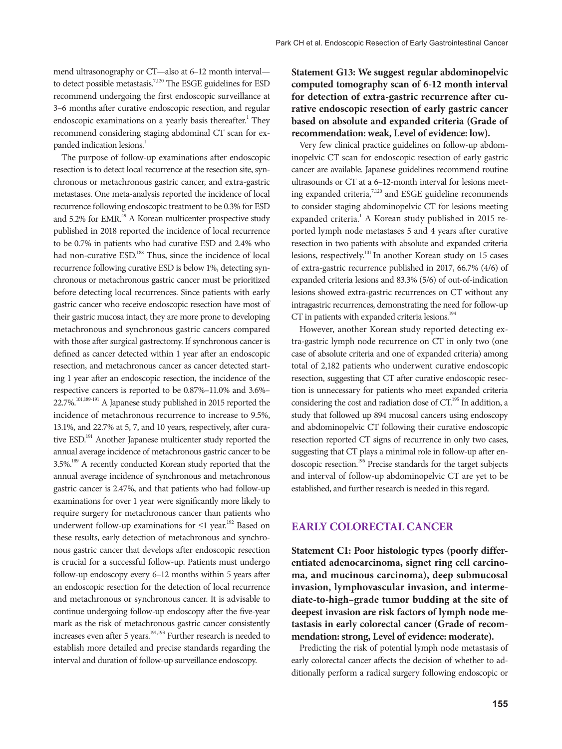mend ultrasonography or CT—also at 6–12 month interval—to detect possible metastasis.[7,120] The ESGE guidelines for ESD recommend undergoing the first endoscopic surveillance at 3–6 months after curative endoscopic resection, and regular endoscopic examinations on a yearly basis thereafter.[1] They recommend considering staging abdominal CT scan for expanded indication lesions.[1]

The purpose of follow-up examinations after endoscopic resection is to detect local recurrence at the resection site, synchronous or metachronous gastric cancer, and extra-gastric metastases. One meta-analysis reported the incidence of local recurrence following endoscopic treatment to be 0.3% for ESD and 5.2% for EMR.[49] A Korean multicenter prospective study published in 2018 reported the incidence of local recurrence to be 0.7% in patients who had curative ESD and 2.4% who had non-curative ESD.[188] Thus, since the incidence of local recurrence following curative ESD is below 1%, detecting synchronous or metachronous gastric cancer must be prioritized before detecting local recurrences. Since patients with early gastric cancer who receive endoscopic resection have most of their gastric mucosa intact, they are more prone to developing metachronous and synchronous gastric cancers compared with those after surgical gastrectomy. If synchronous cancer is defined as cancer detected within 1 year after an endoscopic resection, and metachronous cancer as cancer detected starting 1 year after an endoscopic resection, the incidence of the respective cancers is reported to be 0.87%–11.0% and 3.6%–22.7%.[101,189-191] A Japanese study published in 2015 reported the incidence of metachronous recurrence to increase to 9.5%, 13.1%, and 22.7% at 5, 7, and 10 years, respectively, after curative ESD.[191] Another Japanese multicenter study reported the annual average incidence of metachronous gastric cancer to be 3.5%.[189] A recently conducted Korean study reported that the annual average incidence of synchronous and metachronous gastric cancer is 2.47%, and that patients who had follow-up examinations for over 1 year were significantly more likely to require surgery for metachronous cancer than patients who underwent follow-up examinations for ≤1 year.[192] Based on these results, early detection of metachronous and synchronous gastric cancer that develops after endoscopic resection is crucial for a successful follow-up. Patients must undergo follow-up endoscopy every 6–12 months within 5 years after an endoscopic resection for the detection of local recurrence and metachronous or synchronous cancer. It is advisable to continue undergoing follow-up endoscopy after the five-year mark as the risk of metachronous gastric cancer consistently increases even after 5 years.[191,193] Further research is needed to establish more detailed and precise standards regarding the interval and duration of follow-up surveillance endoscopy.

**Statement G13: We suggest regular abdominopelvic computed tomography scan of 6-12 month interval for detection of extra-gastric recurrence after curative endoscopic resection of early gastric cancer based on absolute and expanded criteria (Grade of recommendation: weak, Level of evidence: low).**

Very few clinical practice guidelines on follow-up abdominopelvic CT scan for endoscopic resection of early gastric cancer are available. Japanese guidelines recommend routine ultrasounds or CT at a 6–12-month interval for lesions meeting expanded criteria,[7,120] and ESGE guideline recommends to consider staging abdominopelvic CT for lesions meeting expanded criteria.[1] A Korean study published in 2015 reported lymph node metastases 5 and 4 years after curative resection in two patients with absolute and expanded criteria lesions, respectively.[101] In another Korean study on 15 cases of extra-gastric recurrence published in 2017, 66.7% (4/6) of expanded criteria lesions and 83.3% (5/6) of out-of-indication lesions showed extra-gastric recurrences on CT without any intragastric recurrences, demonstrating the need for follow-up CT in patients with expanded criteria lesions.[194]

However, another Korean study reported detecting extra-gastric lymph node recurrence on CT in only two (one case of absolute criteria and one of expanded criteria) among total of 2,182 patients who underwent curative endoscopic resection, suggesting that CT after curative endoscopic resection is unnecessary for patients who meet expanded criteria considering the cost and radiation dose of CT.[195] In addition, a study that followed up 894 mucosal cancers using endoscopy and abdominopelvic CT following their curative endoscopic resection reported CT signs of recurrence in only two cases, suggesting that CT plays a minimal role in follow-up after endoscopic resection.[196] Precise standards for the target subjects and interval of follow-up abdominopelvic CT are yet to be established, and further research is needed in this regard.

## EARLY COLORECTAL CANCER

**Statement C1: Poor histologic types (poorly differentiated adenocarcinoma, signet ring cell carcinoma, and mucinous carcinoma), deep submucosal invasion, lymphovascular invasion, and intermediate-to-high–grade tumor budding at the site of deepest invasion are risk factors of lymph node metastasis in early colorectal cancer (Grade of recommendation: strong, Level of evidence: moderate).**

Predicting the risk of potential lymph node metastasis of early colorectal cancer affects the decision of whether to additionally perform a radical surgery following endoscopic or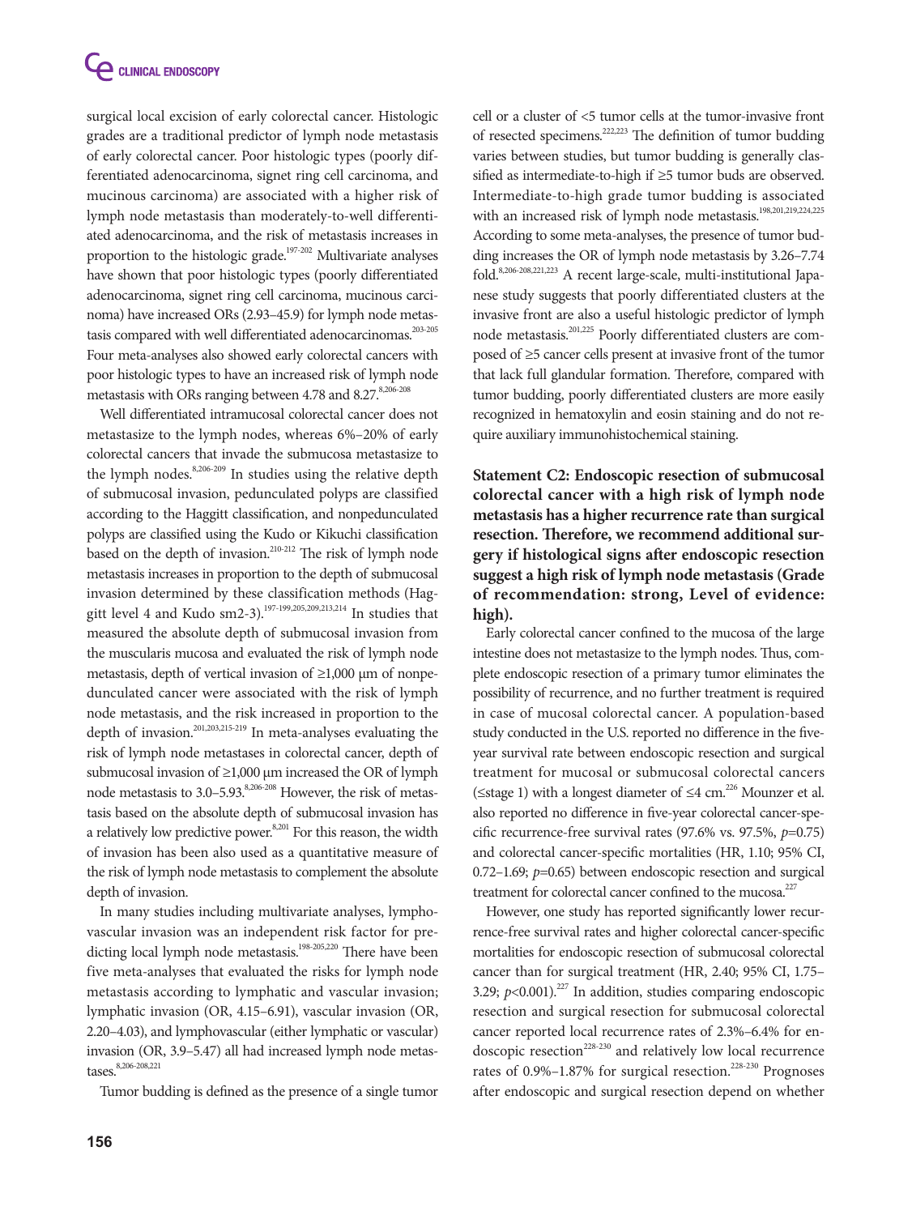surgical local excision of early colorectal cancer. Histologic grades are a traditional predictor of lymph node metastasis of early colorectal cancer. Poor histologic types (poorly differentiated adenocarcinoma, signet ring cell carcinoma, and mucinous carcinoma) are associated with a higher risk of lymph node metastasis than moderately-to-well differentiated adenocarcinoma, and the risk of metastasis increases in proportion to the histologic grade.[197-202] Multivariate analyses have shown that poor histologic types (poorly differentiated adenocarcinoma, signet ring cell carcinoma, mucinous carcinoma) have increased ORs (2.93–45.9) for lymph node metastasis compared with well differentiated adenocarcinomas.[203-205] Four meta-analyses also showed early colorectal cancers with poor histologic types to have an increased risk of lymph node metastasis with ORs ranging between 4.78 and 8.27.[8,206-208]

Well differentiated intramucosal colorectal cancer does not metastasize to the lymph nodes, whereas 6%–20% of early colorectal cancers that invade the submucosa metastasize to the lymph nodes.[8,206-209] In studies using the relative depth of submucosal invasion, pedunculated polyps are classified according to the Haggitt classification, and nonpedunculated polyps are classified using the Kudo or Kikuchi classification based on the depth of invasion.[210-212] The risk of lymph node metastasis increases in proportion to the depth of submucosal invasion determined by these classification methods (Haggitt level 4 and Kudo sm2-3).[197-199,205,209,213,214] In studies that measured the absolute depth of submucosal invasion from the muscularis mucosa and evaluated the risk of lymph node metastasis, depth of vertical invasion of ≥1,000 μm of nonpedunculated cancer were associated with the risk of lymph node metastasis, and the risk increased in proportion to the depth of invasion.[201,203,215-219] In meta-analyses evaluating the risk of lymph node metastases in colorectal cancer, depth of submucosal invasion of ≥1,000 μm increased the OR of lymph node metastasis to 3.0–5.93.[8,206-208] However, the risk of metastasis based on the absolute depth of submucosal invasion has a relatively low predictive power.[8,201] For this reason, the width of invasion has been also used as a quantitative measure of the risk of lymph node metastasis to complement the absolute depth of invasion.

In many studies including multivariate analyses, lymphovascular invasion was an independent risk factor for predicting local lymph node metastasis.[198-205,220] There have been five meta-analyses that evaluated the risks for lymph node metastasis according to lymphatic and vascular invasion; lymphatic invasion (OR, 4.15–6.91), vascular invasion (OR, 2.20–4.03), and lymphovascular (either lymphatic or vascular) invasion (OR, 3.9–5.47) all had increased lymph node metastases.[8,206-208,221]

Tumor budding is defined as the presence of a single tumor cell or a cluster of <5 tumor cells at the tumor-invasive front of resected specimens.[222,223] The definition of tumor budding varies between studies, but tumor budding is generally classified as intermediate-to-high if ≥5 tumor buds are observed. Intermediate-to-high grade tumor budding is associated with an increased risk of lymph node metastasis.[198,201,219,224,225] According to some meta-analyses, the presence of tumor budding increases the OR of lymph node metastasis by 3.26–7.74 fold.[8,206-208,221,223] A recent large-scale, multi-institutional Japanese study suggests that poorly differentiated clusters at the invasive front are also a useful histologic predictor of lymph node metastasis.[201,225] Poorly differentiated clusters are composed of ≥5 cancer cells present at invasive front of the tumor that lack full glandular formation. Therefore, compared with tumor budding, poorly differentiated clusters are more easily recognized in hematoxylin and eosin staining and do not require auxiliary immunohistochemical staining.

**Statement C2: Endoscopic resection of submucosal colorectal cancer with a high risk of lymph node metastasis has a higher recurrence rate than surgical resection. Therefore, we recommend additional surgery if histological signs after endoscopic resection suggest a high risk of lymph node metastasis (Grade of recommendation: strong, Level of evidence: high).**

Early colorectal cancer confined to the mucosa of the large intestine does not metastasize to the lymph nodes. Thus, complete endoscopic resection of a primary tumor eliminates the possibility of recurrence, and no further treatment is required in case of mucosal colorectal cancer. A population-based study conducted in the U.S. reported no difference in the five-year survival rate between endoscopic resection and surgical treatment for mucosal or submucosal colorectal cancers (≤stage 1) with a longest diameter of ≤4 cm.[226] Mounzer et al. also reported no difference in five-year colorectal cancer-specific recurrence-free survival rates (97.6% vs. 97.5%, $p$=0.75) and colorectal cancer-specific mortalities (HR, 1.10; 95% CI, 0.72–1.69; $p$=0.65) between endoscopic resection and surgical treatment for colorectal cancer confined to the mucosa.[227]

However, one study has reported significantly lower recurrence-free survival rates and higher colorectal cancer-specific mortalities for endoscopic resection of submucosal colorectal cancer than for surgical treatment (HR, 2.40; 95% CI, 1.75–3.29; $p$<0.001).[227] In addition, studies comparing endoscopic resection and surgical resection for submucosal colorectal cancer reported local recurrence rates of 2.3%–6.4% for endoscopic resection[228-230] and relatively low local recurrence rates of 0.9%–1.87% for surgical resection.[228-230] Prognoses after endoscopic and surgical resection depend on whether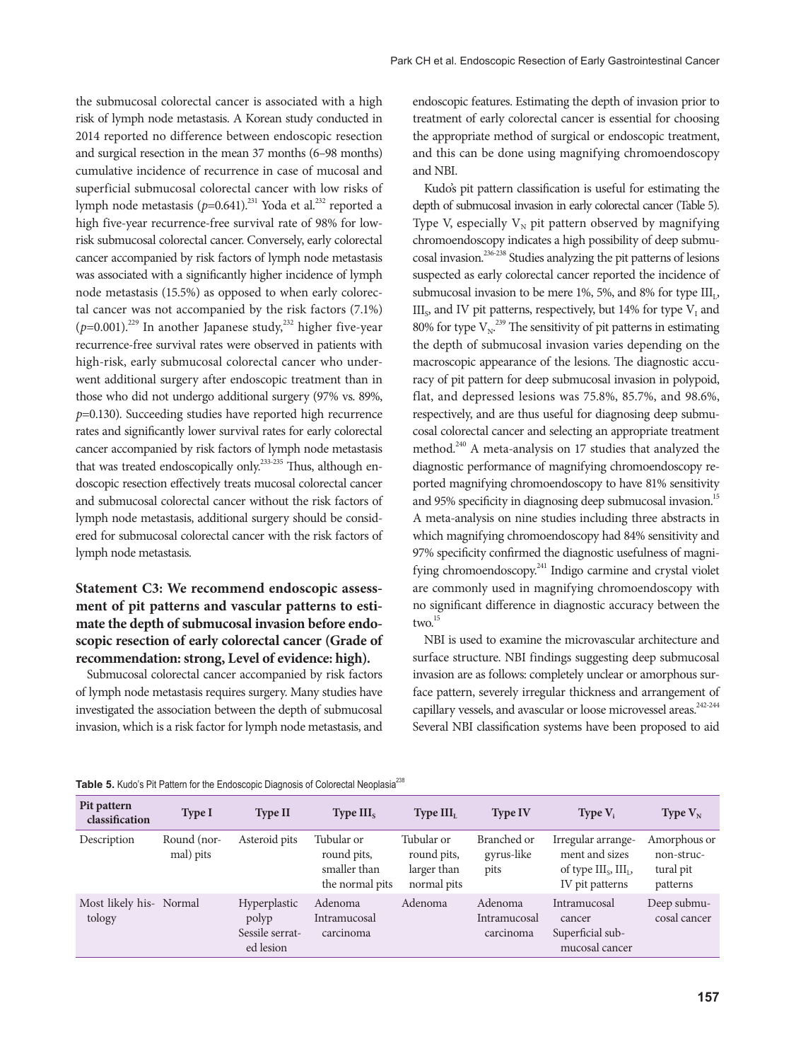the submucosal colorectal cancer is associated with a high risk of lymph node metastasis. A Korean study conducted in 2014 reported no difference between endoscopic resection and surgical resection in the mean 37 months (6–98 months) cumulative incidence of recurrence in case of mucosal and superficial submucosal colorectal cancer with low risks of lymph node metastasis ($p$=0.641).[231] Yoda et al.[232] reported a high five-year recurrence-free survival rate of 98% for low-risk submucosal colorectal cancer. Conversely, early colorectal cancer accompanied by risk factors of lymph node metastasis was associated with a significantly higher incidence of lymph node metastasis (15.5%) as opposed to when early colorectal cancer was not accompanied by the risk factors (7.1%) ($p$=0.001).[229] In another Japanese study,[232] higher five-year recurrence-free survival rates were observed in patients with high-risk, early submucosal colorectal cancer who underwent additional surgery after endoscopic treatment than in those who did not undergo additional surgery (97% vs. 89%, $p$=0.130). Succeeding studies have reported high recurrence rates and significantly lower survival rates for early colorectal cancer accompanied by risk factors of lymph node metastasis that was treated endoscopically only.[233-235] Thus, although endoscopic resection effectively treats mucosal colorectal cancer and submucosal colorectal cancer without the risk factors of lymph node metastasis, additional surgery should be considered for submucosal colorectal cancer with the risk factors of lymph node metastasis.

### Statement C3: We recommend endoscopic assessment of pit patterns and vascular patterns to estimate the depth of submucosal invasion before endoscopic resection of early colorectal cancer (Grade of recommendation: strong, Level of evidence: high).

Submucosal colorectal cancer accompanied by risk factors of lymph node metastasis requires surgery. Many studies have investigated the association between the depth of submucosal invasion, which is a risk factor for lymph node metastasis, and endoscopic features. Estimating the depth of invasion prior to treatment of early colorectal cancer is essential for choosing the appropriate method of surgical or endoscopic treatment, and this can be done using magnifying chromoendoscopy and NBI.

Kudo's pit pattern classification is useful for estimating the depth of submucosal invasion in early colorectal cancer (Table 5). Type V, especially $V_N$ pit pattern observed by magnifying chromoendoscopy indicates a high possibility of deep submucosal invasion.[236-238] Studies analyzing the pit patterns of lesions suspected as early colorectal cancer reported the incidence of submucosal invasion to be mere 1%, 5%, and 8% for type $III_L$, $III_S$, and IV pit patterns, respectively, but 14% for type $V_I$ and 80% for type $V_N$.[239] The sensitivity of pit patterns in estimating the depth of submucosal invasion varies depending on the macroscopic appearance of the lesions. The diagnostic accuracy of pit pattern for deep submucosal invasion in polypoid, flat, and depressed lesions was 75.8%, 85.7%, and 98.6%, respectively, and are thus useful for diagnosing deep submucosal colorectal cancer and selecting an appropriate treatment method.[240] A meta-analysis on 17 studies that analyzed the diagnostic performance of magnifying chromoendoscopy reported magnifying chromoendoscopy to have 81% sensitivity and 95% specificity in diagnosing deep submucosal invasion.[15] A meta-analysis on nine studies including three abstracts in which magnifying chromoendoscopy had 84% sensitivity and 97% specificity confirmed the diagnostic usefulness of magnifying chromoendoscopy.[241] Indigo carmine and crystal violet are commonly used in magnifying chromoendoscopy with no significant difference in diagnostic accuracy between the two.[15]

NBI is used to examine the microvascular architecture and surface structure. NBI findings suggesting deep submucosal invasion are as follows: completely unclear or amorphous surface pattern, severely irregular thickness and arrangement of capillary vessels, and avascular or loose microvessel areas.[242-244] Several NBI classification systems have been proposed to aid

**Table 5.** Kudo's Pit Pattern for the Endoscopic Diagnosis of Colorectal Neoplasia[238]

| Pit pattern classification | Type I | Type II | Type $III_S$ | Type $III_L$ | Type IV | Type $V_I$ | Type $V_N$ |
|---|---|---|---|---|---|---|---|
| Description | Round (normal) pits | Asteroid pits | Tubular or round pits, smaller than the normal pits | Tubular or round pits, larger than normal pits | Branched or gyrus-like pits | Irregular arrangement and sizes of type $III_S$, $III_L$, IV pit patterns | Amorphous or non-structural pit patterns |
| Most likely histology | Normal | Hyperplastic polyp<br>Sessile serrated lesion | Adenoma<br>Intramucosal carcinoma | Adenoma | Adenoma<br>Intramucosal carcinoma | Intramucosal cancer<br>Superficial submucosal cancer | Deep submucosal cancer |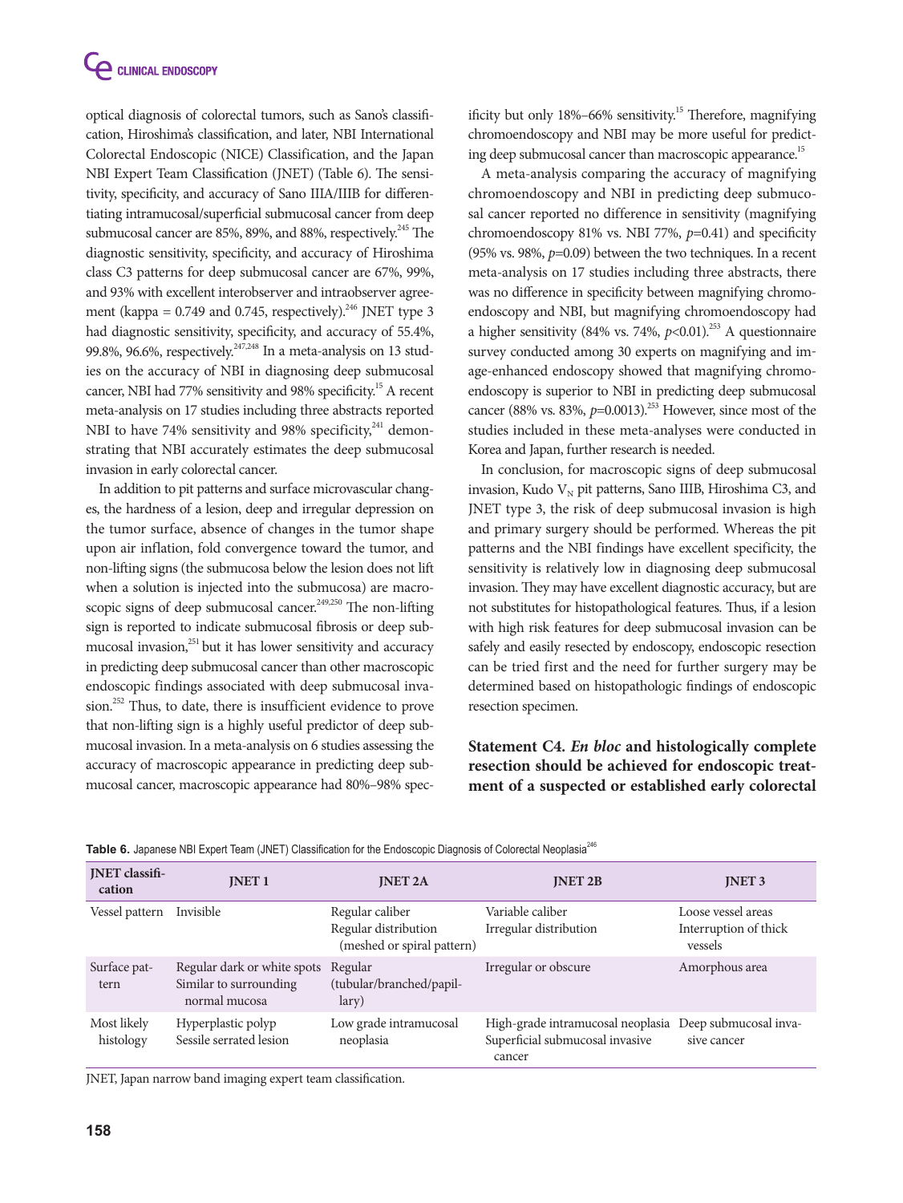optical diagnosis of colorectal tumors, such as Sano's classification, Hiroshima's classification, and later, NBI International Colorectal Endoscopic (NICE) Classification, and the Japan NBI Expert Team Classification (JNET) (Table 6). The sensitivity, specificity, and accuracy of Sano IIIA/IIIB for differentiating intramucosal/superficial submucosal cancer from deep submucosal cancer are 85%, 89%, and 88%, respectively.[245] The diagnostic sensitivity, specificity, and accuracy of Hiroshima class C3 patterns for deep submucosal cancer are 67%, 99%, and 93% with excellent interobserver and intraobserver agreement (kappa = 0.749 and 0.745, respectively).[246] JNET type 3 had diagnostic sensitivity, specificity, and accuracy of 55.4%, 99.8%, 96.6%, respectively.[247,248] In a meta-analysis on 13 studies on the accuracy of NBI in diagnosing deep submucosal cancer, NBI had 77% sensitivity and 98% specificity.[15] A recent meta-analysis on 17 studies including three abstracts reported NBI to have 74% sensitivity and 98% specificity,[241] demonstrating that NBI accurately estimates the deep submucosal invasion in early colorectal cancer.

In addition to pit patterns and surface microvascular changes, the hardness of a lesion, deep and irregular depression on the tumor surface, absence of changes in the tumor shape upon air inflation, fold convergence toward the tumor, and non-lifting signs (the submucosa below the lesion does not lift when a solution is injected into the submucosa) are macroscopic signs of deep submucosal cancer.[249,250] The non-lifting sign is reported to indicate submucosal fibrosis or deep submucosal invasion,[251] but it has lower sensitivity and accuracy in predicting deep submucosal cancer than other macroscopic endoscopic findings associated with deep submucosal invasion.[252] Thus, to date, there is insufficient evidence to prove that non-lifting sign is a highly useful predictor of deep submucosal invasion. In a meta-analysis on 6 studies assessing the accuracy of macroscopic appearance in predicting deep submucosal cancer, macroscopic appearance had 80%–98% specificity but only 18%–66% sensitivity.[15] Therefore, magnifying chromoendoscopy and NBI may be more useful for predicting deep submucosal cancer than macroscopic appearance.[15]

A meta-analysis comparing the accuracy of magnifying chromoendoscopy and NBI in predicting deep submucosal cancer reported no difference in sensitivity (magnifying chromoendoscopy 81% vs. NBI 77%, $p$=0.41) and specificity (95% vs. 98%, $p$=0.09) between the two techniques. In a recent meta-analysis on 17 studies including three abstracts, there was no difference in specificity between magnifying chromoendoscopy and NBI, but magnifying chromoendoscopy had a higher sensitivity (84% vs. 74%, $p$<0.01).[253] A questionnaire survey conducted among 30 experts on magnifying and image-enhanced endoscopy showed that magnifying chromoendoscopy is superior to NBI in predicting deep submucosal cancer (88% vs. 83%, $p$=0.0013).[253] However, since most of the studies included in these meta-analyses were conducted in Korea and Japan, further research is needed.

In conclusion, for macroscopic signs of deep submucosal invasion, Kudo $V_N$ pit patterns, Sano IIIB, Hiroshima C3, and JNET type 3, the risk of deep submucosal invasion is high and primary surgery should be performed. Whereas the pit patterns and the NBI findings have excellent specificity, the sensitivity is relatively low in diagnosing deep submucosal invasion. They may have excellent diagnostic accuracy, but are not substitutes for histopathological features. Thus, if a lesion with high risk features for deep submucosal invasion can be safely and easily resected by endoscopy, endoscopic resection can be tried first and the need for further surgery may be determined based on histopathologic findings of endoscopic resection specimen.

**Statement C4. *En bloc* and histologically complete resection should be achieved for endoscopic treatment of a suspected or established early colorectal**

**Table 6.** Japanese NBI Expert Team (JNET) Classification for the Endoscopic Diagnosis of Colorectal Neoplasia[246]

| JNET classification | JNET 1 | JNET 2A | JNET 2B | JNET 3 |
|---|---|---|---|---|
| Vessel pattern | Invisible | Regular caliber<br>Regular distribution (meshed or spiral pattern) | Variable caliber<br>Irregular distribution | Loose vessel areas<br>Interruption of thick vessels |
| Surface pattern | Regular dark or white spots<br>Similar to surrounding normal mucosa | Regular (tubular/branched/papillary) | Irregular or obscure | Amorphous area |
| Most likely histology | Hyperplastic polyp<br>Sessile serrated lesion | Low grade intramucosal neoplasia | High-grade intramucosal neoplasia<br>Superficial submucosal invasive cancer | Deep submucosal invasive cancer |

JNET, Japan narrow band imaging expert team classification.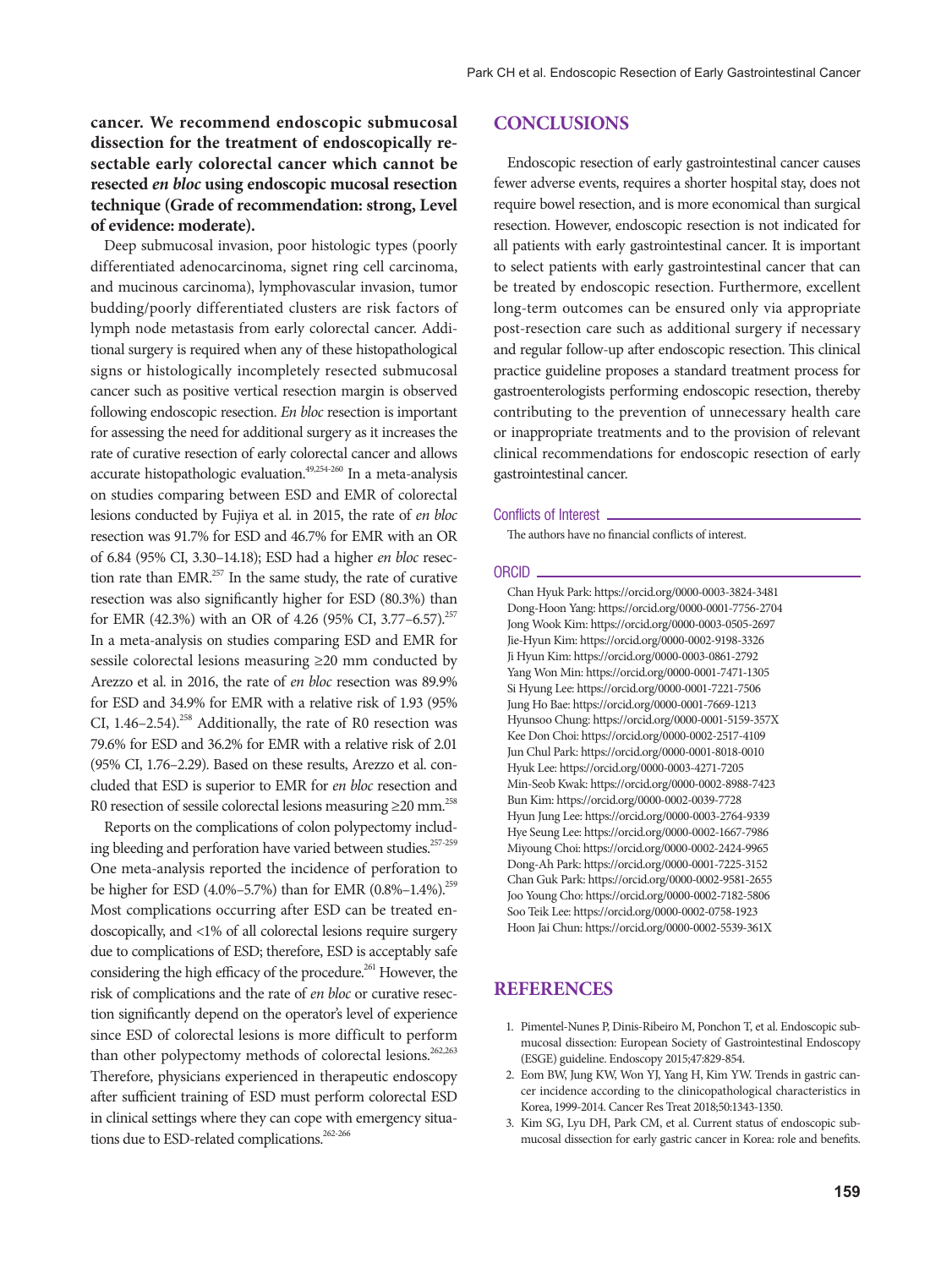**cancer. We recommend endoscopic submucosal dissection for the treatment of endoscopically resectable early colorectal cancer which cannot be resected *en bloc* using endoscopic mucosal resection technique (Grade of recommendation: strong, Level of evidence: moderate).**

Deep submucosal invasion, poor histologic types (poorly differentiated adenocarcinoma, signet ring cell carcinoma, and mucinous carcinoma), lymphovascular invasion, tumor budding/poorly differentiated clusters are risk factors of lymph node metastasis from early colorectal cancer. Additional surgery is required when any of these histopathological signs or histologically incompletely resected submucosal cancer such as positive vertical resection margin is observed following endoscopic resection. *En bloc* resection is important for assessing the need for additional surgery as it increases the rate of curative resection of early colorectal cancer and allows accurate histopathologic evaluation.[49,254-260] In a meta-analysis on studies comparing between ESD and EMR of colorectal lesions conducted by Fujiya et al. in 2015, the rate of *en bloc* resection was 91.7% for ESD and 46.7% for EMR with an OR of 6.84 (95% CI, 3.30–14.18); ESD had a higher *en bloc* resection rate than EMR.[257] In the same study, the rate of curative resection was also significantly higher for ESD (80.3%) than for EMR (42.3%) with an OR of 4.26 (95% CI, 3.77–6.57).[257] In a meta-analysis on studies comparing ESD and EMR for sessile colorectal lesions measuring ≥20 mm conducted by Arezzo et al. in 2016, the rate of *en bloc* resection was 89.9% for ESD and 34.9% for EMR with a relative risk of 1.93 (95% CI, 1.46–2.54).[258] Additionally, the rate of R0 resection was 79.6% for ESD and 36.2% for EMR with a relative risk of 2.01 (95% CI, 1.76–2.29). Based on these results, Arezzo et al. concluded that ESD is superior to EMR for *en bloc* resection and R0 resection of sessile colorectal lesions measuring ≥20 mm.[258]

Reports on the complications of colon polypectomy including bleeding and perforation have varied between studies.[257-259] One meta-analysis reported the incidence of perforation to be higher for ESD (4.0%–5.7%) than for EMR (0.8%–1.4%).[259] Most complications occurring after ESD can be treated endoscopically, and <1% of all colorectal lesions require surgery due to complications of ESD; therefore, ESD is acceptably safe considering the high efficacy of the procedure.[261] However, the risk of complications and the rate of *en bloc* or curative resection significantly depend on the operator's level of experience since ESD of colorectal lesions is more difficult to perform than other polypectomy methods of colorectal lesions.[262,263] Therefore, physicians experienced in therapeutic endoscopy after sufficient training of ESD must perform colorectal ESD in clinical settings where they can cope with emergency situations due to ESD-related complications.[262-266]

## CONCLUSIONS

Endoscopic resection of early gastrointestinal cancer causes fewer adverse events, requires a shorter hospital stay, does not require bowel resection, and is more economical than surgical resection. However, endoscopic resection is not indicated for all patients with early gastrointestinal cancer. It is important to select patients with early gastrointestinal cancer that can be treated by endoscopic resection. Furthermore, excellent long-term outcomes can be ensured only via appropriate post-resection care such as additional surgery if necessary and regular follow-up after endoscopic resection. This clinical practice guideline proposes a standard treatment process for gastroenterologists performing endoscopic resection, thereby contributing to the prevention of unnecessary health care or inappropriate treatments and to the provision of relevant clinical recommendations for endoscopic resection of early gastrointestinal cancer.

### Conflicts of Interest

The authors have no financial conflicts of interest.

### ORCID

Chan Hyuk Park: https://orcid.org/0000-0003-3824-3481
Dong-Hoon Yang: https://orcid.org/0000-0001-7756-2704
Jong Wook Kim: https://orcid.org/0000-0003-0505-2697
Jie-Hyun Kim: https://orcid.org/0000-0002-9198-3326
Ji Hyun Kim: https://orcid.org/0000-0003-0861-2792
Yang Won Min: https://orcid.org/0000-0001-7471-1305
Si Hyung Lee: https://orcid.org/0000-0001-7221-7506
Jung Ho Bae: https://orcid.org/0000-0001-7669-1213
Hyunsoo Chung: https://orcid.org/0000-0001-5159-357X
Kee Don Choi: https://orcid.org/0000-0002-2517-4109
Jun Chul Park: https://orcid.org/0000-0001-8018-0010
Hyuk Lee: https://orcid.org/0000-0003-4271-7205
Min-Seob Kwak: https://orcid.org/0000-0002-8988-7423
Bun Kim: https://orcid.org/0000-0002-0039-7728
Hyun Jung Lee: https://orcid.org/0000-0003-2764-9339
Hye Seung Lee: https://orcid.org/0000-0002-1667-7986
Miyoung Choi: https://orcid.org/0000-0002-2424-9965
Dong-Ah Park: https://orcid.org/0000-0001-7225-3152
Chan Guk Park: https://orcid.org/0000-0002-9581-2655
Joo Young Cho: https://orcid.org/0000-0002-7182-5806
Soo Teik Lee: https://orcid.org/0000-0002-0758-1923
Hoon Jai Chun: https://orcid.org/0000-0002-5539-361X

## REFERENCES

1. Pimentel-Nunes P, Dinis-Ribeiro M, Ponchon T, et al. Endoscopic submucosal dissection: European Society of Gastrointestinal Endoscopy (ESGE) guideline. Endoscopy 2015;47:829-854.
2. Eom BW, Jung KW, Won YJ, Yang H, Kim YW. Trends in gastric cancer incidence according to the clinicopathological characteristics in Korea, 1999-2014. Cancer Res Treat 2018;50:1343-1350.
3. Kim SG, Lyu DH, Park CM, et al. Current status of endoscopic submucosal dissection for early gastric cancer in Korea: role and benefits.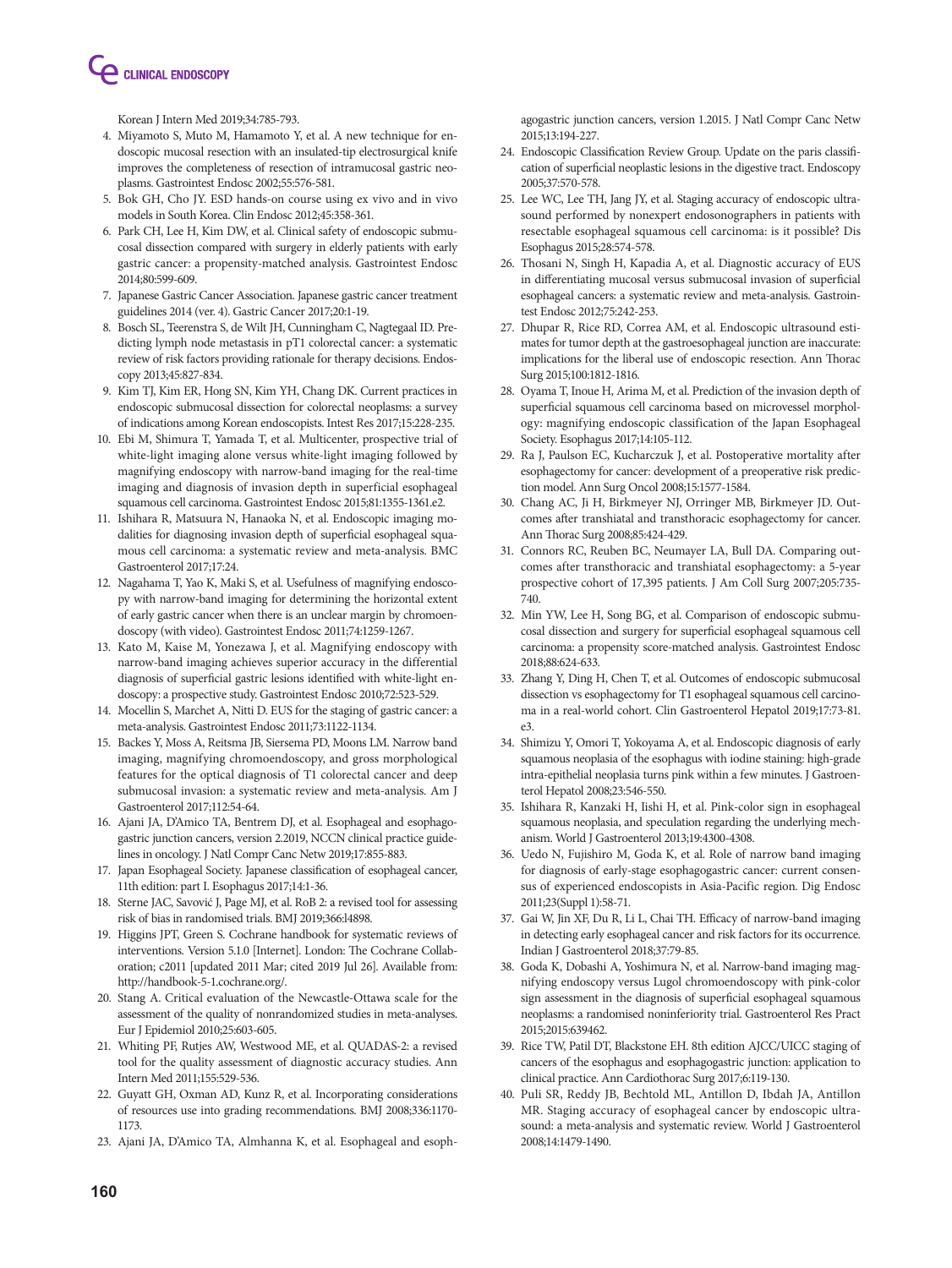Korean J Intern Med 2019;34:785-793.

4. Miyamoto S, Muto M, Hamamoto Y, et al. A new technique for endoscopic mucosal resection with an insulated-tip electrosurgical knife improves the completeness of resection of intramucosal gastric neoplasms. Gastrointest Endosc 2002;55:576-581.
5. Bok GH, Cho JY. ESD hands-on course using ex vivo and in vivo models in South Korea. Clin Endosc 2012;45:358-361.
6. Park CH, Lee H, Kim DW, et al. Clinical safety of endoscopic submucosal dissection compared with surgery in elderly patients with early gastric cancer: a propensity-matched analysis. Gastrointest Endosc 2014;80:599-609.
7. Japanese Gastric Cancer Association. Japanese gastric cancer treatment guidelines 2014 (ver. 4). Gastric Cancer 2017;20:1-19.
8. Bosch SL, Teerenstra S, de Wilt JH, Cunningham C, Nagtegaal ID. Predicting lymph node metastasis in pT1 colorectal cancer: a systematic review of risk factors providing rationale for therapy decisions. Endoscopy 2013;45:827-834.
9. Kim TJ, Kim ER, Hong SN, Kim YH, Chang DK. Current practices in endoscopic submucosal dissection for colorectal neoplasms: a survey of indications among Korean endoscopists. Intest Res 2017;15:228-235.
10. Ebi M, Shimura T, Yamada T, et al. Multicenter, prospective trial of white-light imaging alone versus white-light imaging followed by magnifying endoscopy with narrow-band imaging for the real-time imaging and diagnosis of invasion depth in superficial esophageal squamous cell carcinoma. Gastrointest Endosc 2015;81:1355-1361.e2.
11. Ishihara R, Matsuura N, Hanaoka N, et al. Endoscopic imaging modalities for diagnosing invasion depth of superficial esophageal squamous cell carcinoma: a systematic review and meta-analysis. BMC Gastroenterol 2017;17:24.
12. Nagahama T, Yao K, Maki S, et al. Usefulness of magnifying endoscopy with narrow-band imaging for determining the horizontal extent of early gastric cancer when there is an unclear margin by chromoendoscopy (with video). Gastrointest Endosc 2011;74:1259-1267.
13. Kato M, Kaise M, Yonezawa J, et al. Magnifying endoscopy with narrow-band imaging achieves superior accuracy in the differential diagnosis of superficial gastric lesions identified with white-light endoscopy: a prospective study. Gastrointest Endosc 2010;72:523-529.
14. Mocellin S, Marchet A, Nitti D. EUS for the staging of gastric cancer: a meta-analysis. Gastrointest Endosc 2011;73:1122-1134.
15. Backes Y, Moss A, Reitsma JB, Siersema PD, Moons LM. Narrow band imaging, magnifying chromoendoscopy, and gross morphological features for the optical diagnosis of T1 colorectal cancer and deep submucosal invasion: a systematic review and meta-analysis. Am J Gastroenterol 2017;112:54-64.
16. Ajani JA, D'Amico TA, Bentrem DJ, et al. Esophageal and esophagogastric junction cancers, version 2.2019, NCCN clinical practice guidelines in oncology. J Natl Compr Canc Netw 2019;17:855-883.
17. Japan Esophageal Society. Japanese classification of esophageal cancer, 11th edition: part I. Esophagus 2017;14:1-36.
18. Sterne JAC, Savović J, Page MJ, et al. RoB 2: a revised tool for assessing risk of bias in randomised trials. BMJ 2019;366:l4898.
19. Higgins JPT, Green S. Cochrane handbook for systematic reviews of interventions. Version 5.1.0 [Internet]. London: The Cochrane Collaboration; c2011 [updated 2011 Mar; cited 2019 Jul 26]. Available from: http://handbook-5-1.cochrane.org/.
20. Stang A. Critical evaluation of the Newcastle-Ottawa scale for the assessment of the quality of nonrandomized studies in meta-analyses. Eur J Epidemiol 2010;25:603-605.
21. Whiting PF, Rutjes AW, Westwood ME, et al. QUADAS-2: a revised tool for the quality assessment of diagnostic accuracy studies. Ann Intern Med 2011;155:529-536.
22. Guyatt GH, Oxman AD, Kunz R, et al. Incorporating considerations of resources use into grading recommendations. BMJ 2008;336:1170-1173.
23. Ajani JA, D'Amico TA, Almhanna K, et al. Esophageal and esophagogastric junction cancers, version 1.2015. J Natl Compr Canc Netw 2015;13:194-227.
24. Endoscopic Classification Review Group. Update on the paris classification of superficial neoplastic lesions in the digestive tract. Endoscopy 2005;37:570-578.
25. Lee WC, Lee TH, Jang JY, et al. Staging accuracy of endoscopic ultrasound performed by nonexpert endosonographers in patients with resectable esophageal squamous cell carcinoma: is it possible? Dis Esophagus 2015;28:574-578.
26. Thosani N, Singh H, Kapadia A, et al. Diagnostic accuracy of EUS in differentiating mucosal versus submucosal invasion of superficial esophageal cancers: a systematic review and meta-analysis. Gastrointest Endosc 2012;75:242-253.
27. Dhupar R, Rice RD, Correa AM, et al. Endoscopic ultrasound estimates for tumor depth at the gastroesophageal junction are inaccurate: implications for the liberal use of endoscopic resection. Ann Thorac Surg 2015;100:1812-1816.
28. Oyama T, Inoue H, Arima M, et al. Prediction of the invasion depth of superficial squamous cell carcinoma based on microvessel morphology: magnifying endoscopic classification of the Japan Esophageal Society. Esophagus 2017;14:105-112.
29. Ra J, Paulson EC, Kucharczuk J, et al. Postoperative mortality after esophagectomy for cancer: development of a preoperative risk prediction model. Ann Surg Oncol 2008;15:1577-1584.
30. Chang AC, Ji H, Birkmeyer NJ, Orringer MB, Birkmeyer JD. Outcomes after transhiatal and transthoracic esophagectomy for cancer. Ann Thorac Surg 2008;85:424-429.
31. Connors RC, Reuben BC, Neumayer LA, Bull DA. Comparing outcomes after transthoracic and transhiatal esophagectomy: a 5-year prospective cohort of 17,395 patients. J Am Coll Surg 2007;205:735-740.
32. Min YW, Lee H, Song BG, et al. Comparison of endoscopic submucosal dissection and surgery for superficial esophageal squamous cell carcinoma: a propensity score-matched analysis. Gastrointest Endosc 2018;88:624-633.
33. Zhang Y, Ding H, Chen T, et al. Outcomes of endoscopic submucosal dissection vs esophagectomy for T1 esophageal squamous cell carcinoma in a real-world cohort. Clin Gastroenterol Hepatol 2019;17:73-81.e3.
34. Shimizu Y, Omori T, Yokoyama A, et al. Endoscopic diagnosis of early squamous neoplasia of the esophagus with iodine staining: high-grade intra-epithelial neoplasia turns pink within a few minutes. J Gastroenterol Hepatol 2008;23:546-550.
35. Ishihara R, Kanzaki H, Iishi H, et al. Pink-color sign in esophageal squamous neoplasia, and speculation regarding the underlying mechanism. World J Gastroenterol 2013;19:4300-4308.
36. Uedo N, Fujishiro M, Goda K, et al. Role of narrow band imaging for diagnosis of early-stage esophagogastric cancer: current consensus of experienced endoscopists in Asia-Pacific region. Dig Endosc 2011;23(Suppl 1):58-71.
37. Gai W, Jin XF, Du R, Li L, Chai TH. Efficacy of narrow-band imaging in detecting early esophageal cancer and risk factors for its occurrence. Indian J Gastroenterol 2018;37:79-85.
38. Goda K, Dobashi A, Yoshimura N, et al. Narrow-band imaging magnifying endoscopy versus Lugol chromoendoscopy with pink-color sign assessment in the diagnosis of superficial esophageal squamous neoplasms: a randomised noninferiority trial. Gastroenterol Res Pract 2015;2015:639462.
39. Rice TW, Patil DT, Blackstone EH. 8th edition AJCC/UICC staging of cancers of the esophagus and esophagogastric junction: application to clinical practice. Ann Cardiothorac Surg 2017;6:119-130.
40. Puli SR, Reddy JB, Bechtold ML, Antillon D, Ibdah JA, Antillon MR. Staging accuracy of esophageal cancer by endoscopic ultrasound: a meta-analysis and systematic review. World J Gastroenterol 2008;14:1479-1490.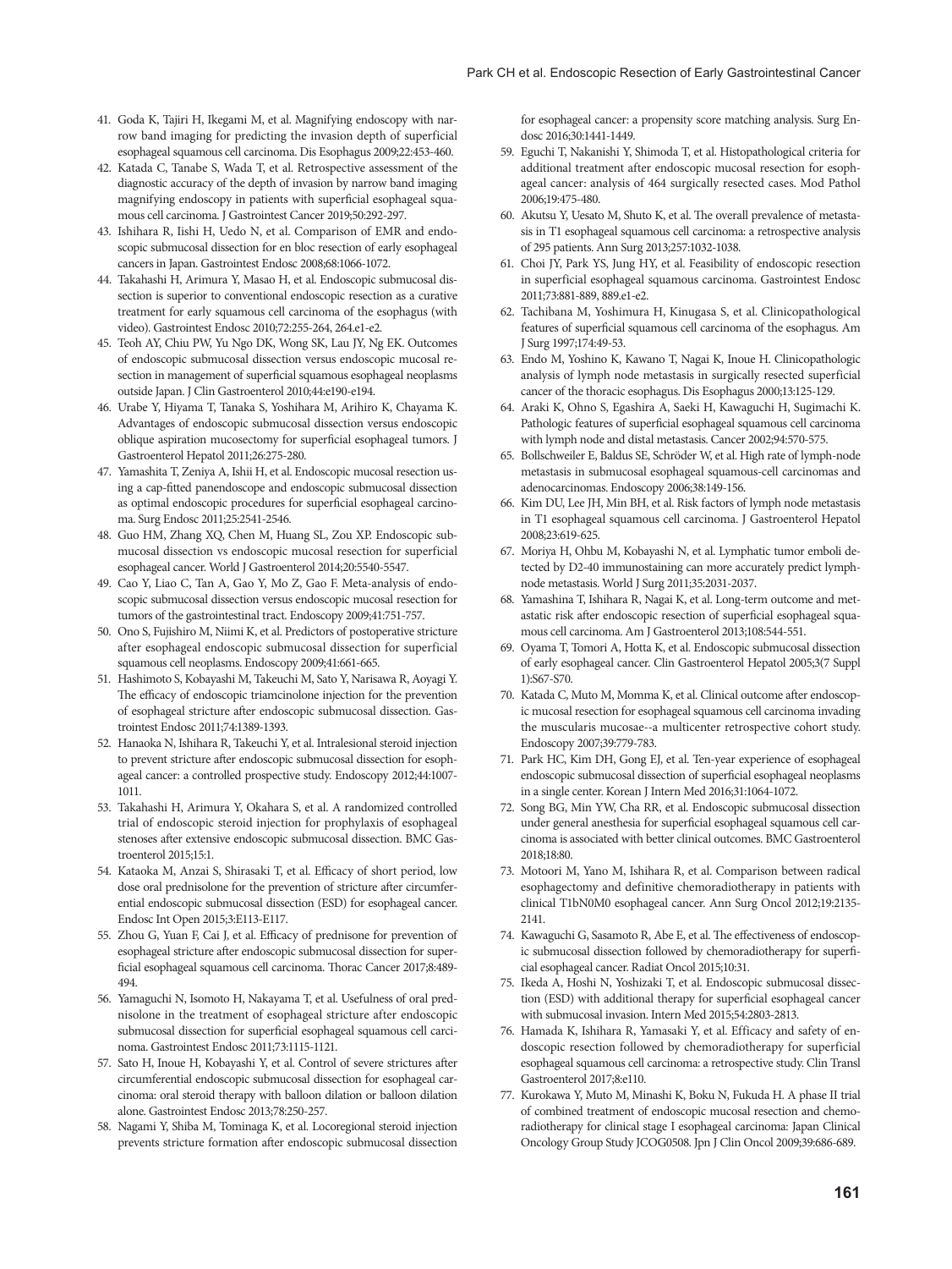41. Goda K, Tajiri H, Ikegami M, et al. Magnifying endoscopy with narrow band imaging for predicting the invasion depth of superficial esophageal squamous cell carcinoma. Dis Esophagus 2009;22:453-460.
42. Katada C, Tanabe S, Wada T, et al. Retrospective assessment of the diagnostic accuracy of the depth of invasion by narrow band imaging magnifying endoscopy in patients with superficial esophageal squamous cell carcinoma. J Gastrointest Cancer 2019;50:292-297.
43. Ishihara R, Iishi H, Uedo N, et al. Comparison of EMR and endoscopic submucosal dissection for en bloc resection of early esophageal cancers in Japan. Gastrointest Endosc 2008;68:1066-1072.
44. Takahashi H, Arimura Y, Masao H, et al. Endoscopic submucosal dissection is superior to conventional endoscopic resection as a curative treatment for early squamous cell carcinoma of the esophagus (with video). Gastrointest Endosc 2010;72:255-264, 264.e1-e2.
45. Teoh AY, Chiu PW, Yu Ngo DK, Wong SK, Lau JY, Ng EK. Outcomes of endoscopic submucosal dissection versus endoscopic mucosal resection in management of superficial squamous esophageal neoplasms outside Japan. J Clin Gastroenterol 2010;44:e190-e194.
46. Urabe Y, Hiyama T, Tanaka S, Yoshihara M, Arihiro K, Chayama K. Advantages of endoscopic submucosal dissection versus endoscopic oblique aspiration mucosectomy for superficial esophageal tumors. J Gastroenterol Hepatol 2011;26:275-280.
47. Yamashita T, Zeniya A, Ishii H, et al. Endoscopic mucosal resection using a cap-fitted panendoscope and endoscopic submucosal dissection as optimal endoscopic procedures for superficial esophageal carcinoma. Surg Endosc 2011;25:2541-2546.
48. Guo HM, Zhang XQ, Chen M, Huang SL, Zou XP. Endoscopic submucosal dissection vs endoscopic mucosal resection for superficial esophageal cancer. World J Gastroenterol 2014;20:5540-5547.
49. Cao Y, Liao C, Tan A, Gao Y, Mo Z, Gao F. Meta-analysis of endoscopic submucosal dissection versus endoscopic mucosal resection for tumors of the gastrointestinal tract. Endoscopy 2009;41:751-757.
50. Ono S, Fujishiro M, Niimi K, et al. Predictors of postoperative stricture after esophageal endoscopic submucosal dissection for superficial squamous cell neoplasms. Endoscopy 2009;41:661-665.
51. Hashimoto S, Kobayashi M, Takeuchi M, Sato Y, Narisawa R, Aoyagi Y. The efficacy of endoscopic triamcinolone injection for the prevention of esophageal stricture after endoscopic submucosal dissection. Gastrointest Endosc 2011;74:1389-1393.
52. Hanaoka N, Ishihara R, Takeuchi Y, et al. Intralesional steroid injection to prevent stricture after endoscopic submucosal dissection for esophageal cancer: a controlled prospective study. Endoscopy 2012;44:1007-1011.
53. Takahashi H, Arimura Y, Okahara S, et al. A randomized controlled trial of endoscopic steroid injection for prophylaxis of esophageal stenoses after extensive endoscopic submucosal dissection. BMC Gastroenterol 2015;15:1.
54. Kataoka M, Anzai S, Shirasaki T, et al. Efficacy of short period, low dose oral prednisolone for the prevention of stricture after circumferential endoscopic submucosal dissection (ESD) for esophageal cancer. Endosc Int Open 2015;3:E113-E117.
55. Zhou G, Yuan F, Cai J, et al. Efficacy of prednisone for prevention of esophageal stricture after endoscopic submucosal dissection for superficial esophageal squamous cell carcinoma. Thorac Cancer 2017;8:489-494.
56. Yamaguchi N, Isomoto H, Nakayama T, et al. Usefulness of oral prednisolone in the treatment of esophageal stricture after endoscopic submucosal dissection for superficial esophageal squamous cell carcinoma. Gastrointest Endosc 2011;73:1115-1121.
57. Sato H, Inoue H, Kobayashi Y, et al. Control of severe strictures after circumferential endoscopic submucosal dissection for esophageal carcinoma: oral steroid therapy with balloon dilation or balloon dilation alone. Gastrointest Endosc 2013;78:250-257.
58. Nagami Y, Shiba M, Tominaga K, et al. Locoregional steroid injection prevents stricture formation after endoscopic submucosal dissection for esophageal cancer: a propensity score matching analysis. Surg Endosc 2016;30:1441-1449.
59. Eguchi T, Nakanishi Y, Shimoda T, et al. Histopathological criteria for additional treatment after endoscopic mucosal resection for esophageal cancer: analysis of 464 surgically resected cases. Mod Pathol 2006;19:475-480.
60. Akutsu Y, Uesato M, Shuto K, et al. The overall prevalence of metastasis in T1 esophageal squamous cell carcinoma: a retrospective analysis of 295 patients. Ann Surg 2013;257:1032-1038.
61. Choi JY, Park YS, Jung HY, et al. Feasibility of endoscopic resection in superficial esophageal squamous carcinoma. Gastrointest Endosc 2011;73:881-889, 889.e1-e2.
62. Tachibana M, Yoshimura H, Kinugasa S, et al. Clinicopathological features of superficial squamous cell carcinoma of the esophagus. Am J Surg 1997;174:49-53.
63. Endo M, Yoshino K, Kawano T, Nagai K, Inoue H. Clinicopathologic analysis of lymph node metastasis in surgically resected superficial cancer of the thoracic esophagus. Dis Esophagus 2000;13:125-129.
64. Araki K, Ohno S, Egashira A, Saeki H, Kawaguchi H, Sugimachi K. Pathologic features of superficial esophageal squamous cell carcinoma with lymph node and distal metastasis. Cancer 2002;94:570-575.
65. Bollschweiler E, Baldus SE, Schröder W, et al. High rate of lymph-node metastasis in submucosal esophageal squamous-cell carcinomas and adenocarcinomas. Endoscopy 2006;38:149-156.
66. Kim DU, Lee JH, Min BH, et al. Risk factors of lymph node metastasis in T1 esophageal squamous cell carcinoma. J Gastroenterol Hepatol 2008;23:619-625.
67. Moriya H, Ohbu M, Kobayashi N, et al. Lymphatic tumor emboli detected by D2-40 immunostaining can more accurately predict lymph-node metastasis. World J Surg 2011;35:2031-2037.
68. Yamashina T, Ishihara R, Nagai K, et al. Long-term outcome and metastatic risk after endoscopic resection of superficial esophageal squamous cell carcinoma. Am J Gastroenterol 2013;108:544-551.
69. Oyama T, Tomori A, Hotta K, et al. Endoscopic submucosal dissection of early esophageal cancer. Clin Gastroenterol Hepatol 2005;3(7 Suppl 1):S67-S70.
70. Katada C, Muto M, Momma K, et al. Clinical outcome after endoscopic mucosal resection for esophageal squamous cell carcinoma invading the muscularis mucosae--a multicenter retrospective cohort study. Endoscopy 2007;39:779-783.
71. Park HC, Kim DH, Gong EJ, et al. Ten-year experience of esophageal endoscopic submucosal dissection of superficial esophageal neoplasms in a single center. Korean J Intern Med 2016;31:1064-1072.
72. Song BG, Min YW, Cha RR, et al. Endoscopic submucosal dissection under general anesthesia for superficial esophageal squamous cell carcinoma is associated with better clinical outcomes. BMC Gastroenterol 2018;18:80.
73. Motoori M, Yano M, Ishihara R, et al. Comparison between radical esophagectomy and definitive chemoradiotherapy in patients with clinical T1bN0M0 esophageal cancer. Ann Surg Oncol 2012;19:2135-2141.
74. Kawaguchi G, Sasamoto R, Abe E, et al. The effectiveness of endoscopic submucosal dissection followed by chemoradiotherapy for superficial esophageal cancer. Radiat Oncol 2015;10:31.
75. Ikeda A, Hoshi N, Yoshizaki T, et al. Endoscopic submucosal dissection (ESD) with additional therapy for superficial esophageal cancer with submucosal invasion. Intern Med 2015;54:2803-2813.
76. Hamada K, Ishihara R, Yamasaki Y, et al. Efficacy and safety of endoscopic resection followed by chemoradiotherapy for superficial esophageal squamous cell carcinoma: a retrospective study. Clin Transl Gastroenterol 2017;8:e110.
77. Kurokawa Y, Muto M, Minashi K, Boku N, Fukuda H. A phase II trial of combined treatment of endoscopic mucosal resection and chemoradiotherapy for clinical stage I esophageal carcinoma: Japan Clinical Oncology Group Study JCOG0508. Jpn J Clin Oncol 2009;39:686-689.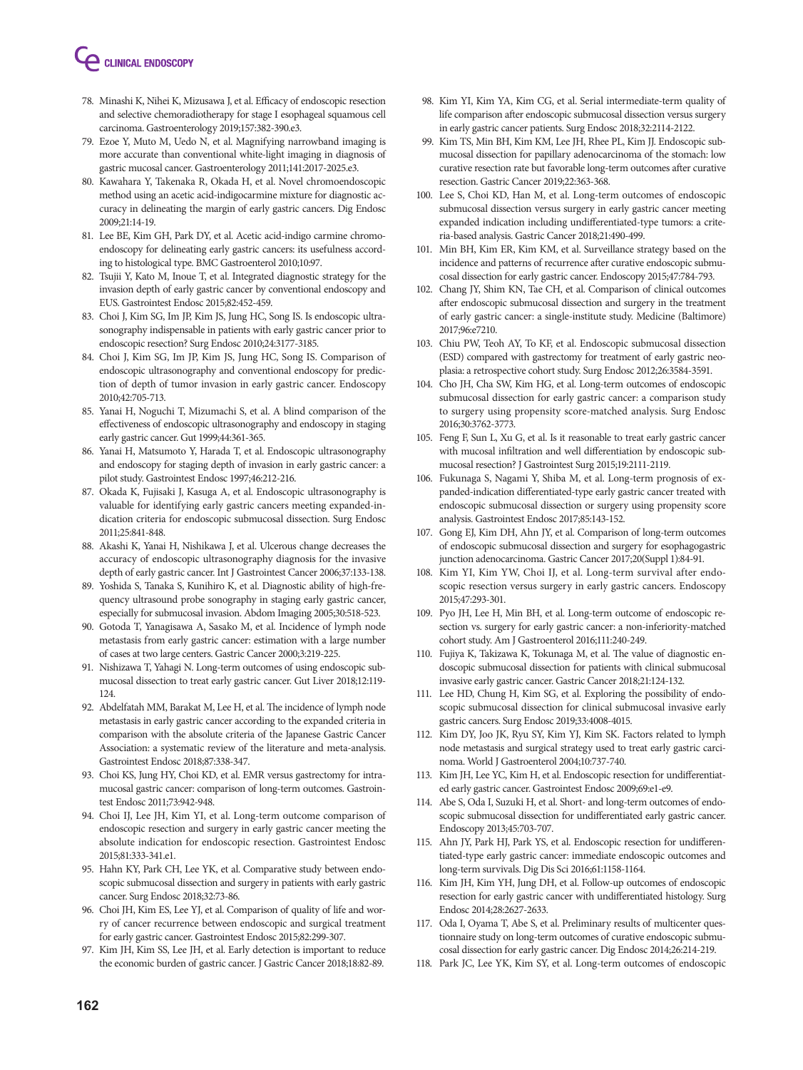78. Minashi K, Nihei K, Mizusawa J, et al. Efficacy of endoscopic resection and selective chemoradiotherapy for stage I esophageal squamous cell carcinoma. Gastroenterology 2019;157:382-390.e3.
79. Ezoe Y, Muto M, Uedo N, et al. Magnifying narrowband imaging is more accurate than conventional white-light imaging in diagnosis of gastric mucosal cancer. Gastroenterology 2011;141:2017-2025.e3.
80. Kawahara Y, Takenaka R, Okada H, et al. Novel chromoendoscopic method using an acetic acid-indigocarmine mixture for diagnostic accuracy in delineating the margin of early gastric cancers. Dig Endosc 2009;21:14-19.
81. Lee BE, Kim GH, Park DY, et al. Acetic acid-indigo carmine chromoendoscopy for delineating early gastric cancers: its usefulness according to histological type. BMC Gastroenterol 2010;10:97.
82. Tsujii Y, Kato M, Inoue T, et al. Integrated diagnostic strategy for the invasion depth of early gastric cancer by conventional endoscopy and EUS. Gastrointest Endosc 2015;82:452-459.
83. Choi J, Kim SG, Im JP, Kim JS, Jung HC, Song IS. Is endoscopic ultrasonography indispensable in patients with early gastric cancer prior to endoscopic resection? Surg Endosc 2010;24:3177-3185.
84. Choi J, Kim SG, Im JP, Kim JS, Jung HC, Song IS. Comparison of endoscopic ultrasonography and conventional endoscopy for prediction of depth of tumor invasion in early gastric cancer. Endoscopy 2010;42:705-713.
85. Yanai H, Noguchi T, Mizumachi S, et al. A blind comparison of the effectiveness of endoscopic ultrasonography and endoscopy in staging early gastric cancer. Gut 1999;44:361-365.
86. Yanai H, Matsumoto Y, Harada T, et al. Endoscopic ultrasonography and endoscopy for staging depth of invasion in early gastric cancer: a pilot study. Gastrointest Endosc 1997;46:212-216.
87. Okada K, Fujisaki J, Kasuga A, et al. Endoscopic ultrasonography is valuable for identifying early gastric cancers meeting expanded-indication criteria for endoscopic submucosal dissection. Surg Endosc 2011;25:841-848.
88. Akashi K, Yanai H, Nishikawa J, et al. Ulcerous change decreases the accuracy of endoscopic ultrasonography diagnosis for the invasive depth of early gastric cancer. Int J Gastrointest Cancer 2006;37:133-138.
89. Yoshida S, Tanaka S, Kunihiro K, et al. Diagnostic ability of high-frequency ultrasound probe sonography in staging early gastric cancer, especially for submucosal invasion. Abdom Imaging 2005;30:518-523.
90. Gotoda T, Yanagisawa A, Sasako M, et al. Incidence of lymph node metastasis from early gastric cancer: estimation with a large number of cases at two large centers. Gastric Cancer 2000;3:219-225.
91. Nishizawa T, Yahagi N. Long-term outcomes of using endoscopic submucosal dissection to treat early gastric cancer. Gut Liver 2018;12:119-124.
92. Abdelfatah MM, Barakat M, Lee H, et al. The incidence of lymph node metastasis in early gastric cancer according to the expanded criteria in comparison with the absolute criteria of the Japanese Gastric Cancer Association: a systematic review of the literature and meta-analysis. Gastrointest Endosc 2018;87:338-347.
93. Choi KS, Jung HY, Choi KD, et al. EMR versus gastrectomy for intramucosal gastric cancer: comparison of long-term outcomes. Gastrointest Endosc 2011;73:942-948.
94. Choi IJ, Lee JH, Kim YI, et al. Long-term outcome comparison of endoscopic resection and surgery in early gastric cancer meeting the absolute indication for endoscopic resection. Gastrointest Endosc 2015;81:333-341.e1.
95. Hahn KY, Park CH, Lee YK, et al. Comparative study between endoscopic submucosal dissection and surgery in patients with early gastric cancer. Surg Endosc 2018;32:73-86.
96. Choi JH, Kim ES, Lee YJ, et al. Comparison of quality of life and worry of cancer recurrence between endoscopic and surgical treatment for early gastric cancer. Gastrointest Endosc 2015;82:299-307.
97. Kim JH, Kim SS, Lee JH, et al. Early detection is important to reduce the economic burden of gastric cancer. J Gastric Cancer 2018;18:82-89.
98. Kim YI, Kim YA, Kim CG, et al. Serial intermediate-term quality of life comparison after endoscopic submucosal dissection versus surgery in early gastric cancer patients. Surg Endosc 2018;32:2114-2122.
99. Kim TS, Min BH, Kim KM, Lee JH, Rhee PL, Kim JJ. Endoscopic submucosal dissection for papillary adenocarcinoma of the stomach: low curative resection rate but favorable long-term outcomes after curative resection. Gastric Cancer 2019;22:363-368.
100. Lee S, Choi KD, Han M, et al. Long-term outcomes of endoscopic submucosal dissection versus surgery in early gastric cancer meeting expanded indication including undifferentiated-type tumors: a criteria-based analysis. Gastric Cancer 2018;21:490-499.
101. Min BH, Kim ER, Kim KM, et al. Surveillance strategy based on the incidence and patterns of recurrence after curative endoscopic submucosal dissection for early gastric cancer. Endoscopy 2015;47:784-793.
102. Chang JY, Shim KN, Tae CH, et al. Comparison of clinical outcomes after endoscopic submucosal dissection and surgery in the treatment of early gastric cancer: a single-institute study. Medicine (Baltimore) 2017;96:e7210.
103. Chiu PW, Teoh AY, To KF, et al. Endoscopic submucosal dissection (ESD) compared with gastrectomy for treatment of early gastric neoplasia: a retrospective cohort study. Surg Endosc 2012;26:3584-3591.
104. Cho JH, Cha SW, Kim HG, et al. Long-term outcomes of endoscopic submucosal dissection for early gastric cancer: a comparison study to surgery using propensity score-matched analysis. Surg Endosc 2016;30:3762-3773.
105. Feng F, Sun L, Xu G, et al. Is it reasonable to treat early gastric cancer with mucosal infiltration and well differentiation by endoscopic submucosal resection? J Gastrointest Surg 2015;19:2111-2119.
106. Fukunaga S, Nagami Y, Shiba M, et al. Long-term prognosis of expanded-indication differentiated-type early gastric cancer treated with endoscopic submucosal dissection or surgery using propensity score analysis. Gastrointest Endosc 2017;85:143-152.
107. Gong EJ, Kim DH, Ahn JY, et al. Comparison of long-term outcomes of endoscopic submucosal dissection and surgery for esophagogastric junction adenocarcinoma. Gastric Cancer 2017;20(Suppl 1):84-91.
108. Kim YI, Kim YW, Choi IJ, et al. Long-term survival after endoscopic resection versus surgery in early gastric cancers. Endoscopy 2015;47:293-301.
109. Pyo JH, Lee H, Min BH, et al. Long-term outcome of endoscopic resection vs. surgery for early gastric cancer: a non-inferiority-matched cohort study. Am J Gastroenterol 2016;111:240-249.
110. Fujiya K, Takizawa K, Tokunaga M, et al. The value of diagnostic endoscopic submucosal dissection for patients with clinical submucosal invasive early gastric cancer. Gastric Cancer 2018;21:124-132.
111. Lee HD, Chung H, Kim SG, et al. Exploring the possibility of endoscopic submucosal dissection for clinical submucosal invasive early gastric cancers. Surg Endosc 2019;33:4008-4015.
112. Kim DY, Joo JK, Ryu SY, Kim YJ, Kim SK. Factors related to lymph node metastasis and surgical strategy used to treat early gastric carcinoma. World J Gastroenterol 2004;10:737-740.
113. Kim JH, Lee YC, Kim H, et al. Endoscopic resection for undifferentiated early gastric cancer. Gastrointest Endosc 2009;69:e1-e9.
114. Abe S, Oda I, Suzuki H, et al. Short- and long-term outcomes of endoscopic submucosal dissection for undifferentiated early gastric cancer. Endoscopy 2013;45:703-707.
115. Ahn JY, Park HJ, Park YS, et al. Endoscopic resection for undifferentiated-type early gastric cancer: immediate endoscopic outcomes and long-term survivals. Dig Dis Sci 2016;61:1158-1164.
116. Kim JH, Kim YH, Jung DH, et al. Follow-up outcomes of endoscopic resection for early gastric cancer with undifferentiated histology. Surg Endosc 2014;28:2627-2633.
117. Oda I, Oyama T, Abe S, et al. Preliminary results of multicenter questionnaire study on long-term outcomes of curative endoscopic submucosal dissection for early gastric cancer. Dig Endosc 2014;26:214-219.
118. Park JC, Lee YK, Kim SY, et al. Long-term outcomes of endoscopic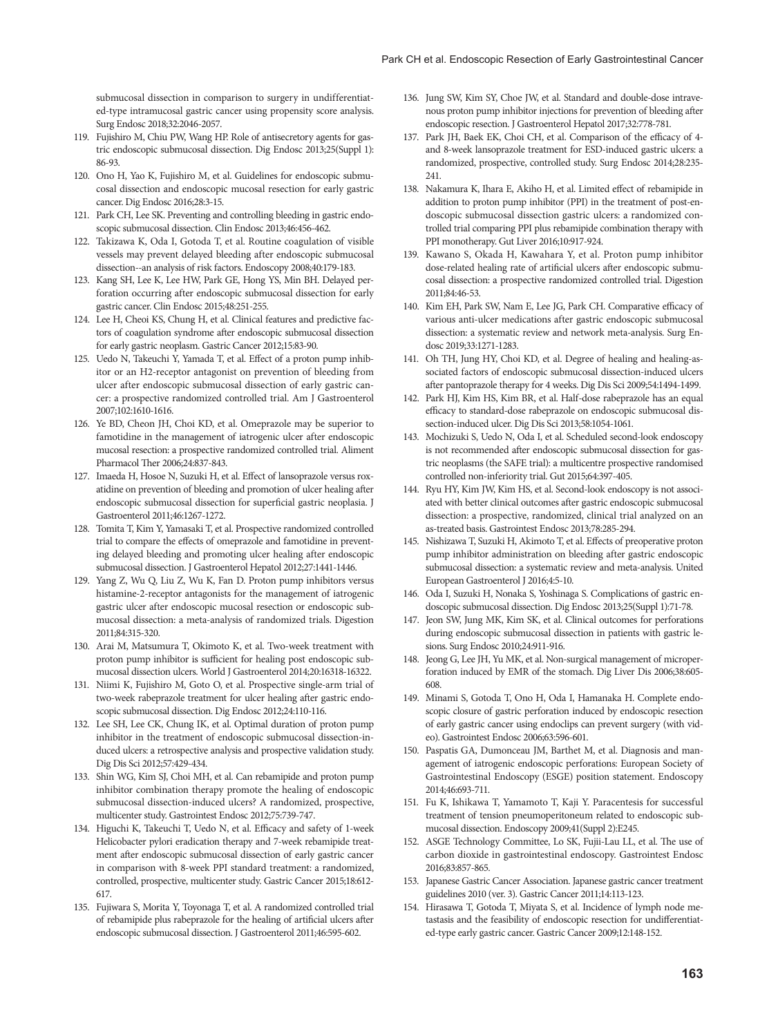submucosal dissection in comparison to surgery in undifferentiated-type intramucosal gastric cancer using propensity score analysis. Surg Endosc 2018;32:2046-2057.

119. Fujishiro M, Chiu PW, Wang HP. Role of antisecretory agents for gastric endoscopic submucosal dissection. Dig Endosc 2013;25(Suppl 1):86-93.
120. Ono H, Yao K, Fujishiro M, et al. Guidelines for endoscopic submucosal dissection and endoscopic mucosal resection for early gastric cancer. Dig Endosc 2016;28:3-15.
121. Park CH, Lee SK. Preventing and controlling bleeding in gastric endoscopic submucosal dissection. Clin Endosc 2013;46:456-462.
122. Takizawa K, Oda I, Gotoda T, et al. Routine coagulation of visible vessels may prevent delayed bleeding after endoscopic submucosal dissection--an analysis of risk factors. Endoscopy 2008;40:179-183.
123. Kang SH, Lee K, Lee HW, Park GE, Hong YS, Min BH. Delayed perforation occurring after endoscopic submucosal dissection for early gastric cancer. Clin Endosc 2015;48:251-255.
124. Lee H, Cheoi KS, Chung H, et al. Clinical features and predictive factors of coagulation syndrome after endoscopic submucosal dissection for early gastric neoplasm. Gastric Cancer 2012;15:83-90.
125. Uedo N, Takeuchi Y, Yamada T, et al. Effect of a proton pump inhibitor or an H2-receptor antagonist on prevention of bleeding from ulcer after endoscopic submucosal dissection of early gastric cancer: a prospective randomized controlled trial. Am J Gastroenterol 2007;102:1610-1616.
126. Ye BD, Cheon JH, Choi KD, et al. Omeprazole may be superior to famotidine in the management of iatrogenic ulcer after endoscopic mucosal resection: a prospective randomized controlled trial. Aliment Pharmacol Ther 2006;24:837-843.
127. Imaeda H, Hosoe N, Suzuki H, et al. Effect of lansoprazole versus roxatidine on prevention of bleeding and promotion of ulcer healing after endoscopic submucosal dissection for superficial gastric neoplasia. J Gastroenterol 2011;46:1267-1272.
128. Tomita T, Kim Y, Yamasaki T, et al. Prospective randomized controlled trial to compare the effects of omeprazole and famotidine in preventing delayed bleeding and promoting ulcer healing after endoscopic submucosal dissection. J Gastroenterol Hepatol 2012;27:1441-1446.
129. Yang Z, Wu Q, Liu Z, Wu K, Fan D. Proton pump inhibitors versus histamine-2-receptor antagonists for the management of iatrogenic gastric ulcer after endoscopic mucosal resection or endoscopic submucosal dissection: a meta-analysis of randomized trials. Digestion 2011;84:315-320.
130. Arai M, Matsumura T, Okimoto K, et al. Two-week treatment with proton pump inhibitor is sufficient for healing post endoscopic submucosal dissection ulcers. World J Gastroenterol 2014;20:16318-16322.
131. Niimi K, Fujishiro M, Goto O, et al. Prospective single-arm trial of two-week rabeprazole treatment for ulcer healing after gastric endoscopic submucosal dissection. Dig Endosc 2012;24:110-116.
132. Lee SH, Lee CK, Chung IK, et al. Optimal duration of proton pump inhibitor in the treatment of endoscopic submucosal dissection-induced ulcers: a retrospective analysis and prospective validation study. Dig Dis Sci 2012;57:429-434.
133. Shin WG, Kim SJ, Choi MH, et al. Can rebamipide and proton pump inhibitor combination therapy promote the healing of endoscopic submucosal dissection-induced ulcers? A randomized, prospective, multicenter study. Gastrointest Endosc 2012;75:739-747.
134. Higuchi K, Takeuchi T, Uedo N, et al. Efficacy and safety of 1-week Helicobacter pylori eradication therapy and 7-week rebamipide treatment after endoscopic submucosal dissection of early gastric cancer in comparison with 8-week PPI standard treatment: a randomized, controlled, prospective, multicenter study. Gastric Cancer 2015;18:612-617.
135. Fujiwara S, Morita Y, Toyonaga T, et al. A randomized controlled trial of rebamipide plus rabeprazole for the healing of artificial ulcers after endoscopic submucosal dissection. J Gastroenterol 2011;46:595-602.
136. Jung SW, Kim SY, Choe JW, et al. Standard and double-dose intravenous proton pump inhibitor injections for prevention of bleeding after endoscopic resection. J Gastroenterol Hepatol 2017;32:778-781.
137. Park JH, Baek EK, Choi CH, et al. Comparison of the efficacy of 4- and 8-week lansoprazole treatment for ESD-induced gastric ulcers: a randomized, prospective, controlled study. Surg Endosc 2014;28:235-241.
138. Nakamura K, Ihara E, Akiho H, et al. Limited effect of rebamipide in addition to proton pump inhibitor (PPI) in the treatment of post-endoscopic submucosal dissection gastric ulcers: a randomized controlled trial comparing PPI plus rebamipide combination therapy with PPI monotherapy. Gut Liver 2016;10:917-924.
139. Kawano S, Okada H, Kawahara Y, et al. Proton pump inhibitor dose-related healing rate of artificial ulcers after endoscopic submucosal dissection: a prospective randomized controlled trial. Digestion 2011;84:46-53.
140. Kim EH, Park SW, Nam E, Lee JG, Park CH. Comparative efficacy of various anti-ulcer medications after gastric endoscopic submucosal dissection: a systematic review and network meta-analysis. Surg Endosc 2019;33:1271-1283.
141. Oh TH, Jung HY, Choi KD, et al. Degree of healing and healing-associated factors of endoscopic submucosal dissection-induced ulcers after pantoprazole therapy for 4 weeks. Dig Dis Sci 2009;54:1494-1499.
142. Park HJ, Kim HS, Kim BR, et al. Half-dose rabeprazole has an equal efficacy to standard-dose rabeprazole on endoscopic submucosal dissection-induced ulcer. Dig Dis Sci 2013;58:1054-1061.
143. Mochizuki S, Uedo N, Oda I, et al. Scheduled second-look endoscopy is not recommended after endoscopic submucosal dissection for gastric neoplasms (the SAFE trial): a multicentre prospective randomised controlled non-inferiority trial. Gut 2015;64:397-405.
144. Ryu HY, Kim JW, Kim HS, et al. Second-look endoscopy is not associated with better clinical outcomes after gastric endoscopic submucosal dissection: a prospective, randomized, clinical trial analyzed on an as-treated basis. Gastrointest Endosc 2013;78:285-294.
145. Nishizawa T, Suzuki H, Akimoto T, et al. Effects of preoperative proton pump inhibitor administration on bleeding after gastric endoscopic submucosal dissection: a systematic review and meta-analysis. United European Gastroenterol J 2016;4:5-10.
146. Oda I, Suzuki H, Nonaka S, Yoshinaga S. Complications of gastric endoscopic submucosal dissection. Dig Endosc 2013;25(Suppl 1):71-78.
147. Jeon SW, Jung MK, Kim SK, et al. Clinical outcomes for perforations during endoscopic submucosal dissection in patients with gastric lesions. Surg Endosc 2010;24:911-916.
148. Jeong G, Lee JH, Yu MK, et al. Non-surgical management of microperforation induced by EMR of the stomach. Dig Liver Dis 2006;38:605-608.
149. Minami S, Gotoda T, Ono H, Oda I, Hamanaka H. Complete endoscopic closure of gastric perforation induced by endoscopic resection of early gastric cancer using endoclips can prevent surgery (with video). Gastrointest Endosc 2006;63:596-601.
150. Paspatis GA, Dumonceau JM, Barthet M, et al. Diagnosis and management of iatrogenic endoscopic perforations: European Society of Gastrointestinal Endoscopy (ESGE) position statement. Endoscopy 2014;46:693-711.
151. Fu K, Ishikawa T, Yamamoto T, Kaji Y. Paracentesis for successful treatment of tension pneumoperitoneum related to endoscopic submucosal dissection. Endoscopy 2009;41(Suppl 2):E245.
152. ASGE Technology Committee, Lo SK, Fujii-Lau LL, et al. The use of carbon dioxide in gastrointestinal endoscopy. Gastrointest Endosc 2016;83:857-865.
153. Japanese Gastric Cancer Association. Japanese gastric cancer treatment guidelines 2010 (ver. 3). Gastric Cancer 2011;14:113-123.
154. Hirasawa T, Gotoda T, Miyata S, et al. Incidence of lymph node metastasis and the feasibility of endoscopic resection for undifferentiated-type early gastric cancer. Gastric Cancer 2009;12:148-152.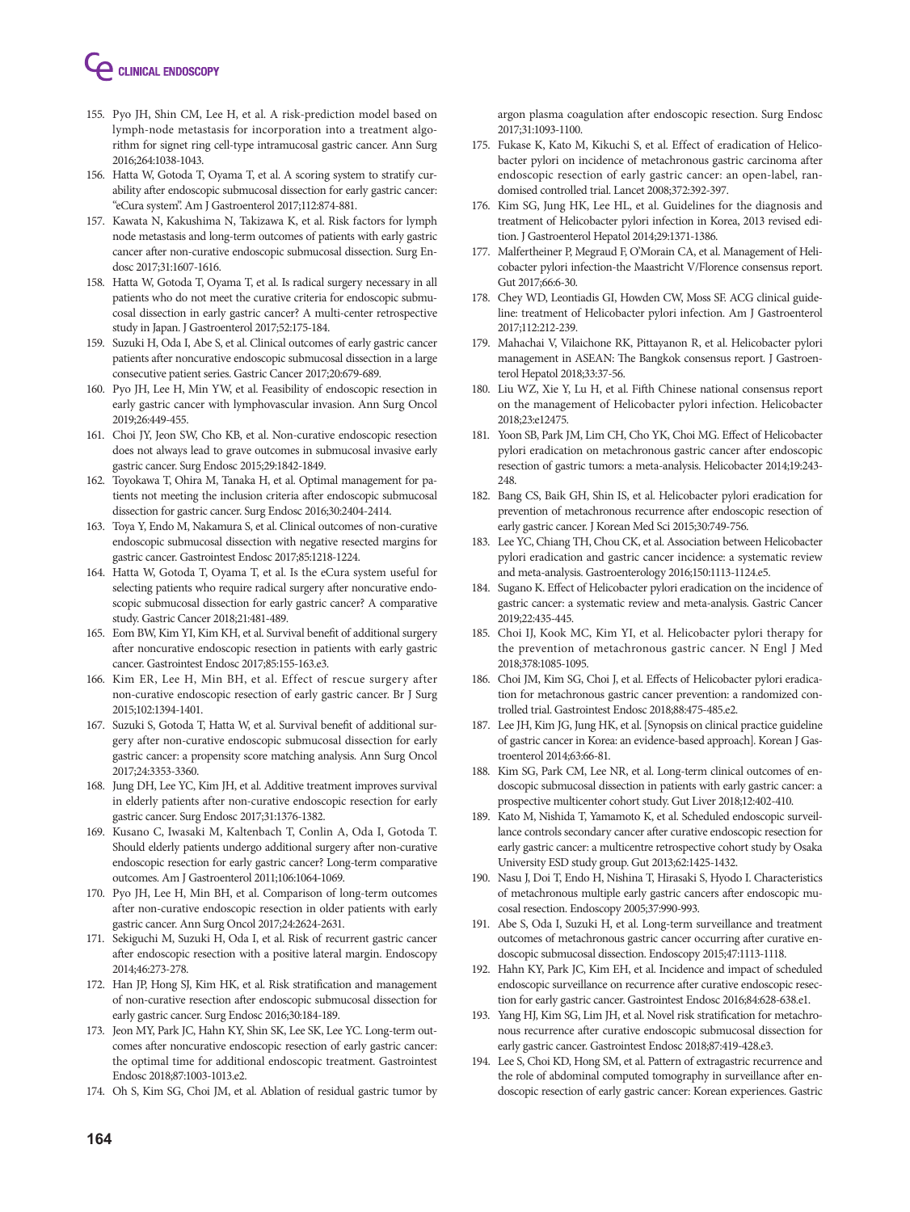155. Pyo JH, Shin CM, Lee H, et al. A risk-prediction model based on lymph-node metastasis for incorporation into a treatment algorithm for signet ring cell-type intramucosal gastric cancer. Ann Surg 2016;264:1038-1043.
156. Hatta W, Gotoda T, Oyama T, et al. A scoring system to stratify curability after endoscopic submucosal dissection for early gastric cancer: "eCura system". Am J Gastroenterol 2017;112:874-881.
157. Kawata N, Kakushima N, Takizawa K, et al. Risk factors for lymph node metastasis and long-term outcomes of patients with early gastric cancer after non-curative endoscopic submucosal dissection. Surg Endosc 2017;31:1607-1616.
158. Hatta W, Gotoda T, Oyama T, et al. Is radical surgery necessary in all patients who do not meet the curative criteria for endoscopic submucosal dissection in early gastric cancer? A multi-center retrospective study in Japan. J Gastroenterol 2017;52:175-184.
159. Suzuki H, Oda I, Abe S, et al. Clinical outcomes of early gastric cancer patients after noncurative endoscopic submucosal dissection in a large consecutive patient series. Gastric Cancer 2017;20:679-689.
160. Pyo JH, Lee H, Min YW, et al. Feasibility of endoscopic resection in early gastric cancer with lymphovascular invasion. Ann Surg Oncol 2019;26:449-455.
161. Choi JY, Jeon SW, Cho KB, et al. Non-curative endoscopic resection does not always lead to grave outcomes in submucosal invasive early gastric cancer. Surg Endosc 2015;29:1842-1849.
162. Toyokawa T, Ohira M, Tanaka H, et al. Optimal management for patients not meeting the inclusion criteria after endoscopic submucosal dissection for gastric cancer. Surg Endosc 2016;30:2404-2414.
163. Toya Y, Endo M, Nakamura S, et al. Clinical outcomes of non-curative endoscopic submucosal dissection with negative resected margins for gastric cancer. Gastrointest Endosc 2017;85:1218-1224.
164. Hatta W, Gotoda T, Oyama T, et al. Is the eCura system useful for selecting patients who require radical surgery after noncurative endoscopic submucosal dissection for early gastric cancer? A comparative study. Gastric Cancer 2018;21:481-489.
165. Eom BW, Kim YI, Kim KH, et al. Survival benefit of additional surgery after noncurative endoscopic resection in patients with early gastric cancer. Gastrointest Endosc 2017;85:155-163.e3.
166. Kim ER, Lee H, Min BH, et al. Effect of rescue surgery after non-curative endoscopic resection of early gastric cancer. Br J Surg 2015;102:1394-1401.
167. Suzuki S, Gotoda T, Hatta W, et al. Survival benefit of additional surgery after non-curative endoscopic submucosal dissection for early gastric cancer: a propensity score matching analysis. Ann Surg Oncol 2017;24:3353-3360.
168. Jung DH, Lee YC, Kim JH, et al. Additive treatment improves survival in elderly patients after non-curative endoscopic resection for early gastric cancer. Surg Endosc 2017;31:1376-1382.
169. Kusano C, Iwasaki M, Kaltenbach T, Conlin A, Oda I, Gotoda T. Should elderly patients undergo additional surgery after non-curative endoscopic resection for early gastric cancer? Long-term comparative outcomes. Am J Gastroenterol 2011;106:1064-1069.
170. Pyo JH, Lee H, Min BH, et al. Comparison of long-term outcomes after non-curative endoscopic resection in older patients with early gastric cancer. Ann Surg Oncol 2017;24:2624-2631.
171. Sekiguchi M, Suzuki H, Oda I, et al. Risk of recurrent gastric cancer after endoscopic resection with a positive lateral margin. Endoscopy 2014;46:273-278.
172. Han JP, Hong SJ, Kim HK, et al. Risk stratification and management of non-curative resection after endoscopic submucosal dissection for early gastric cancer. Surg Endosc 2016;30:184-189.
173. Jeon MY, Park JC, Hahn KY, Shin SK, Lee SK, Lee YC. Long-term outcomes after noncurative endoscopic resection of early gastric cancer: the optimal time for additional endoscopic treatment. Gastrointest Endosc 2018;87:1003-1013.e2.
174. Oh S, Kim SG, Choi JM, et al. Ablation of residual gastric tumor by argon plasma coagulation after endoscopic resection. Surg Endosc 2017;31:1093-1100.
175. Fukase K, Kato M, Kikuchi S, et al. Effect of eradication of Helicobacter pylori on incidence of metachronous gastric carcinoma after endoscopic resection of early gastric cancer: an open-label, randomised controlled trial. Lancet 2008;372:392-397.
176. Kim SG, Jung HK, Lee HL, et al. Guidelines for the diagnosis and treatment of Helicobacter pylori infection in Korea, 2013 revised edition. J Gastroenterol Hepatol 2014;29:1371-1386.
177. Malfertheiner P, Megraud F, O'Morain CA, et al. Management of Helicobacter pylori infection-the Maastricht V/Florence consensus report. Gut 2017;66:6-30.
178. Chey WD, Leontiadis GI, Howden CW, Moss SF. ACG clinical guideline: treatment of Helicobacter pylori infection. Am J Gastroenterol 2017;112:212-239.
179. Mahachai V, Vilaichone RK, Pittayanon R, et al. Helicobacter pylori management in ASEAN: The Bangkok consensus report. J Gastroenterol Hepatol 2018;33:37-56.
180. Liu WZ, Xie Y, Lu H, et al. Fifth Chinese national consensus report on the management of Helicobacter pylori infection. Helicobacter 2018;23:e12475.
181. Yoon SB, Park JM, Lim CH, Cho YK, Choi MG. Effect of Helicobacter pylori eradication on metachronous gastric cancer after endoscopic resection of gastric tumors: a meta-analysis. Helicobacter 2014;19:243-248.
182. Bang CS, Baik GH, Shin IS, et al. Helicobacter pylori eradication for prevention of metachronous recurrence after endoscopic resection of early gastric cancer. J Korean Med Sci 2015;30:749-756.
183. Lee YC, Chiang TH, Chou CK, et al. Association between Helicobacter pylori eradication and gastric cancer incidence: a systematic review and meta-analysis. Gastroenterology 2016;150:1113-1124.e5.
184. Sugano K. Effect of Helicobacter pylori eradication on the incidence of gastric cancer: a systematic review and meta-analysis. Gastric Cancer 2019;22:435-445.
185. Choi IJ, Kook MC, Kim YI, et al. Helicobacter pylori therapy for the prevention of metachronous gastric cancer. N Engl J Med 2018;378:1085-1095.
186. Choi JM, Kim SG, Choi J, et al. Effects of Helicobacter pylori eradication for metachronous gastric cancer prevention: a randomized controlled trial. Gastrointest Endosc 2018;88:475-485.e2.
187. Lee JH, Kim JG, Jung HK, et al. [Synopsis on clinical practice guideline of gastric cancer in Korea: an evidence-based approach]. Korean J Gastroenterol 2014;63:66-81.
188. Kim SG, Park CM, Lee NR, et al. Long-term clinical outcomes of endoscopic submucosal dissection in patients with early gastric cancer: a prospective multicenter cohort study. Gut Liver 2018;12:402-410.
189. Kato M, Nishida T, Yamamoto K, et al. Scheduled endoscopic surveillance controls secondary cancer after curative endoscopic resection for early gastric cancer: a multicentre retrospective cohort study by Osaka University ESD study group. Gut 2013;62:1425-1432.
190. Nasu J, Doi T, Endo H, Nishina T, Hirasaki S, Hyodo I. Characteristics of metachronous multiple early gastric cancers after endoscopic mucosal resection. Endoscopy 2005;37:990-993.
191. Abe S, Oda I, Suzuki H, et al. Long-term surveillance and treatment outcomes of metachronous gastric cancer occurring after curative endoscopic submucosal dissection. Endoscopy 2015;47:1113-1118.
192. Hahn KY, Park JC, Kim EH, et al. Incidence and impact of scheduled endoscopic surveillance on recurrence after curative endoscopic resection for early gastric cancer. Gastrointest Endosc 2016;84:628-638.e1.
193. Yang HJ, Kim SG, Lim JH, et al. Novel risk stratification for metachronous recurrence after curative endoscopic submucosal dissection for early gastric cancer. Gastrointest Endosc 2018;87:419-428.e3.
194. Lee S, Choi KD, Hong SM, et al. Pattern of extragastric recurrence and the role of abdominal computed tomography in surveillance after endoscopic resection of early gastric cancer: Korean experiences. Gastric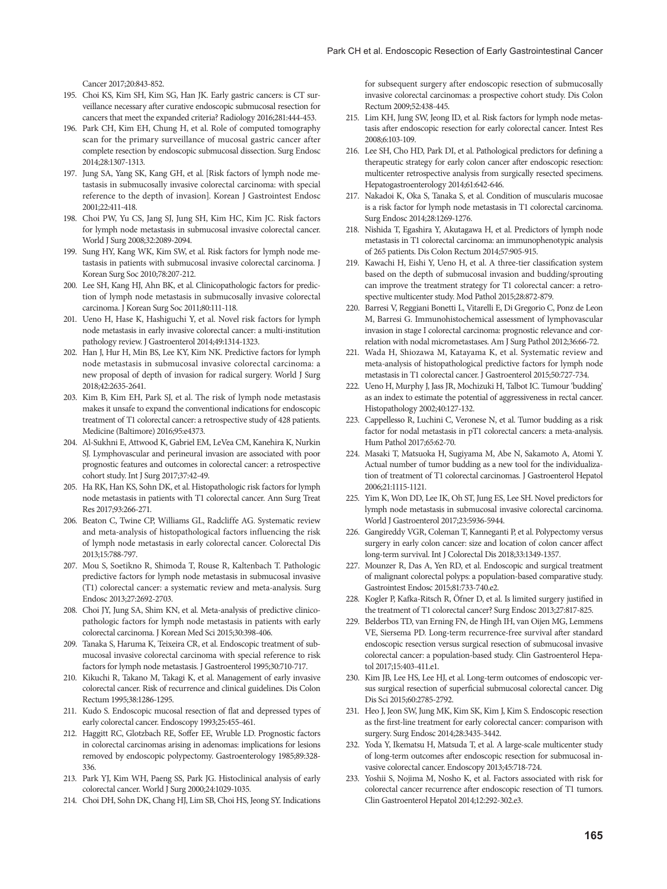Cancer 2017;20:843-852.

195. Choi KS, Kim SH, Kim SG, Han JK. Early gastric cancers: is CT surveillance necessary after curative endoscopic submucosal resection for cancers that meet the expanded criteria? Radiology 2016;281:444-453.
196. Park CH, Kim EH, Chung H, et al. Role of computed tomography scan for the primary surveillance of mucosal gastric cancer after complete resection by endoscopic submucosal dissection. Surg Endosc 2014;28:1307-1313.
197. Jung SA, Yang SK, Kang GH, et al. [Risk factors of lymph node metastasis in submucosally invasive colorectal carcinoma: with special reference to the depth of invasion]. Korean J Gastrointest Endosc 2001;22:411-418.
198. Choi PW, Yu CS, Jang SJ, Jung SH, Kim HC, Kim JC. Risk factors for lymph node metastasis in submucosal invasive colorectal cancer. World J Surg 2008;32:2089-2094.
199. Sung HY, Kang WK, Kim SW, et al. Risk factors for lymph node metastasis in patients with submucosal invasive colorectal carcinoma. J Korean Surg Soc 2010;78:207-212.
200. Lee SH, Kang HJ, Ahn BK, et al. Clinicopathologic factors for prediction of lymph node metastasis in submucosally invasive colorectal carcinoma. J Korean Surg Soc 2011;80:111-118.
201. Ueno H, Hase K, Hashiguchi Y, et al. Novel risk factors for lymph node metastasis in early invasive colorectal cancer: a multi-institution pathology review. J Gastroenterol 2014;49:1314-1323.
202. Han J, Hur H, Min BS, Lee KY, Kim NK. Predictive factors for lymph node metastasis in submucosal invasive colorectal carcinoma: a new proposal of depth of invasion for radical surgery. World J Surg 2018;42:2635-2641.
203. Kim B, Kim EH, Park SJ, et al. The risk of lymph node metastasis makes it unsafe to expand the conventional indications for endoscopic treatment of T1 colorectal cancer: a retrospective study of 428 patients. Medicine (Baltimore) 2016;95:e4373.
204. Al-Sukhni E, Attwood K, Gabriel EM, LeVea CM, Kanehira K, Nurkin SJ. Lymphovascular and perineural invasion are associated with poor prognostic features and outcomes in colorectal cancer: a retrospective cohort study. Int J Surg 2017;37:42-49.
205. Ha RK, Han KS, Sohn DK, et al. Histopathologic risk factors for lymph node metastasis in patients with T1 colorectal cancer. Ann Surg Treat Res 2017;93:266-271.
206. Beaton C, Twine CP, Williams GL, Radcliffe AG. Systematic review and meta-analysis of histopathological factors influencing the risk of lymph node metastasis in early colorectal cancer. Colorectal Dis 2013;15:788-797.
207. Mou S, Soetikno R, Shimoda T, Rouse R, Kaltenbach T. Pathologic predictive factors for lymph node metastasis in submucosal invasive (T1) colorectal cancer: a systematic review and meta-analysis. Surg Endosc 2013;27:2692-2703.
208. Choi JY, Jung SA, Shim KN, et al. Meta-analysis of predictive clinicopathologic factors for lymph node metastasis in patients with early colorectal carcinoma. J Korean Med Sci 2015;30:398-406.
209. Tanaka S, Haruma K, Teixeira CR, et al. Endoscopic treatment of submucosal invasive colorectal carcinoma with special reference to risk factors for lymph node metastasis. J Gastroenterol 1995;30:710-717.
210. Kikuchi R, Takano M, Takagi K, et al. Management of early invasive colorectal cancer. Risk of recurrence and clinical guidelines. Dis Colon Rectum 1995;38:1286-1295.
211. Kudo S. Endoscopic mucosal resection of flat and depressed types of early colorectal cancer. Endoscopy 1993;25:455-461.
212. Haggitt RC, Glotzbach RE, Soffer EE, Wruble LD. Prognostic factors in colorectal carcinomas arising in adenomas: implications for lesions removed by endoscopic polypectomy. Gastroenterology 1985;89:328-336.
213. Park YJ, Kim WH, Paeng SS, Park JG. Histoclinical analysis of early colorectal cancer. World J Surg 2000;24:1029-1035.
214. Choi DH, Sohn DK, Chang HJ, Lim SB, Choi HS, Jeong SY. Indications for subsequent surgery after endoscopic resection of submucosally invasive colorectal carcinomas: a prospective cohort study. Dis Colon Rectum 2009;52:438-445.
215. Lim KH, Jung SW, Jeong ID, et al. Risk factors for lymph node metastasis after endoscopic resection for early colorectal cancer. Intest Res 2008;6:103-109.
216. Lee SH, Cho HD, Park DI, et al. Pathological predictors for defining a therapeutic strategy for early colon cancer after endoscopic resection: multicenter retrospective analysis from surgically resected specimens. Hepatogastroenterology 2014;61:642-646.
217. Nakadoi K, Oka S, Tanaka S, et al. Condition of muscularis mucosae is a risk factor for lymph node metastasis in T1 colorectal carcinoma. Surg Endosc 2014;28:1269-1276.
218. Nishida T, Egashira Y, Akutagawa H, et al. Predictors of lymph node metastasis in T1 colorectal carcinoma: an immunophenotypic analysis of 265 patients. Dis Colon Rectum 2014;57:905-915.
219. Kawachi H, Eishi Y, Ueno H, et al. A three-tier classification system based on the depth of submucosal invasion and budding/sprouting can improve the treatment strategy for T1 colorectal cancer: a retrospective multicenter study. Mod Pathol 2015;28:872-879.
220. Barresi V, Reggiani Bonetti L, Vitarelli E, Di Gregorio C, Ponz de Leon M, Barresi G. Immunohistochemical assessment of lymphovascular invasion in stage I colorectal carcinoma: prognostic relevance and correlation with nodal micrometastases. Am J Surg Pathol 2012;36:66-72.
221. Wada H, Shiozawa M, Katayama K, et al. Systematic review and meta-analysis of histopathological predictive factors for lymph node metastasis in T1 colorectal cancer. J Gastroenterol 2015;50:727-734.
222. Ueno H, Murphy J, Jass JR, Mochizuki H, Talbot IC. Tumour 'budding' as an index to estimate the potential of aggressiveness in rectal cancer. Histopathology 2002;40:127-132.
223. Cappellesso R, Luchini C, Veronese N, et al. Tumor budding as a risk factor for nodal metastasis in pT1 colorectal cancers: a meta-analysis. Hum Pathol 2017;65:62-70.
224. Masaki T, Matsuoka H, Sugiyama M, Abe N, Sakamoto A, Atomi Y. Actual number of tumor budding as a new tool for the individualization of treatment of T1 colorectal carcinomas. J Gastroenterol Hepatol 2006;21:1115-1121.
225. Yim K, Won DD, Lee IK, Oh ST, Jung ES, Lee SH. Novel predictors for lymph node metastasis in submucosal invasive colorectal carcinoma. World J Gastroenterol 2017;23:5936-5944.
226. Gangireddy VGR, Coleman T, Kanneganti P, et al. Polypectomy versus surgery in early colon cancer: size and location of colon cancer affect long-term survival. Int J Colorectal Dis 2018;33:1349-1357.
227. Mounzer R, Das A, Yen RD, et al. Endoscopic and surgical treatment of malignant colorectal polyps: a population-based comparative study. Gastrointest Endosc 2015;81:733-740.e2.
228. Kogler P, Kafka-Ritsch R, Öfner D, et al. Is limited surgery justified in the treatment of T1 colorectal cancer? Surg Endosc 2013;27:817-825.
229. Belderbos TD, van Erning FN, de Hingh IH, van Oijen MG, Lemmens VE, Siersema PD. Long-term recurrence-free survival after standard endoscopic resection versus surgical resection of submucosal invasive colorectal cancer: a population-based study. Clin Gastroenterol Hepatol 2017;15:403-411.e1.
230. Kim JB, Lee HS, Lee HJ, et al. Long-term outcomes of endoscopic versus surgical resection of superficial submucosal colorectal cancer. Dig Dis Sci 2015;60:2785-2792.
231. Heo J, Jeon SW, Jung MK, Kim SK, Kim J, Kim S. Endoscopic resection as the first-line treatment for early colorectal cancer: comparison with surgery. Surg Endosc 2014;28:3435-3442.
232. Yoda Y, Ikematsu H, Matsuda T, et al. A large-scale multicenter study of long-term outcomes after endoscopic resection for submucosal invasive colorectal cancer. Endoscopy 2013;45:718-724.
233. Yoshii S, Nojima M, Nosho K, et al. Factors associated with risk for colorectal cancer recurrence after endoscopic resection of T1 tumors. Clin Gastroenterol Hepatol 2014;12:292-302.e3.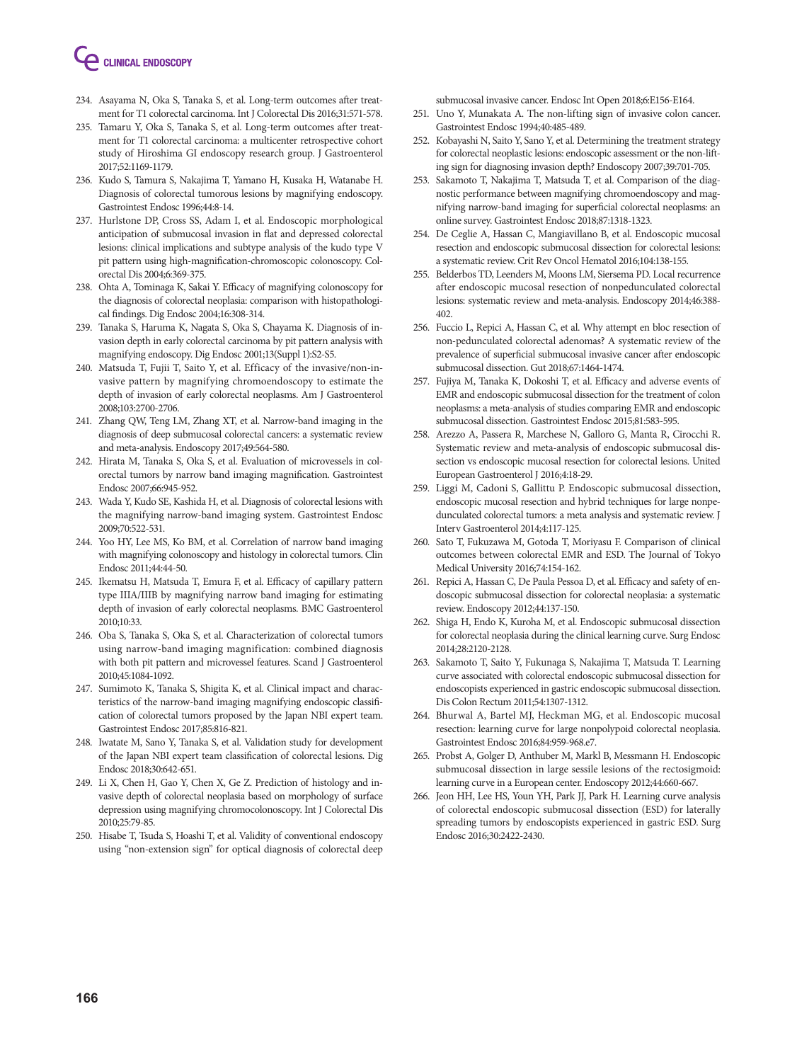234. Asayama N, Oka S, Tanaka S, et al. Long-term outcomes after treatment for T1 colorectal carcinoma. Int J Colorectal Dis 2016;31:571-578.
235. Tamaru Y, Oka S, Tanaka S, et al. Long-term outcomes after treatment for T1 colorectal carcinoma: a multicenter retrospective cohort study of Hiroshima GI endoscopy research group. J Gastroenterol 2017;52:1169-1179.
236. Kudo S, Tamura S, Nakajima T, Yamano H, Kusaka H, Watanabe H. Diagnosis of colorectal tumorous lesions by magnifying endoscopy. Gastrointest Endosc 1996;44:8-14.
237. Hurlstone DP, Cross SS, Adam I, et al. Endoscopic morphological anticipation of submucosal invasion in flat and depressed colorectal lesions: clinical implications and subtype analysis of the kudo type V pit pattern using high-magnification-chromoscopic colonoscopy. Colorectal Dis 2004;6:369-375.
238. Ohta A, Tominaga K, Sakai Y. Efficacy of magnifying colonoscopy for the diagnosis of colorectal neoplasia: comparison with histopathological findings. Dig Endosc 2004;16:308-314.
239. Tanaka S, Haruma K, Nagata S, Oka S, Chayama K. Diagnosis of invasion depth in early colorectal carcinoma by pit pattern analysis with magnifying endoscopy. Dig Endosc 2001;13(Suppl 1):S2-S5.
240. Matsuda T, Fujii T, Saito Y, et al. Efficacy of the invasive/non-invasive pattern by magnifying chromoendoscopy to estimate the depth of invasion of early colorectal neoplasms. Am J Gastroenterol 2008;103:2700-2706.
241. Zhang QW, Teng LM, Zhang XT, et al. Narrow-band imaging in the diagnosis of deep submucosal colorectal cancers: a systematic review and meta-analysis. Endoscopy 2017;49:564-580.
242. Hirata M, Tanaka S, Oka S, et al. Evaluation of microvessels in colorectal tumors by narrow band imaging magnification. Gastrointest Endosc 2007;66:945-952.
243. Wada Y, Kudo SE, Kashida H, et al. Diagnosis of colorectal lesions with the magnifying narrow-band imaging system. Gastrointest Endosc 2009;70:522-531.
244. Yoo HY, Lee MS, Ko BM, et al. Correlation of narrow band imaging with magnifying colonoscopy and histology in colorectal tumors. Clin Endosc 2011;44:44-50.
245. Ikematsu H, Matsuda T, Emura F, et al. Efficacy of capillary pattern type IIIA/IIIB by magnifying narrow band imaging for estimating depth of invasion of early colorectal neoplasms. BMC Gastroenterol 2010;10:33.
246. Oba S, Tanaka S, Oka S, et al. Characterization of colorectal tumors using narrow-band imaging magnification: combined diagnosis with both pit pattern and microvessel features. Scand J Gastroenterol 2010;45:1084-1092.
247. Sumimoto K, Tanaka S, Shigita K, et al. Clinical impact and characteristics of the narrow-band imaging magnifying endoscopic classification of colorectal tumors proposed by the Japan NBI expert team. Gastrointest Endosc 2017;85:816-821.
248. Iwatate M, Sano Y, Tanaka S, et al. Validation study for development of the Japan NBI expert team classification of colorectal lesions. Dig Endosc 2018;30:642-651.
249. Li X, Chen H, Gao Y, Chen X, Ge Z. Prediction of histology and invasive depth of colorectal neoplasia based on morphology of surface depression using magnifying chromocolonoscopy. Int J Colorectal Dis 2010;25:79-85.
250. Hisabe T, Tsuda S, Hoashi T, et al. Validity of conventional endoscopy using "non-extension sign" for optical diagnosis of colorectal deep submucosal invasive cancer. Endosc Int Open 2018;6:E156-E164.
251. Uno Y, Munakata A. The non-lifting sign of invasive colon cancer. Gastrointest Endosc 1994;40:485-489.
252. Kobayashi N, Saito Y, Sano Y, et al. Determining the treatment strategy for colorectal neoplastic lesions: endoscopic assessment or the non-lifting sign for diagnosing invasion depth? Endoscopy 2007;39:701-705.
253. Sakamoto T, Nakajima T, Matsuda T, et al. Comparison of the diagnostic performance between magnifying chromoendoscopy and magnifying narrow-band imaging for superficial colorectal neoplasms: an online survey. Gastrointest Endosc 2018;87:1318-1323.
254. De Ceglie A, Hassan C, Mangiavillano B, et al. Endoscopic mucosal resection and endoscopic submucosal dissection for colorectal lesions: a systematic review. Crit Rev Oncol Hematol 2016;104:138-155.
255. Belderbos TD, Leenders M, Moons LM, Siersema PD. Local recurrence after endoscopic mucosal resection of nonpedunculated colorectal lesions: systematic review and meta-analysis. Endoscopy 2014;46:388-402.
256. Fuccio L, Repici A, Hassan C, et al. Why attempt en bloc resection of non-pedunculated colorectal adenomas? A systematic review of the prevalence of superficial submucosal invasive cancer after endoscopic submucosal dissection. Gut 2018;67:1464-1474.
257. Fujiya M, Tanaka K, Dokoshi T, et al. Efficacy and adverse events of EMR and endoscopic submucosal dissection for the treatment of colon neoplasms: a meta-analysis of studies comparing EMR and endoscopic submucosal dissection. Gastrointest Endosc 2015;81:583-595.
258. Arezzo A, Passera R, Marchese N, Galloro G, Manta R, Cirocchi R. Systematic review and meta-analysis of endoscopic submucosal dissection vs endoscopic mucosal resection for colorectal lesions. United European Gastroenterol J 2016;4:18-29.
259. Liggi M, Cadoni S, Gallittu P. Endoscopic submucosal dissection, endoscopic mucosal resection and hybrid techniques for large nonpedunculated colorectal tumors: a meta analysis and systematic review. J Interv Gastroenterol 2014;4:117-125.
260. Sato T, Fukuzawa M, Gotoda T, Moriyasu F. Comparison of clinical outcomes between colorectal EMR and ESD. The Journal of Tokyo Medical University 2016;74:154-162.
261. Repici A, Hassan C, De Paula Pessoa D, et al. Efficacy and safety of endoscopic submucosal dissection for colorectal neoplasia: a systematic review. Endoscopy 2012;44:137-150.
262. Shiga H, Endo K, Kuroha M, et al. Endoscopic submucosal dissection for colorectal neoplasia during the clinical learning curve. Surg Endosc 2014;28:2120-2128.
263. Sakamoto T, Saito Y, Fukunaga S, Nakajima T, Matsuda T. Learning curve associated with colorectal endoscopic submucosal dissection for endoscopists experienced in gastric endoscopic submucosal dissection. Dis Colon Rectum 2011;54:1307-1312.
264. Bhurwal A, Bartel MJ, Heckman MG, et al. Endoscopic mucosal resection: learning curve for large nonpolypoid colorectal neoplasia. Gastrointest Endosc 2016;84:959-968.e7.
265. Probst A, Golger D, Anthuber M, Markl B, Messmann H. Endoscopic submucosal dissection in large sessile lesions of the rectosigmoid: learning curve in a European center. Endoscopy 2012;44:660-667.
266. Jeon HH, Lee HS, Youn YH, Park JJ, Park H. Learning curve analysis of colorectal endoscopic submucosal dissection (ESD) for laterally spreading tumors by endoscopists experienced in gastric ESD. Surg Endosc 2016;30:2422-2430.